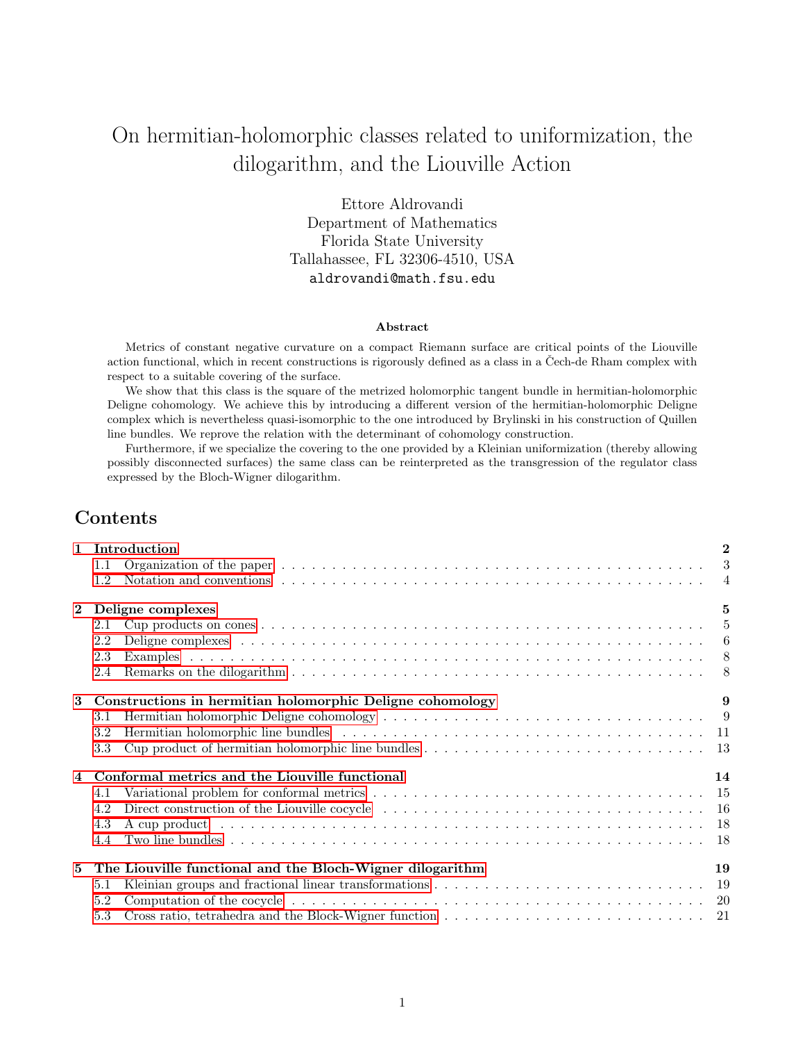# On hermitian-holomorphic classes related to uniformization, the dilogarithm, and the Liouville Action

Ettore Aldrovandi
Department of Mathematics
Florida State University
Tallahassee, FL 32306-4510, USA
aldrovandi@math.fsu.edu

### Abstract

Metrics of constant negative curvature on a compact Riemann surface are critical points of the Liouville action functional, which in recent constructions is rigorously defined as a class in a Čech-de Rham complex with respect to a suitable covering of the surface.

We show that this class is the square of the metrized holomorphic tangent bundle in hermitian-holomorphic Deligne cohomology. We achieve this by introducing a different version of the hermitian-holomorphic Deligne complex which is nevertheless quasi-isomorphic to the one introduced by Brylinski in his construction of Quillen line bundles. We reprove the relation with the determinant of cohomology construction.

Furthermore, if we specialize the covering to the one provided by a Kleinian uniformization (thereby allowing possibly disconnected surfaces) the same class can be reinterpreted as the transgression of the regulator class expressed by the Bloch-Wigner dilogarithm.

## Contents

- **1 Introduction** — 2
  - 1.1 Organization of the paper — 3
  - 1.2 Notation and conventions — 4
- **2 Deligne complexes** — 5
  - 2.1 Cup products on cones — 5
  - 2.2 Deligne complexes — 6
  - 2.3 Examples — 8
  - 2.4 Remarks on the dilogarithm — 8
- **3 Constructions in hermitian holomorphic Deligne cohomology** — 9
  - 3.1 Hermitian holomorphic Deligne cohomology — 9
  - 3.2 Hermitian holomorphic line bundles — 11
  - 3.3 Cup product of hermitian holomorphic line bundles — 13
- **4 Conformal metrics and the Liouville functional** — 14
  - 4.1 Variational problem for conformal metrics — 15
  - 4.2 Direct construction of the Liouville cocycle — 16
  - 4.3 A cup product — 18
  - 4.4 Two line bundles — 18
- **5 The Liouville functional and the Bloch-Wigner dilogarithm** — 19
  - 5.1 Kleinian groups and fractional linear transformations — 19
  - 5.2 Computation of the cocycle — 20
  - 5.3 Cross ratio, tetrahedra and the Block-Wigner function — 21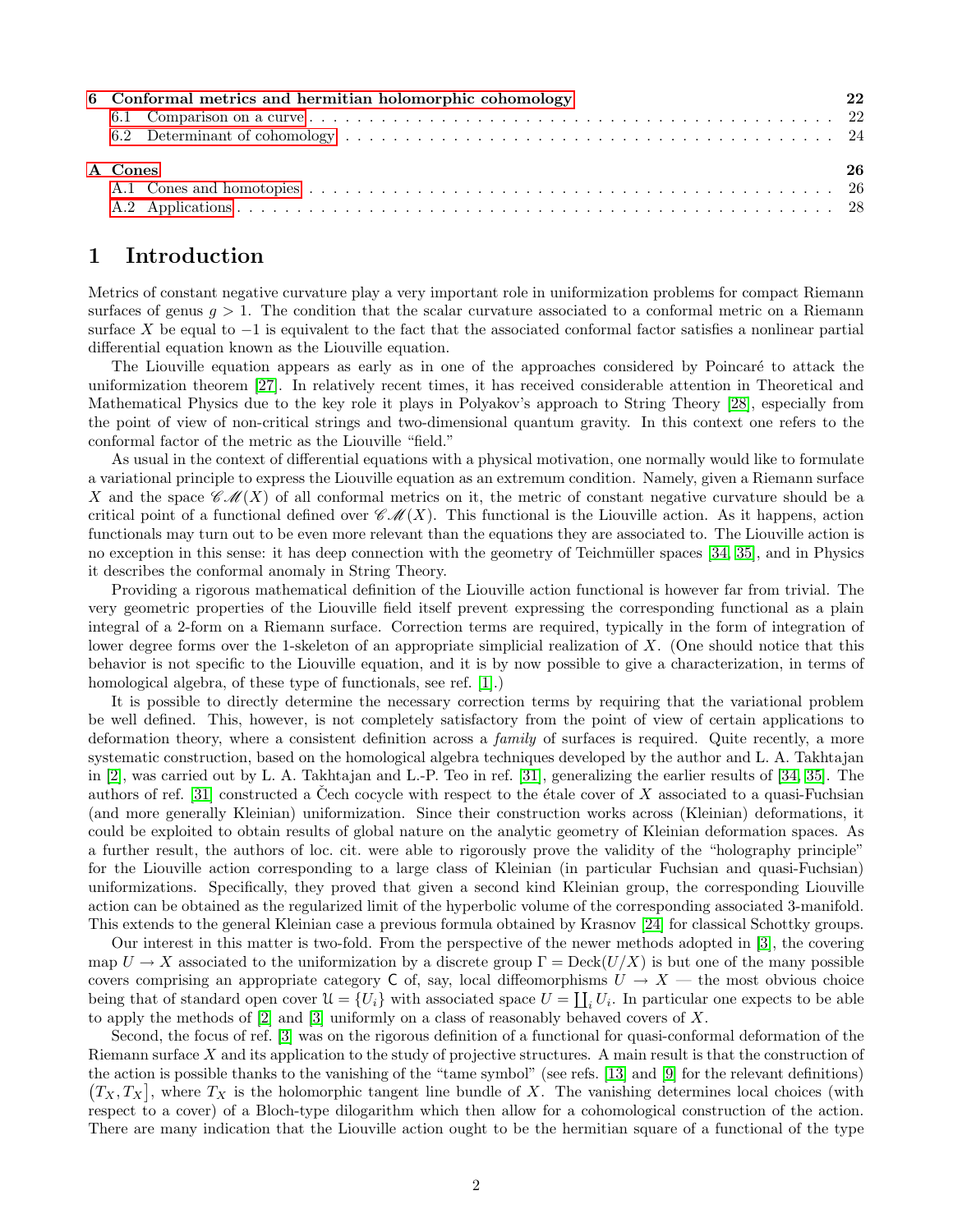6 Conformal metrics and hermitian holomorphic cohomology 22
6.1 Comparison on a curve . . . 22
6.2 Determinant of cohomology . . . 24

A Cones 26
A.1 Cones and homotopies . . . 26
A.2 Applications . . . 28

# 1 Introduction

Metrics of constant negative curvature play a very important role in uniformization problems for compact Riemann surfaces of genus $g > 1$. The condition that the scalar curvature associated to a conformal metric on a Riemann surface $X$ be equal to $-1$ is equivalent to the fact that the associated conformal factor satisfies a nonlinear partial differential equation known as the Liouville equation.

The Liouville equation appears as early as in one of the approaches considered by Poincaré to attack the uniformization theorem [27]. In relatively recent times, it has received considerable attention in Theoretical and Mathematical Physics due to the key role it plays in Polyakov's approach to String Theory [28], especially from the point of view of non-critical strings and two-dimensional quantum gravity. In this context one refers to the conformal factor of the metric as the Liouville "field."

As usual in the context of differential equations with a physical motivation, one normally would like to formulate a variational principle to express the Liouville equation as an extremum condition. Namely, given a Riemann surface $X$ and the space $\mathscr{CM}(X)$ of all conformal metrics on it, the metric of constant negative curvature should be a critical point of a functional defined over $\mathscr{CM}(X)$. This functional is the Liouville action. As it happens, action functionals may turn out to be even more relevant than the equations they are associated to. The Liouville action is no exception in this sense: it has deep connection with the geometry of Teichmüller spaces [34, 35], and in Physics it describes the conformal anomaly in String Theory.

Providing a rigorous mathematical definition of the Liouville action functional is however far from trivial. The very geometric properties of the Liouville field itself prevent expressing the corresponding functional as a plain integral of a 2-form on a Riemann surface. Correction terms are required, typically in the form of integration of lower degree forms over the 1-skeleton of an appropriate simplicial realization of $X$. (One should notice that this behavior is not specific to the Liouville equation, and it is by now possible to give a characterization, in terms of homological algebra, of these type of functionals, see ref. [1].)

It is possible to directly determine the necessary correction terms by requiring that the variational problem be well defined. This, however, is not completely satisfactory from the point of view of certain applications to deformation theory, where a consistent definition across a *family* of surfaces is required. Quite recently, a more systematic construction, based on the homological algebra techniques developed by the author and L. A. Takhtajan in [2], was carried out by L. A. Takhtajan and L.-P. Teo in ref. [31], generalizing the earlier results of [34, 35]. The authors of ref. [31] constructed a Čech cocycle with respect to the étale cover of $X$ associated to a quasi-Fuchsian (and more generally Kleinian) uniformization. Since their construction works across (Kleinian) deformations, it could be exploited to obtain results of global nature on the analytic geometry of Kleinian deformation spaces. As a further result, the authors of loc. cit. were able to rigorously prove the validity of the "holography principle" for the Liouville action corresponding to a large class of Kleinian (in particular Fuchsian and quasi-Fuchsian) uniformizations. Specifically, they proved that given a second kind Kleinian group, the corresponding Liouville action can be obtained as the regularized limit of the hyperbolic volume of the corresponding associated 3-manifold. This extends to the general Kleinian case a previous formula obtained by Krasnov [24] for classical Schottky groups.

Our interest in this matter is two-fold. From the perspective of the newer methods adopted in [3], the covering map $U \to X$ associated to the uniformization by a discrete group $\Gamma = \mathrm{Deck}(U/X)$ is but one of the many possible covers comprising an appropriate category $\mathsf{C}$ of, say, local diffeomorphisms $U \to X$ — the most obvious choice being that of standard open cover $\mathfrak{U} = \{U_i\}$ with associated space $U = \coprod_i U_i$. In particular one expects to be able to apply the methods of [2] and [3] uniformly on a class of reasonably behaved covers of $X$.

Second, the focus of ref. [3] was on the rigorous definition of a functional for quasi-conformal deformation of the Riemann surface $X$ and its application to the study of projective structures. A main result is that the construction of the action is possible thanks to the vanishing of the "tame symbol" (see refs. [13] and [9] for the relevant definitions) $\big(T_X, T_X\big]$, where $T_X$ is the holomorphic tangent line bundle of $X$. The vanishing determines local choices (with respect to a cover) of a Bloch-type dilogarithm which then allow for a cohomological construction of the action. There are many indication that the Liouville action ought to be the hermitian square of a functional of the type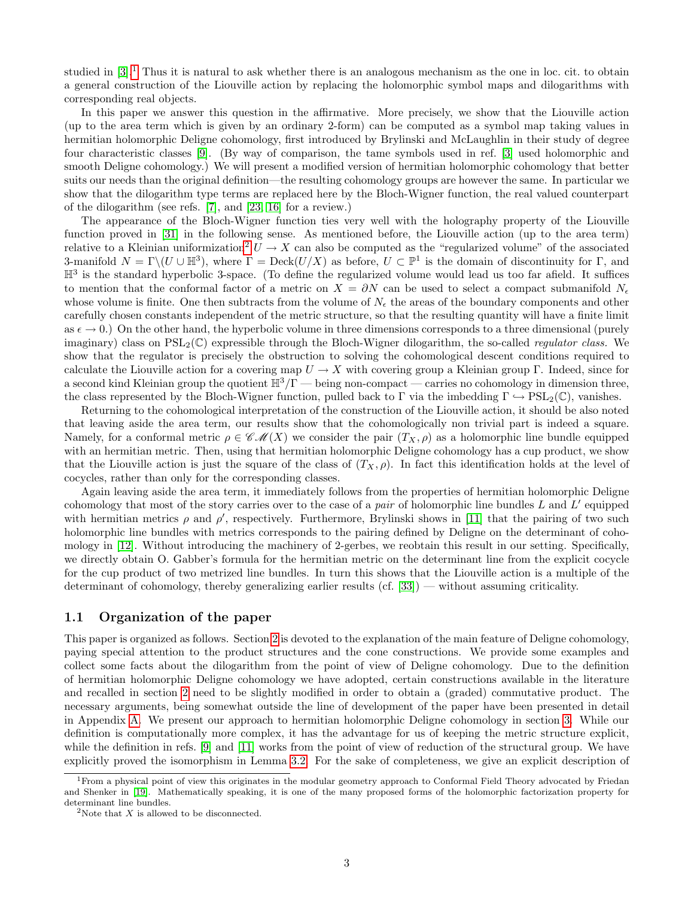studied in [3].[1] Thus it is natural to ask whether there is an analogous mechanism as the one in loc. cit. to obtain a general construction of the Liouville action by replacing the holomorphic symbol maps and dilogarithms with corresponding real objects.

In this paper we answer this question in the affirmative. More precisely, we show that the Liouville action (up to the area term which is given by an ordinary 2-form) can be computed as a symbol map taking values in hermitian holomorphic Deligne cohomology, first introduced by Brylinski and McLaughlin in their study of degree four characteristic classes [9]. (By way of comparison, the tame symbols used in ref. [3] used holomorphic and smooth Deligne cohomology.) We will present a modified version of hermitian holomorphic cohomology that better suits our needs than the original definition—the resulting cohomology groups are however the same. In particular we show that the dilogarithm type terms are replaced here by the Bloch-Wigner function, the real valued counterpart of the dilogarithm (see refs. [7], and [23, 16] for a review.)

The appearance of the Bloch-Wigner function ties very well with the holography property of the Liouville function proved in [31] in the following sense. As mentioned before, the Liouville action (up to the area term) relative to a Kleinian uniformization[2] $U \to X$ can also be computed as the "regularized volume" of the associated 3-manifold $N = \Gamma\backslash(U \cup \mathbb{H}^3)$, where $\Gamma = \operatorname{Deck}(U/X)$ as before, $U \subset \mathbb{P}^1$ is the domain of discontinuity for $\Gamma$, and $\mathbb{H}^3$ is the standard hyperbolic 3-space. (To define the regularized volume would lead us too far afield. It suffices to mention that the conformal factor of a metric on $X = \partial N$ can be used to select a compact submanifold $N_\epsilon$ whose volume is finite. One then subtracts from the volume of $N_\epsilon$ the areas of the boundary components and other carefully chosen constants independent of the metric structure, so that the resulting quantity will have a finite limit as $\epsilon \to 0$.) On the other hand, the hyperbolic volume in three dimensions corresponds to a three dimensional (purely imaginary) class on $\mathrm{PSL}_2(\mathbb{C})$ expressible through the Bloch-Wigner dilogarithm, the so-called *regulator class.* We show that the regulator is precisely the obstruction to solving the cohomological descent conditions required to calculate the Liouville action for a covering map $U \to X$ with covering group a Kleinian group $\Gamma$. Indeed, since for a second kind Kleinian group the quotient $\mathbb{H}^3/\Gamma$ — being non-compact — carries no cohomology in dimension three, the class represented by the Bloch-Wigner function, pulled back to $\Gamma$ via the imbedding $\Gamma \hookrightarrow \mathrm{PSL}_2(\mathbb{C})$, vanishes.

Returning to the cohomological interpretation of the construction of the Liouville action, it should be also noted that leaving aside the area term, our results show that the cohomologically non trivial part is indeed a square. Namely, for a conformal metric $\rho \in \mathscr{CM}(X)$ we consider the pair $(T_X, \rho)$ as a holomorphic line bundle equipped with an hermitian metric. Then, using that hermitian holomorphic Deligne cohomology has a cup product, we show that the Liouville action is just the square of the class of $(T_X, \rho)$. In fact this identification holds at the level of cocycles, rather than only for the corresponding classes.

Again leaving aside the area term, it immediately follows from the properties of hermitian holomorphic Deligne cohomology that most of the story carries over to the case of a *pair* of holomorphic line bundles $L$ and $L'$ equipped with hermitian metrics $\rho$ and $\rho'$, respectively. Furthermore, Brylinski shows in [11] that the pairing of two such holomorphic line bundles with metrics corresponds to the pairing defined by Deligne on the determinant of cohomology in [12]. Without introducing the machinery of 2-gerbes, we reobtain this result in our setting. Specifically, we directly obtain O. Gabber's formula for the hermitian metric on the determinant line from the explicit cocycle for the cup product of two metrized line bundles. In turn this shows that the Liouville action is a multiple of the determinant of cohomology, thereby generalizing earlier results (cf. [33]) — without assuming criticality.

### 1.1 Organization of the paper

This paper is organized as follows. Section 2 is devoted to the explanation of the main feature of Deligne cohomology, paying special attention to the product structures and the cone constructions. We provide some examples and collect some facts about the dilogarithm from the point of view of Deligne cohomology. Due to the definition of hermitian holomorphic Deligne cohomology we have adopted, certain constructions available in the literature and recalled in section 2 need to be slightly modified in order to obtain a (graded) commutative product. The necessary arguments, being somewhat outside the line of development of the paper have been presented in detail in Appendix A. We present our approach to hermitian holomorphic Deligne cohomology in section 3. While our definition is computationally more complex, it has the advantage for us of keeping the metric structure explicit, while the definition in refs. [9] and [11] works from the point of view of reduction of the structural group. We have explicitly proved the isomorphism in Lemma 3.2. For the sake of completeness, we give an explicit description of

[1] From a physical point of view this originates in the modular geometry approach to Conformal Field Theory advocated by Friedan and Shenker in [19]. Mathematically speaking, it is one of the many proposed forms of the holomorphic factorization property for determinant line bundles.

[2] Note that $X$ is allowed to be disconnected.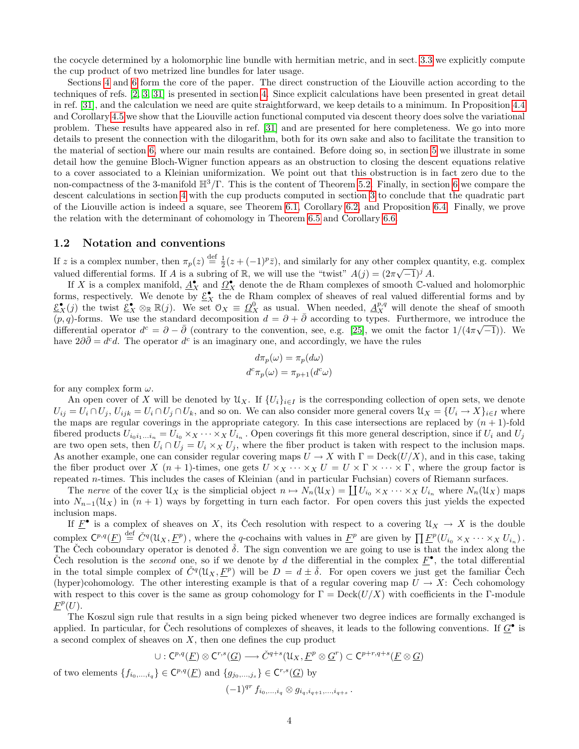the cocycle determined by a holomorphic line bundle with hermitian metric, and in sect. 3.3 we explicitly compute the cup product of two metrized line bundles for later usage.

Sections 4 and 6 form the core of the paper. The direct construction of the Liouville action according to the techniques of refs. [2, 3, 31] is presented in section 4. Since explicit calculations have been presented in great detail in ref. [31], and the calculation we need are quite straightforward, we keep details to a minimum. In Proposition 4.4 and Corollary 4.5 we show that the Liouville action functional computed via descent theory does solve the variational problem. These results have appeared also in ref. [31] and are presented for here completeness. We go into more details to present the connection with the dilogarithm, both for its own sake and also to facilitate the transition to the material of section 6, where our main results are contained. Before doing so, in section 5 we illustrate in some detail how the genuine Bloch-Wigner function appears as an obstruction to closing the descent equations relative to a cover associated to a Kleinian uniformization. We point out that this obstruction is in fact zero due to the non-compactness of the 3-manifold $\mathbb{H}^3/\Gamma$. This is the content of Theorem 5.2. Finally, in section 6 we compare the descent calculations in section 4 with the cup products computed in section 3 to conclude that the quadratic part of the Liouville action is indeed a square, see Theorem 6.1, Corollary 6.2, and Proposition 6.4. Finally, we prove the relation with the determinant of cohomology in Theorem 6.5 and Corollary 6.6.

## 1.2 Notation and conventions

If $z$ is a complex number, then $\pi_p(z) \overset{\text{def}}{=} \frac{1}{2}(z + (-1)^p \bar{z})$, and similarly for any other complex quantity, e.g. complex valued differential forms. If $A$ is a subring of $\mathbb{R}$, we will use the "twist" $A(j) = (2\pi\sqrt{-1})^j A$.

If $X$ is a complex manifold, $\underline{A}^\bullet_X$ and $\underline{\Omega}^\bullet_X$ denote the de Rham complexes of smooth $\mathbb{C}$-valued and holomorphic forms, respectively. We denote by $\underline{\mathcal{E}}^\bullet_X$ the de Rham complex of sheaves of real valued differential forms and by $\underline{\mathcal{E}}^\bullet_X(j)$ the twist $\underline{\mathcal{E}}^\bullet_X \otimes_{\mathbb{R}} \mathbb{R}(j)$. We set $\mathcal{O}_X \equiv \underline{\Omega}^0_X$ as usual. When needed, $\underline{A}^{p,q}_X$ will denote the sheaf of smooth $(p,q)$-forms. We use the standard decomposition $d = \partial + \bar{\partial}$ according to types. Furthermore, we introduce the differential operator $d^c = \partial - \bar{\partial}$ (contrary to the convention, see, e.g. [25], we omit the factor $1/(4\pi\sqrt{-1})$). We have $2\partial\bar{\partial} = d^c d$. The operator $d^c$ is an imaginary one, and accordingly, we have the rules

$$d\pi_p(\omega) = \pi_p(d\omega)$$
$$d^c\pi_p(\omega) = \pi_{p+1}(d^c\omega)$$

for any complex form $\omega$.

An open cover of $X$ will be denoted by $\mathcal{U}_X$. If $\{U_i\}_{i\in I}$ is the corresponding collection of open sets, we denote $U_{ij} = U_i \cap U_j$, $U_{ijk} = U_i \cap U_j \cap U_k$, and so on. We can also consider more general covers $\mathcal{U}_X = \{U_i \to X\}_{i\in I}$ where the maps are regular coverings in the appropriate category. In this case intersections are replaced by $(n+1)$-fold fibered products $U_{i_0 i_1 \dots i_n} = U_{i_0} \times_X \cdots \times_X U_{i_n}$. Open coverings fit this more general description, since if $U_i$ and $U_j$ are two open sets, then $U_i \cap U_j = U_i \times_X U_j$, where the fiber product is taken with respect to the inclusion maps. As another example, one can consider regular covering maps $U \to X$ with $\Gamma = \mathrm{Deck}(U/X)$, and in this case, taking the fiber product over $X$ $(n+1)$-times, one gets $U \times_X \cdots \times_X U = U \times \Gamma \times \cdots \times \Gamma$, where the group factor is repeated $n$-times. This includes the cases of Kleinian (and in particular Fuchsian) covers of Riemann surfaces.

The *nerve* of the cover $\mathcal{U}_X$ is the simplicial object $n \mapsto N_n(\mathcal{U}_X) = \coprod U_{i_0} \times_X \cdots \times_X U_{i_n}$ where $N_n(\mathcal{U}_X)$ maps into $N_{n-1}(\mathcal{U}_X)$ in $(n+1)$ ways by forgetting in turn each factor. For open covers this just yields the expected inclusion maps.

If $\underline{F}^\bullet$ is a complex of sheaves on $X$, its Čech resolution with respect to a covering $\mathcal{U}_X \to X$ is the double complex $\mathsf{C}^{p,q}(\underline{F}) \overset{\text{def}}{=} \check{C}^q(\mathcal{U}_X, \underline{F}^p)$, where the $q$-cochains with values in $\underline{F}^p$ are given by $\prod \underline{F}^p(U_{i_0} \times_X \cdots \times_X U_{i_n})$. The Čech coboundary operator is denoted $\check{\delta}$. The sign convention we are going to use is that the index along the Čech resolution is the *second* one, so if we denote by $d$ the differential in the complex $\underline{F}^\bullet$, the total differential in the total simple complex of $\check{C}^q(\mathcal{U}_X, \underline{F}^p)$ will be $D = d \pm \check{\delta}$. For open covers we just get the familiar Čech (hyper)cohomology. The other interesting example is that of a regular covering map $U \to X$: Čech cohomology with respect to this cover is the same as group cohomology for $\Gamma = \mathrm{Deck}(U/X)$ with coefficients in the $\Gamma$-module $\underline{F}^p(U)$.

The Koszul sign rule that results in a sign being picked whenever two degree indices are formally exchanged is applied. In particular, for Čech resolutions of complexes of sheaves, it leads to the following conventions. If $\underline{G}^\bullet$ is a second complex of sheaves on $X$, then one defines the cup product

$$\cup : \mathsf{C}^{p,q}(\underline{F}) \otimes \mathsf{C}^{r,s}(\underline{G}) \longrightarrow \check{C}^{q+s}(\mathcal{U}_X, \underline{F}^p \otimes \underline{G}^r) \subset \mathsf{C}^{p+r,q+s}(\underline{F} \otimes \underline{G})$$

of two elements $\{f_{i_0,\dots,i_q}\} \in \mathsf{C}^{p,q}(\underline{F})$ and $\{g_{j_0,\dots,j_s}\} \in \mathsf{C}^{r,s}(\underline{G})$ by

$$(-1)^{qr} f_{i_0,\dots,i_q} \otimes g_{i_q,i_{q+1},\dots,i_{q+s}}\,.$$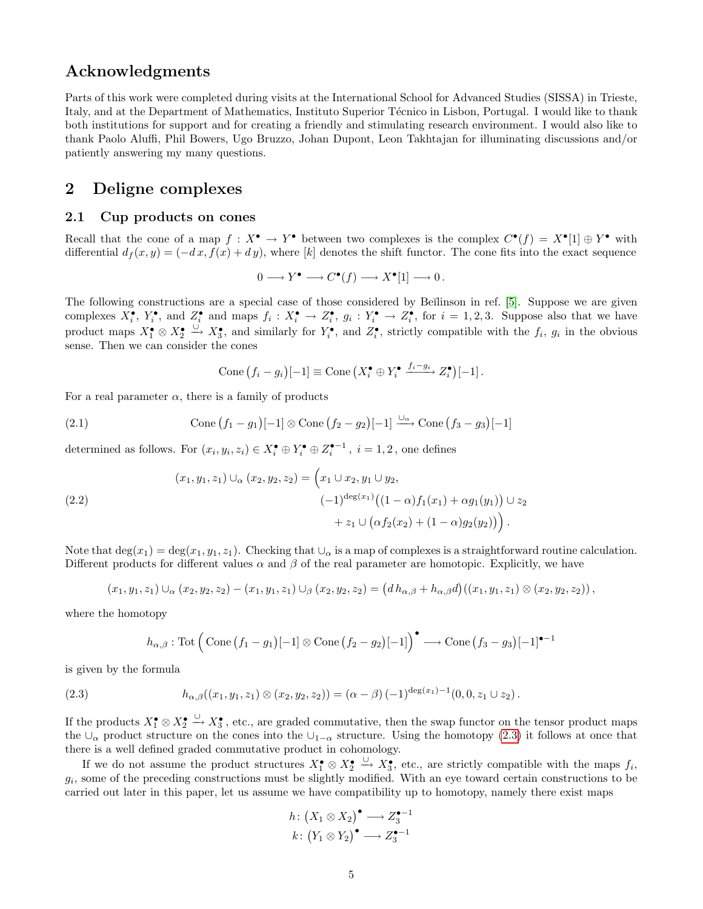## Acknowledgments

Parts of this work were completed during visits at the International School for Advanced Studies (SISSA) in Trieste, Italy, and at the Department of Mathematics, Instituto Superior Técnico in Lisbon, Portugal. I would like to thank both institutions for support and for creating a friendly and stimulating research environment. I would also like to thank Paolo Aluffi, Phil Bowers, Ugo Bruzzo, Johan Dupont, Leon Takhtajan for illuminating discussions and/or patiently answering my many questions.

# 2 Deligne complexes

## 2.1 Cup products on cones

Recall that the cone of a map $f : X^\bullet \to Y^\bullet$ between two complexes is the complex $C^\bullet(f) = X^\bullet[1] \oplus Y^\bullet$ with differential $d_f(x, y) = (-d\,x, f(x) + d\,y)$, where $[k]$ denotes the shift functor. The cone fits into the exact sequence

$$0 \longrightarrow Y^\bullet \longrightarrow C^\bullet(f) \longrightarrow X^\bullet[1] \longrightarrow 0\,.$$

The following constructions are a special case of those considered by Beĭlinson in ref. [5]. Suppose we are given complexes $X_i^\bullet$, $Y_i^\bullet$, and $Z_i^\bullet$ and maps $f_i : X_i^\bullet \to Z_i^\bullet$, $g_i : Y_i^\bullet \to Z_i^\bullet$, for $i = 1, 2, 3$. Suppose also that we have product maps $X_1^\bullet \otimes X_2^\bullet \xrightarrow{\cup} X_3^\bullet$, and similarly for $Y_i^\bullet$, and $Z_i^\bullet$, strictly compatible with the $f_i$, $g_i$ in the obvious sense. Then we can consider the cones

$$\operatorname{Cone}\big(f_i - g_i\big)[-1] \equiv \operatorname{Cone}\big(X_i^\bullet \oplus Y_i^\bullet \xrightarrow{f_i - g_i} Z_i^\bullet\big)[-1]\,.$$

For a real parameter $\alpha$, there is a family of products

$$\operatorname{Cone}\big(f_1 - g_1\big)[-1] \otimes \operatorname{Cone}\big(f_2 - g_2\big)[-1] \xrightarrow{\cup_\alpha} \operatorname{Cone}\big(f_3 - g_3\big)[-1] \tag{2.1}$$

determined as follows. For $(x_i, y_i, z_i) \in X_i^\bullet \oplus Y_i^\bullet \oplus Z_i^{\bullet-1}$, $i = 1, 2$, one defines

$$\begin{aligned}(x_1, y_1, z_1) \cup_\alpha (x_2, y_2, z_2) = \Big(&x_1 \cup x_2, y_1 \cup y_2, \\ &(-1)^{\deg(x_1)}\big((1-\alpha) f_1(x_1) + \alpha g_1(y_1)\big) \cup z_2 \\ &\quad + z_1 \cup \big(\alpha f_2(x_2) + (1-\alpha) g_2(y_2)\big)\Big)\,.\end{aligned} \tag{2.2}$$

Note that $\deg(x_1) = \deg(x_1, y_1, z_1)$. Checking that $\cup_\alpha$ is a map of complexes is a straightforward routine calculation. Different products for different values $\alpha$ and $\beta$ of the real parameter are homotopic. Explicitly, we have

$$(x_1, y_1, z_1) \cup_\alpha (x_2, y_2, z_2) - (x_1, y_1, z_1) \cup_\beta (x_2, y_2, z_2) = \big(d\,h_{\alpha,\beta} + h_{\alpha,\beta} d\big)\big((x_1, y_1, z_1) \otimes (x_2, y_2, z_2)\big)\,,$$

where the homotopy

$$h_{\alpha,\beta} : \operatorname{Tot}\Big(\operatorname{Cone}\big(f_1 - g_1\big)[-1] \otimes \operatorname{Cone}\big(f_2 - g_2\big)[-1]\Big)^\bullet \longrightarrow \operatorname{Cone}\big(f_3 - g_3\big)[-1]^{\bullet-1}$$

is given by the formula

$$h_{\alpha,\beta}((x_1, y_1, z_1) \otimes (x_2, y_2, z_2)) = (\alpha - \beta)\,(-1)^{\deg(x_1)-1}(0, 0, z_1 \cup z_2)\,. \tag{2.3}$$

If the products $X_1^\bullet \otimes X_2^\bullet \xrightarrow{\cup} X_3^\bullet$, etc., are graded commutative, then the swap functor on the tensor product maps the $\cup_\alpha$ product structure on the cones into the $\cup_{1-\alpha}$ structure. Using the homotopy (2.3) it follows at once that there is a well defined graded commutative product in cohomology.

If we do not assume the product structures $X_1^\bullet \otimes X_2^\bullet \xrightarrow{\cup} X_3^\bullet$, etc., are strictly compatible with the maps $f_i$, $g_i$, some of the preceding constructions must be slightly modified. With an eye toward certain constructions to be carried out later in this paper, let us assume we have compatibility up to homotopy, namely there exist maps

$$\begin{aligned} h &\colon \big(X_1 \otimes X_2\big)^\bullet \longrightarrow Z_3^{\bullet-1} \\ k &\colon \big(Y_1 \otimes Y_2\big)^\bullet \longrightarrow Z_3^{\bullet-1} \end{aligned}$$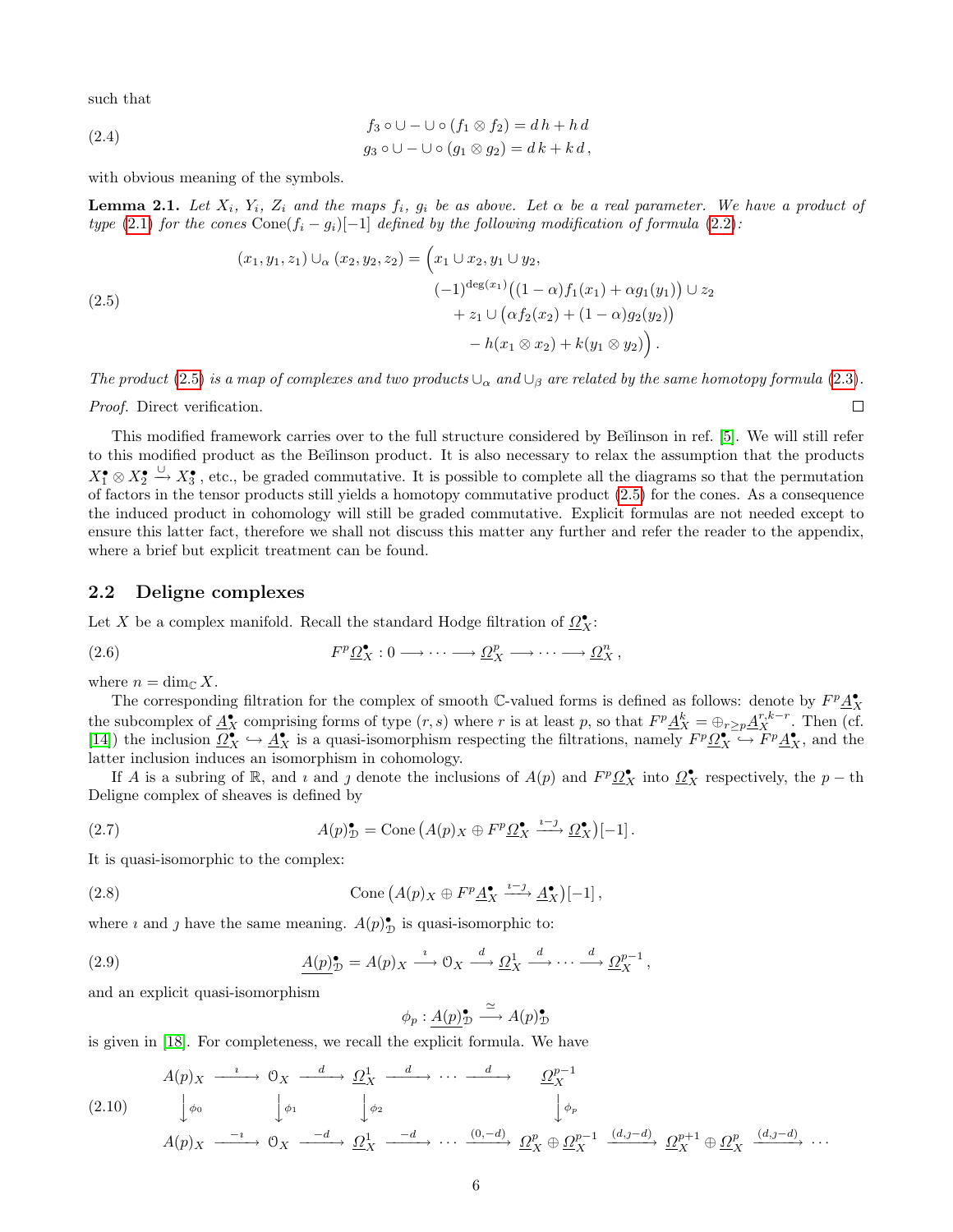such that

$$
\begin{aligned}
f_3 \circ \cup - \cup \circ (f_1 \otimes f_2) &= d\,h + h\,d \\
g_3 \circ \cup - \cup \circ (g_1 \otimes g_2) &= d\,k + k\,d\,,
\end{aligned}
\tag{2.4}
$$

with obvious meaning of the symbols.

**Lemma 2.1.** *Let $X_i$, $Y_i$, $Z_i$ and the maps $f_i$, $g_i$ be as above. Let $\alpha$ be a real parameter. We have a product of type (2.1) for the cones $\operatorname{Cone}(f_i - g_i)[-1]$ defined by the following modification of formula (2.2):*

$$
\begin{aligned}
(x_1, y_1, z_1) \cup_\alpha (x_2, y_2, z_2) = \Big( & x_1 \cup x_2, y_1 \cup y_2, \\
& (-1)^{\deg(x_1)} \big( (1-\alpha) f_1(x_1) + \alpha g_1(y_1) \big) \cup z_2 \\
& \quad + z_1 \cup \big( \alpha f_2(x_2) + (1-\alpha) g_2(y_2) \big) \\
& \quad\quad - h(x_1 \otimes x_2) + k(y_1 \otimes y_2) \Big)\,.
\end{aligned}
\tag{2.5}
$$

*The product (2.5) is a map of complexes and two products $\cup_\alpha$ and $\cup_\beta$ are related by the same homotopy formula (2.3).*

*Proof.* Direct verification. $\square$

This modified framework carries over to the full structure considered by Beĭlinson in ref. [5]. We will still refer to this modified product as the Beĭlinson product. It is also necessary to relax the assumption that the products $X_1^\bullet \otimes X_2^\bullet \xrightarrow{\cup} X_3^\bullet$, etc., be graded commutative. It is possible to complete all the diagrams so that the permutation of factors in the tensor products still yields a homotopy commutative product (2.5) for the cones. As a consequence the induced product in cohomology will still be graded commutative. Explicit formulas are not needed except to ensure this latter fact, therefore we shall not discuss this matter any further and refer the reader to the appendix, where a brief but explicit treatment can be found.

## 2.2 Deligne complexes

Let $X$ be a complex manifold. Recall the standard Hodge filtration of $\underline{\Omega}_X^\bullet$:

$$
F^p \underline{\Omega}_X^\bullet : 0 \longrightarrow \cdots \longrightarrow \underline{\Omega}_X^p \longrightarrow \cdots \longrightarrow \underline{\Omega}_X^n\,,
\tag{2.6}
$$

where $n = \dim_{\mathbb{C}} X$.

The corresponding filtration for the complex of smooth $\mathbb{C}$-valued forms is defined as follows: denote by $F^p \underline{A}_X^\bullet$ the subcomplex of $\underline{A}_X^\bullet$ comprising forms of type $(r,s)$ where $r$ is at least $p$, so that $F^p \underline{A}_X^k = \oplus_{r \geq p} \underline{A}_X^{r,k-r}$. Then (cf. [14]) the inclusion $\underline{\Omega}_X^\bullet \hookrightarrow \underline{A}_X^\bullet$ is a quasi-isomorphism respecting the filtrations, namely $F^p \underline{\Omega}_X^\bullet \hookrightarrow F^p \underline{A}_X^\bullet$, and the latter inclusion induces an isomorphism in cohomology.

If $A$ is a subring of $\mathbb{R}$, and $\imath$ and $\jmath$ denote the inclusions of $A(p)$ and $F^p \underline{\Omega}_X^\bullet$ into $\underline{\Omega}_X^\bullet$ respectively, the $p-$th Deligne complex of sheaves is defined by

$$
A(p)_{\mathcal{D}}^\bullet = \operatorname{Cone}\big( A(p)_X \oplus F^p \underline{\Omega}_X^\bullet \xrightarrow{\imath - \jmath} \underline{\Omega}_X^\bullet \big)[-1]\,.
\tag{2.7}
$$

It is quasi-isomorphic to the complex:

$$
\operatorname{Cone}\big( A(p)_X \oplus F^p \underline{A}_X^\bullet \xrightarrow{\imath - \jmath} \underline{A}_X^\bullet \big)[-1]\,,
\tag{2.8}
$$

where $\imath$ and $\jmath$ have the same meaning. $A(p)_{\mathcal{D}}^\bullet$ is quasi-isomorphic to:

$$
\underline{A(p)}_{\mathcal{D}}^\bullet = A(p)_X \xrightarrow{\imath} \mathcal{O}_X \xrightarrow{d} \underline{\Omega}_X^1 \xrightarrow{d} \cdots \xrightarrow{d} \underline{\Omega}_X^{p-1}\,,
\tag{2.9}
$$

and an explicit quasi-isomorphism

$$
\phi_p : \underline{A(p)}_{\mathcal{D}}^\bullet \xrightarrow{\simeq} A(p)_{\mathcal{D}}^\bullet
$$

is given in [18]. For completeness, we recall the explicit formula. We have

$$
\begin{array}{ccccccccccccc}
A(p)_X & \xrightarrow{\imath} & \mathcal{O}_X & \xrightarrow{d} & \underline{\Omega}_X^1 & \xrightarrow{d} & \cdots & \xrightarrow{d} & \underline{\Omega}_X^{p-1} & & & & \\
\downarrow{\scriptstyle \phi_0} & & \downarrow{\scriptstyle \phi_1} & & \downarrow{\scriptstyle \phi_2} & & & & \downarrow{\scriptstyle \phi_p} & & & & \\
A(p)_X & \xrightarrow{-\imath} & \mathcal{O}_X & \xrightarrow{-d} & \underline{\Omega}_X^1 & \xrightarrow{-d} & \cdots & \xrightarrow{(0,-d)} & \underline{\Omega}_X^p \oplus \underline{\Omega}_X^{p-1} & \xrightarrow{(d,\jmath-d)} & \underline{\Omega}_X^{p+1} \oplus \underline{\Omega}_X^p & \xrightarrow{(d,\jmath-d)} & \cdots
\end{array}
\tag{2.10}
$$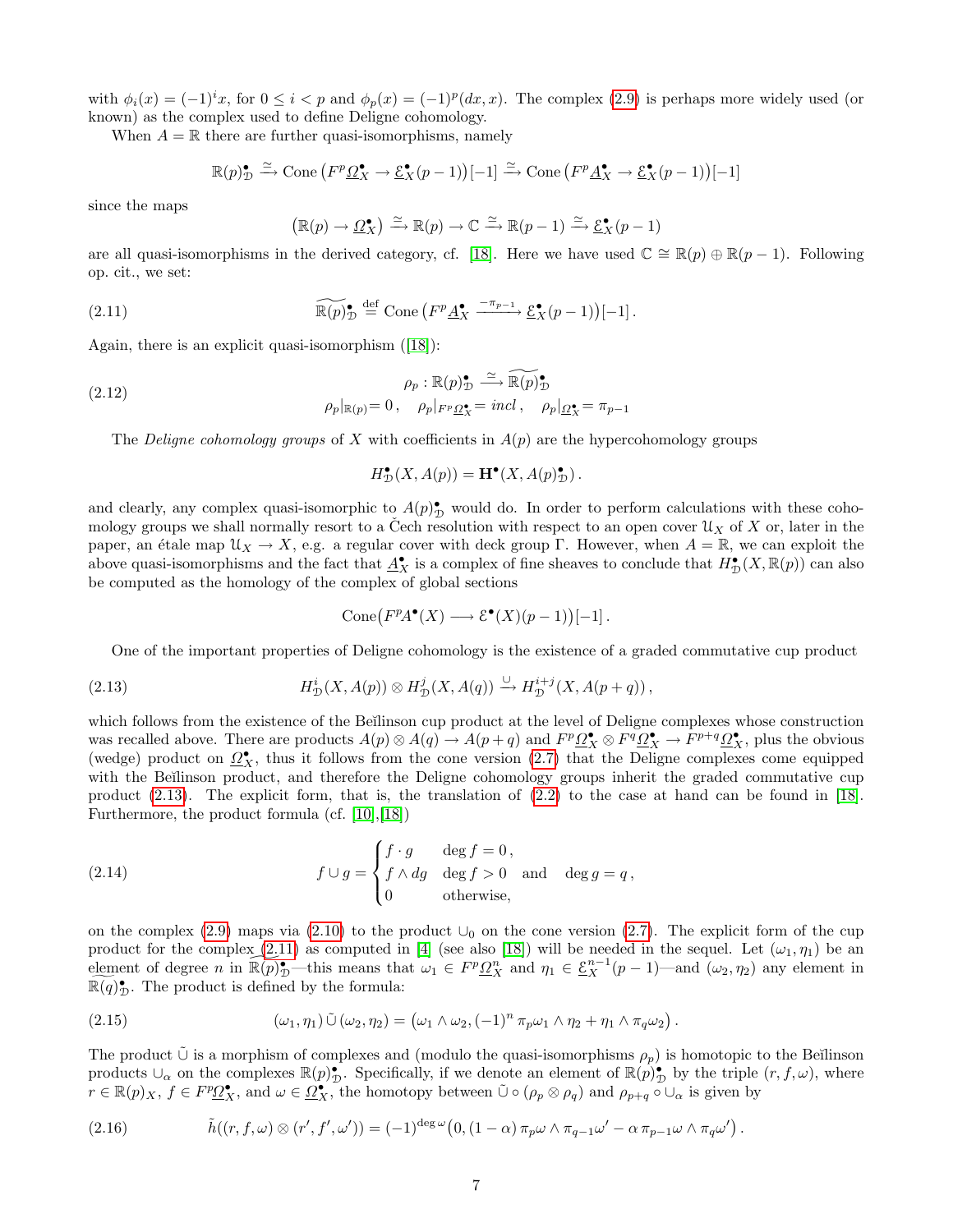with $\phi_i(x) = (-1)^i x$, for $0 \le i < p$ and $\phi_p(x) = (-1)^p(dx, x)$. The complex (2.9) is perhaps more widely used (or known) as the complex used to define Deligne cohomology.

When $A = \mathbb{R}$ there are further quasi-isomorphisms, namely

$$\mathbb{R}(p)^\bullet_{\mathcal{D}} \xrightarrow{\simeq} \operatorname{Cone}\big(F^p\underline{\Omega}^\bullet_X \to \underline{\mathcal{E}}^\bullet_X(p-1)\big)[-1] \xrightarrow{\simeq} \operatorname{Cone}\big(F^p\underline{A}^\bullet_X \to \underline{\mathcal{E}}^\bullet_X(p-1)\big)[-1]$$

since the maps

$$\big(\mathbb{R}(p) \to \underline{\Omega}^\bullet_X\big) \xrightarrow{\simeq} \mathbb{R}(p) \to \mathbb{C} \xrightarrow{\simeq} \mathbb{R}(p-1) \xrightarrow{\simeq} \underline{\mathcal{E}}^\bullet_X(p-1)$$

are all quasi-isomorphisms in the derived category, cf. [18]. Here we have used $\mathbb{C} \cong \mathbb{R}(p) \oplus \mathbb{R}(p-1)$. Following op. cit., we set:

$$\widetilde{\mathbb{R}(p)}^\bullet_{\mathcal{D}} \overset{\text{def}}{=} \operatorname{Cone}\big(F^p\underline{A}^\bullet_X \xrightarrow{-\pi_{p-1}} \underline{\mathcal{E}}^\bullet_X(p-1)\big)[-1]\,. \tag{2.11}$$

Again, there is an explicit quasi-isomorphism ([18]):

$$\begin{gathered}\rho_p : \mathbb{R}(p)^\bullet_{\mathcal{D}} \xrightarrow{\simeq} \widetilde{\mathbb{R}(p)}^\bullet_{\mathcal{D}} \\ \rho_p|_{\mathbb{R}(p)} = 0\,, \quad \rho_p|_{F^p\underline{\Omega}^\bullet_X} = incl\,, \quad \rho_p|_{\underline{\Omega}^\bullet_X} = \pi_{p-1}\end{gathered} \tag{2.12}$$

The *Deligne cohomology groups* of $X$ with coefficients in $A(p)$ are the hypercohomology groups

$$H^\bullet_{\mathcal{D}}(X, A(p)) = \mathbf{H}^\bullet(X, A(p)^\bullet_{\mathcal{D}})\,.$$

and clearly, any complex quasi-isomorphic to $A(p)^\bullet_{\mathcal{D}}$ would do. In order to perform calculations with these cohomology groups we shall normally resort to a Čech resolution with respect to an open cover $\mathcal{U}_X$ of $X$ or, later in the paper, an étale map $\mathcal{U}_X \to X$, e.g. a regular cover with deck group $\Gamma$. However, when $A = \mathbb{R}$, we can exploit the above quasi-isomorphisms and the fact that $\underline{A}^\bullet_X$ is a complex of fine sheaves to conclude that $H^\bullet_{\mathcal{D}}(X, \mathbb{R}(p))$ can also be computed as the homology of the complex of global sections

$$\operatorname{Cone}\big(F^pA^\bullet(X) \longrightarrow \mathcal{E}^\bullet(X)(p-1)\big)[-1]\,.$$

One of the important properties of Deligne cohomology is the existence of a graded commutative cup product

$$H^i_{\mathcal{D}}(X, A(p)) \otimes H^j_{\mathcal{D}}(X, A(q)) \xrightarrow{\cup} H^{i+j}_{\mathcal{D}}(X, A(p+q))\,, \tag{2.13}$$

which follows from the existence of the Beĭlinson cup product at the level of Deligne complexes whose construction was recalled above. There are products $A(p) \otimes A(q) \to A(p+q)$ and $F^p\underline{\Omega}^\bullet_X \otimes F^q\underline{\Omega}^\bullet_X \to F^{p+q}\underline{\Omega}^\bullet_X$, plus the obvious (wedge) product on $\underline{\Omega}^\bullet_X$, thus it follows from the cone version (2.7) that the Deligne complexes come equipped with the Beĭlinson product, and therefore the Deligne cohomology groups inherit the graded commutative cup product (2.13). The explicit form, that is, the translation of (2.2) to the case at hand can be found in [18]. Furthermore, the product formula (cf. [10],[18])

$$f \cup g = \begin{cases} f \cdot g & \deg f = 0\,, \\ f \wedge dg & \deg f > 0 \quad \text{and} \quad \deg g = q\,, \\ 0 & \text{otherwise,} \end{cases} \tag{2.14}$$

on the complex (2.9) maps via (2.10) to the product $\cup_0$ on the cone version (2.7). The explicit form of the cup product for the complex (2.11) as computed in [4] (see also [18]) will be needed in the sequel. Let $(\omega_1, \eta_1)$ be an element of degree $n$ in $\widetilde{\mathbb{R}(p)}^\bullet_{\mathcal{D}}$—this means that $\omega_1 \in F^p\underline{\Omega}^n_X$ and $\eta_1 \in \underline{\mathcal{E}}^{n-1}_X(p-1)$—and $(\omega_2, \eta_2)$ any element in $\widetilde{\mathbb{R}(q)}^\bullet_{\mathcal{D}}$. The product is defined by the formula:

$$(\omega_1, \eta_1) \,\tilde{\cup}\, (\omega_2, \eta_2) = \big(\omega_1 \wedge \omega_2, (-1)^n\, \pi_p\omega_1 \wedge \eta_2 + \eta_1 \wedge \pi_q\omega_2\big)\,. \tag{2.15}$$

The product $\tilde{\cup}$ is a morphism of complexes and (modulo the quasi-isomorphisms $\rho_p$) is homotopic to the Beĭlinson products $\cup_\alpha$ on the complexes $\mathbb{R}(p)^\bullet_{\mathcal{D}}$. Specifically, if we denote an element of $\mathbb{R}(p)^\bullet_{\mathcal{D}}$ by the triple $(r, f, \omega)$, where $r \in \mathbb{R}(p)_X$, $f \in F^p\underline{\Omega}^\bullet_X$, and $\omega \in \underline{\Omega}^\bullet_X$, the homotopy between $\tilde{\cup} \circ (\rho_p \otimes \rho_q)$ and $\rho_{p+q} \circ \cup_\alpha$ is given by

$$\tilde{h}((r, f, \omega) \otimes (r', f', \omega')) = (-1)^{\deg \omega}\big(0, (1-\alpha)\, \pi_p\omega \wedge \pi_{q-1}\omega' - \alpha\, \pi_{p-1}\omega \wedge \pi_q\omega'\big)\,. \tag{2.16}$$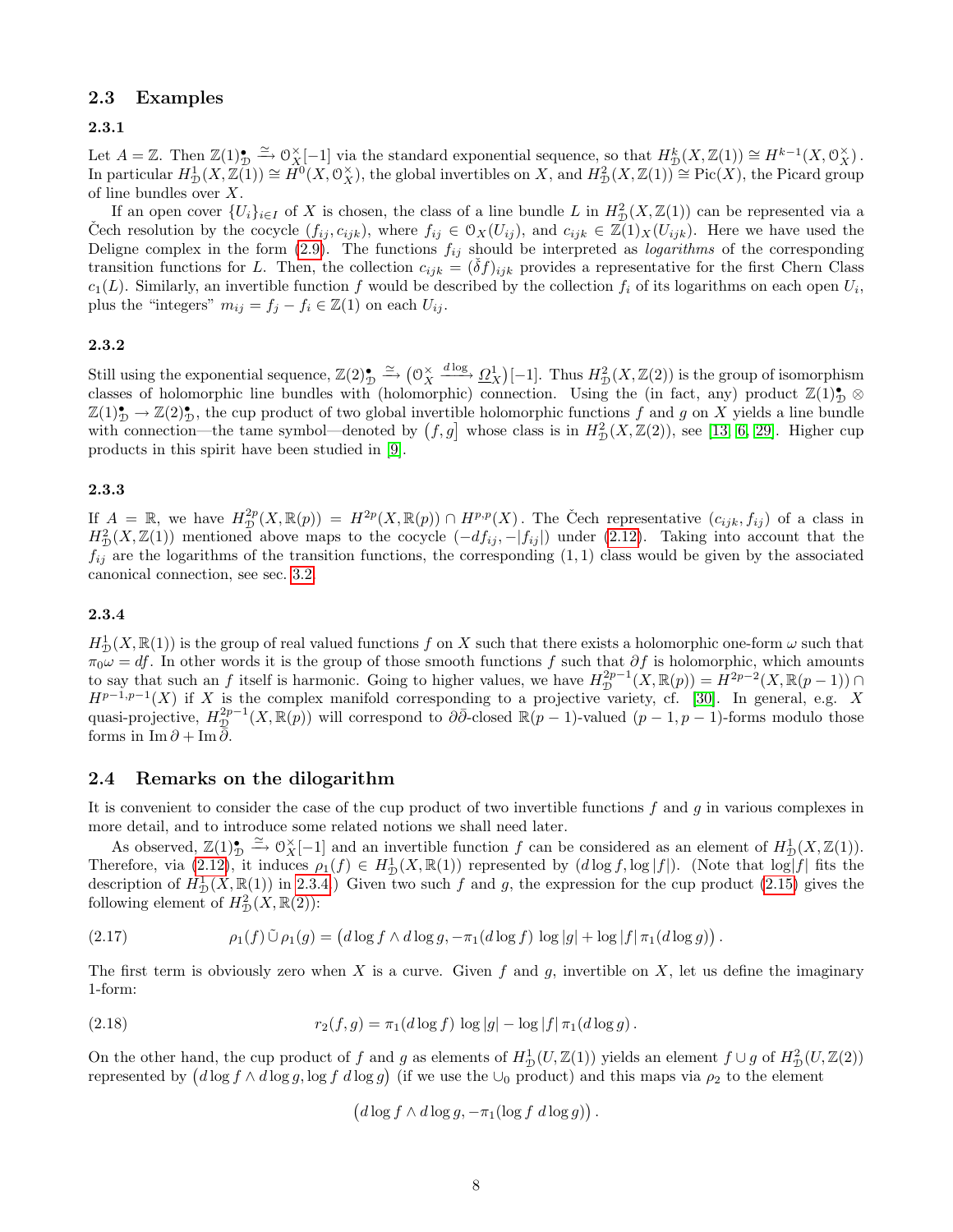## 2.3 Examples

### 2.3.1

Let $A = \mathbb{Z}$. Then $\mathbb{Z}(1)^\bullet_{\mathcal{D}} \xrightarrow{\simeq} \mathcal{O}_X^\times[-1]$ via the standard exponential sequence, so that $H^k_{\mathcal{D}}(X, \mathbb{Z}(1)) \cong H^{k-1}(X, \mathcal{O}_X^\times)$. In particular $H^1_{\mathcal{D}}(X, \mathbb{Z}(1)) \cong H^0(X, \mathcal{O}_X^\times)$, the global invertibles on $X$, and $H^2_{\mathcal{D}}(X, \mathbb{Z}(1)) \cong \mathrm{Pic}(X)$, the Picard group of line bundles over $X$.

If an open cover $\{U_i\}_{i \in I}$ of $X$ is chosen, the class of a line bundle $L$ in $H^2_{\mathcal{D}}(X, \mathbb{Z}(1))$ can be represented via a Čech resolution by the cocycle $(f_{ij}, c_{ijk})$, where $f_{ij} \in \mathcal{O}_X(U_{ij})$, and $c_{ijk} \in \mathbb{Z}(1)_X(U_{ijk})$. Here we have used the Deligne complex in the form (2.9). The functions $f_{ij}$ should be interpreted as *logarithms* of the corresponding transition functions for $L$. Then, the collection $c_{ijk} = (\check{\delta} f)_{ijk}$ provides a representative for the first Chern Class $c_1(L)$. Similarly, an invertible function $f$ would be described by the collection $f_i$ of its logarithms on each open $U_i$, plus the "integers" $m_{ij} = f_j - f_i \in \mathbb{Z}(1)$ on each $U_{ij}$.

### 2.3.2

Still using the exponential sequence, $\mathbb{Z}(2)^\bullet_{\mathcal{D}} \xrightarrow{\simeq} \big(\mathcal{O}_X^\times \xrightarrow{d\log} \underline{\Omega}^1_X\big)[-1]$. Thus $H^2_{\mathcal{D}}(X, \mathbb{Z}(2))$ is the group of isomorphism classes of holomorphic line bundles with (holomorphic) connection. Using the (in fact, any) product $\mathbb{Z}(1)^\bullet_{\mathcal{D}} \otimes \mathbb{Z}(1)^\bullet_{\mathcal{D}} \to \mathbb{Z}(2)^\bullet_{\mathcal{D}}$, the cup product of two global invertible holomorphic functions $f$ and $g$ on $X$ yields a line bundle with connection—the tame symbol—denoted by $\big(f, g\big]$ whose class is in $H^2_{\mathcal{D}}(X, \mathbb{Z}(2))$, see [13, 6, 29]. Higher cup products in this spirit have been studied in [9].

### 2.3.3

If $A = \mathbb{R}$, we have $H^{2p}_{\mathcal{D}}(X, \mathbb{R}(p)) = H^{2p}(X, \mathbb{R}(p)) \cap H^{p,p}(X)$. The Čech representative $(c_{ijk}, f_{ij})$ of a class in $H^2_{\mathcal{D}}(X, \mathbb{Z}(1))$ mentioned above maps to the cocycle $(-df_{ij}, -|f_{ij}|)$ under (2.12). Taking into account that the $f_{ij}$ are the logarithms of the transition functions, the corresponding $(1,1)$ class would be given by the associated canonical connection, see sec. 3.2.

### 2.3.4

$H^1_{\mathcal{D}}(X, \mathbb{R}(1))$ is the group of real valued functions $f$ on $X$ such that there exists a holomorphic one-form $\omega$ such that $\pi_0 \omega = df$. In other words it is the group of those smooth functions $f$ such that $\partial f$ is holomorphic, which amounts to say that such an $f$ itself is harmonic. Going to higher values, we have $H^{2p-1}_{\mathcal{D}}(X, \mathbb{R}(p)) = H^{2p-2}(X, \mathbb{R}(p-1)) \cap H^{p-1,p-1}(X)$ if $X$ is the complex manifold corresponding to a projective variety, cf. [30]. In general, e.g. $X$ quasi-projective, $H^{2p-1}_{\mathcal{D}}(X, \mathbb{R}(p))$ will correspond to $\partial\bar{\partial}$-closed $\mathbb{R}(p-1)$-valued $(p-1, p-1)$-forms modulo those forms in $\mathrm{Im}\, \partial + \mathrm{Im}\, \bar{\partial}$.

## 2.4 Remarks on the dilogarithm

It is convenient to consider the case of the cup product of two invertible functions $f$ and $g$ in various complexes in more detail, and to introduce some related notions we shall need later.

As observed, $\mathbb{Z}(1)^\bullet_{\mathcal{D}} \xrightarrow{\simeq} \mathcal{O}_X^\times[-1]$ and an invertible function $f$ can be considered as an element of $H^1_{\mathcal{D}}(X, \mathbb{Z}(1))$. Therefore, via (2.12), it induces $\rho_1(f) \in H^1_{\mathcal{D}}(X, \mathbb{R}(1))$ represented by $(d\log f, \log|f|)$. (Note that $\log|f|$ fits the description of $H^1_{\mathcal{D}}(X, \mathbb{R}(1))$ in 2.3.4.) Given two such $f$ and $g$, the expression for the cup product (2.15) gives the following element of $H^2_{\mathcal{D}}(X, \mathbb{R}(2))$:

$$\rho_1(f) \,\tilde{\cup}\, \rho_1(g) = \big(d\log f \wedge d\log g, -\pi_1(d\log f)\, \log|g| + \log|f|\, \pi_1(d\log g)\big). \tag{2.17}$$

The first term is obviously zero when $X$ is a curve. Given $f$ and $g$, invertible on $X$, let us define the imaginary 1-form:

$$r_2(f, g) = \pi_1(d\log f)\, \log|g| - \log|f|\, \pi_1(d\log g). \tag{2.18}$$

On the other hand, the cup product of $f$ and $g$ as elements of $H^1_{\mathcal{D}}(U, \mathbb{Z}(1))$ yields an element $f \cup g$ of $H^2_{\mathcal{D}}(U, \mathbb{Z}(2))$ represented by $\big(d\log f \wedge d\log g, \log f\, d\log g\big)$ (if we use the $\cup_0$ product) and this maps via $\rho_2$ to the element

$$\big(d\log f \wedge d\log g, -\pi_1(\log f\, d\log g)\big).$$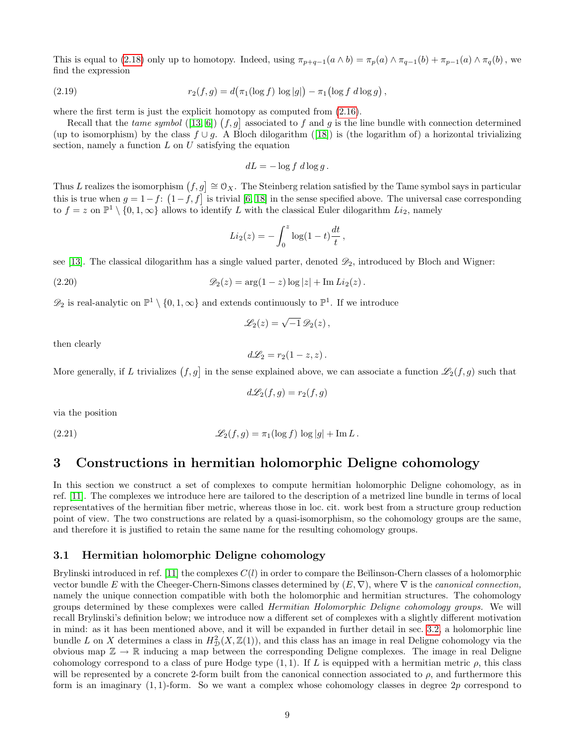This is equal to (2.18) only up to homotopy. Indeed, using $\pi_{p+q-1}(a \wedge b) = \pi_p(a) \wedge \pi_{q-1}(b) + \pi_{p-1}(a) \wedge \pi_q(b)$, we find the expression

$$r_2(f,g) = d\big(\pi_1(\log f)\,\log|g|\big) - \pi_1\big(\log f\; d\log g\big)\,, \tag{2.19}$$

where the first term is just the explicit homotopy as computed from (2.16).

Recall that the *tame symbol* ([13, 6]) $\big(f,g\big]$ associated to $f$ and $g$ is the line bundle with connection determined (up to isomorphism) by the class $f \cup g$. A Bloch dilogarithm ([18]) is (the logarithm of) a horizontal trivializing section, namely a function $L$ on $U$ satisfying the equation

$$dL = -\log f\; d\log g\,.$$

Thus $L$ realizes the isomorphism $\big(f,g\big] \cong \mathcal{O}_X$. The Steinberg relation satisfied by the Tame symbol says in particular this is true when $g = 1-f$: $\big(1-f,f\big]$ is trivial [6, 18] in the sense specified above. The universal case corresponding to $f = z$ on $\mathbb{P}^1 \setminus \{0,1,\infty\}$ allows to identify $L$ with the classical Euler dilogarithm $Li_2$, namely

$$Li_2(z) = -\int_0^z \log(1-t)\frac{dt}{t}\,,$$

see [13]. The classical dilogarithm has a single valued parter, denoted $\mathscr{D}_2$, introduced by Bloch and Wigner:

$$\mathscr{D}_2(z) = \arg(1-z)\log|z| + \operatorname{Im} Li_2(z)\,. \tag{2.20}$$

$\mathscr{D}_2$ is real-analytic on $\mathbb{P}^1 \setminus \{0,1,\infty\}$ and extends continuously to $\mathbb{P}^1$. If we introduce

$$\mathscr{L}_2(z) = \sqrt{-1}\,\mathscr{D}_2(z)\,,$$

then clearly

$$d\mathscr{L}_2 = r_2(1-z,z)\,.$$

More generally, if $L$ trivializes $\big(f,g\big]$ in the sense explained above, we can associate a function $\mathscr{L}_2(f,g)$ such that

$$d\mathscr{L}_2(f,g) = r_2(f,g)$$

via the position

$$\mathscr{L}_2(f,g) = \pi_1(\log f)\,\log|g| + \operatorname{Im} L\,. \tag{2.21}$$

# 3 Constructions in hermitian holomorphic Deligne cohomology

In this section we construct a set of complexes to compute hermitian holomorphic Deligne cohomology, as in ref. [11]. The complexes we introduce here are tailored to the description of a metrized line bundle in terms of local representatives of the hermitian fiber metric, whereas those in loc. cit. work best from a structure group reduction point of view. The two constructions are related by a quasi-isomorphism, so the cohomology groups are the same, and therefore it is justified to retain the same name for the resulting cohomology groups.

## 3.1 Hermitian holomorphic Deligne cohomology

Brylinski introduced in ref. [11] the complexes $C(l)$ in order to compare the Beĭlinson-Chern classes of a holomorphic vector bundle $E$ with the Cheeger-Chern-Simons classes determined by $(E, \nabla)$, where $\nabla$ is the *canonical connection,* namely the unique connection compatible with both the holomorphic and hermitian structures. The cohomology groups determined by these complexes were called *Hermitian Holomorphic Deligne cohomology groups*. We will recall Brylinski's definition below; we introduce now a different set of complexes with a slightly different motivation in mind: as it has been mentioned above, and it will be expanded in further detail in sec. 3.2, a holomorphic line bundle $L$ on $X$ determines a class in $H^2_{\mathcal{D}}(X, \mathbb{Z}(1))$, and this class has an image in real Deligne cohomology via the obvious map $\mathbb{Z} \to \mathbb{R}$ inducing a map between the corresponding Deligne complexes. The image in real Deligne cohomology correspond to a class of pure Hodge type $(1,1)$. If $L$ is equipped with a hermitian metric $\rho$, this class will be represented by a concrete 2-form built from the canonical connection associated to $\rho$, and furthermore this form is an imaginary $(1,1)$-form. So we want a complex whose cohomology classes in degree $2p$ correspond to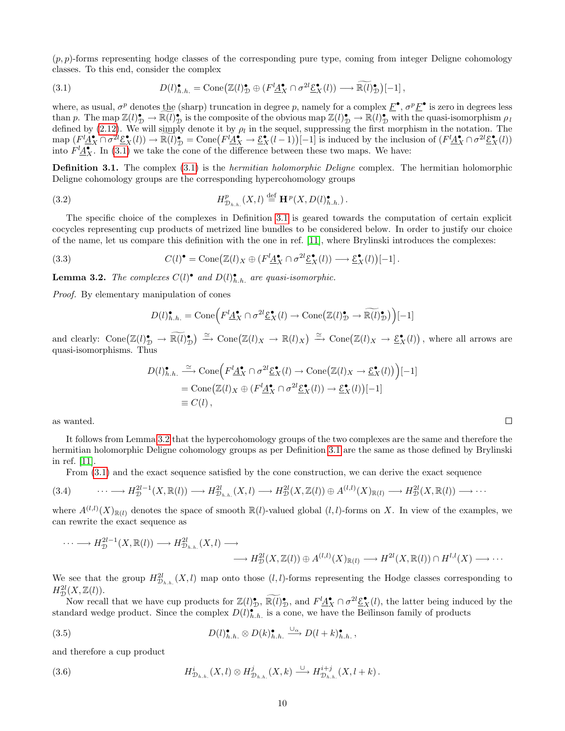$(p,p)$-forms representing hodge classes of the corresponding pure type, coming from integer Deligne cohomology classes. To this end, consider the complex

$$D(l)^\bullet_{h.h.} = \operatorname{Cone}\big(\mathbb{Z}(l)^\bullet_{\mathcal{D}} \oplus (F^l\underline{A}^\bullet_X \cap \sigma^{2l}\underline{\mathcal{E}}^\bullet_X(l)) \longrightarrow \widetilde{\mathbb{R}(l)}^\bullet_{\mathcal{D}}\big)[-1]\,, \tag{3.1}$$

where, as usual, $\sigma^p$ denotes the (sharp) truncation in degree $p$, namely for a complex $\underline{F}^\bullet$, $\sigma^p\underline{F}^\bullet$ is zero in degrees less than $p$. The map $\mathbb{Z}(l)^\bullet_{\mathcal{D}} \to \widetilde{\mathbb{R}(l)}^\bullet_{\mathcal{D}}$ is the composite of the obvious map $\mathbb{Z}(l)^\bullet_{\mathcal{D}} \to \mathbb{R}(l)^\bullet_{\mathcal{D}}$ with the quasi-isomorphism $\rho_l$ defined by (2.12). We will simply denote it by $\rho_l$ in the sequel, suppressing the first morphism in the notation. The map $(F^l\underline{A}^\bullet_X \cap \sigma^{2l}\underline{\mathcal{E}}^\bullet_X(l)) \to \widetilde{\mathbb{R}(l)}^\bullet_{\mathcal{D}} = \operatorname{Cone}\big(F^l\underline{A}^\bullet_X \to \underline{\mathcal{E}}^\bullet_X(l-1)\big)[-1]$ is induced by the inclusion of $(F^l\underline{A}^\bullet_X \cap \sigma^{2l}\underline{\mathcal{E}}^\bullet_X(l))$ into $F^l\underline{A}^\bullet_X$. In (3.1) we take the cone of the difference between these two maps. We have:

**Definition 3.1.** The complex (3.1) is the *hermitian holomorphic Deligne* complex. The hermitian holomorphic Deligne cohomology groups are the corresponding hypercohomology groups

$$H^p_{\mathcal{D}_{h.h.}}(X,l) \overset{\text{def}}{=} \mathbf{H}^p(X, D(l)^\bullet_{h.h.})\,. \tag{3.2}$$

The specific choice of the complexes in Definition 3.1 is geared towards the computation of certain explicit cocycles representing cup products of metrized line bundles to be considered below. In order to justify our choice of the name, let us compare this definition with the one in ref. [11], where Brylinski introduces the complexes:

$$C(l)^\bullet = \operatorname{Cone}\big(\mathbb{Z}(l)_X \oplus (F^l\underline{A}^\bullet_X \cap \sigma^{2l}\underline{\mathcal{E}}^\bullet_X(l)) \longrightarrow \underline{\mathcal{E}}^\bullet_X(l)\big)[-1]\,. \tag{3.3}$$

**Lemma 3.2.** *The complexes $C(l)^\bullet$ and $D(l)^\bullet_{h.h.}$ are quasi-isomorphic.*

*Proof.* By elementary manipulation of cones

$$D(l)^\bullet_{h.h.} = \operatorname{Cone}\Big(F^l\underline{A}^\bullet_X \cap \sigma^{2l}\underline{\mathcal{E}}^\bullet_X(l) \to \operatorname{Cone}\big(\mathbb{Z}(l)^\bullet_{\mathcal{D}} \to \widetilde{\mathbb{R}(l)}^\bullet_{\mathcal{D}}\big)\Big)[-1]$$

and clearly: $\operatorname{Cone}\big(\mathbb{Z}(l)^\bullet_{\mathcal{D}} \to \widetilde{\mathbb{R}(l)}^\bullet_{\mathcal{D}}\big) \xrightarrow{\simeq} \operatorname{Cone}\big(\mathbb{Z}(l)_X \to \mathbb{R}(l)_X\big) \xrightarrow{\simeq} \operatorname{Cone}\big(\mathbb{Z}(l)_X \to \underline{\mathcal{E}}^\bullet_X(l)\big)$, where all arrows are quasi-isomorphisms. Thus

$$\begin{aligned}
D(l)^\bullet_{h.h.} &\xrightarrow{\simeq} \operatorname{Cone}\Big(F^l\underline{A}^\bullet_X \cap \sigma^{2l}\underline{\mathcal{E}}^\bullet_X(l) \to \operatorname{Cone}\big(\mathbb{Z}(l)_X \to \underline{\mathcal{E}}^\bullet_X(l)\big)\Big)[-1] \\
&= \operatorname{Cone}\big(\mathbb{Z}(l)_X \oplus (F^l\underline{A}^\bullet_X \cap \sigma^{2l}\underline{\mathcal{E}}^\bullet_X(l)) \to \underline{\mathcal{E}}^\bullet_X(l)\big)[-1] \\
&\equiv C(l)\,,
\end{aligned}$$

as wanted. □

It follows from Lemma 3.2 that the hypercohomology groups of the two complexes are the same and therefore the hermitian holomorphic Deligne cohomology groups as per Definition 3.1 are the same as those defined by Brylinski in ref. [11].

From (3.1) and the exact sequence satisfied by the cone construction, we can derive the exact sequence

$$\cdots \longrightarrow H^{2l-1}_{\mathcal{D}}(X,\mathbb{R}(l)) \longrightarrow H^{2l}_{\mathcal{D}_{h.h.}}(X,l) \longrightarrow H^{2l}_{\mathcal{D}}(X,\mathbb{Z}(l)) \oplus A^{(l,l)}(X)_{\mathbb{R}(l)} \longrightarrow H^{2l}_{\mathcal{D}}(X,\mathbb{R}(l)) \longrightarrow \cdots \tag{3.4}$$

where $A^{(l,l)}(X)_{\mathbb{R}(l)}$ denotes the space of smooth $\mathbb{R}(l)$-valued global $(l,l)$-forms on $X$. In view of the examples, we can rewrite the exact sequence as

$$\begin{aligned}
\cdots \longrightarrow H^{2l-1}_{\mathcal{D}}(X,\mathbb{R}(l)) \longrightarrow H^{2l}_{\mathcal{D}_{h.h.}}(X,l) &\longrightarrow \\
&\longrightarrow H^{2l}_{\mathcal{D}}(X,\mathbb{Z}(l)) \oplus A^{(l,l)}(X)_{\mathbb{R}(l)} \longrightarrow H^{2l}(X,\mathbb{R}(l)) \cap H^{l,l}(X) \longrightarrow \cdots
\end{aligned}$$

We see that the group $H^{2l}_{\mathcal{D}_{h.h.}}(X,l)$ map onto those $(l,l)$-forms representing the Hodge classes corresponding to $H^{2l}_{\mathcal{D}}(X,\mathbb{Z}(l))$.

Now recall that we have cup products for $\mathbb{Z}(l)^\bullet_{\mathcal{D}}$, $\widetilde{\mathbb{R}(l)}^\bullet_{\mathcal{D}}$, and $F^l\underline{A}^\bullet_X \cap \sigma^{2l}\underline{\mathcal{E}}^\bullet_X(l)$, the latter being induced by the standard wedge product. Since the complex $D(l)^\bullet_{h.h.}$ is a cone, we have the Beĭlinson family of products

$$D(l)^\bullet_{h.h.} \otimes D(k)^\bullet_{h.h.} \xrightarrow{\cup_\alpha} D(l+k)^\bullet_{h.h.}\,, \tag{3.5}$$

and therefore a cup product

$$H^i_{\mathcal{D}_{h.h.}}(X,l) \otimes H^j_{\mathcal{D}_{h.h.}}(X,k) \xrightarrow{\cup} H^{i+j}_{\mathcal{D}_{h.h.}}(X,l+k)\,. \tag{3.6}$$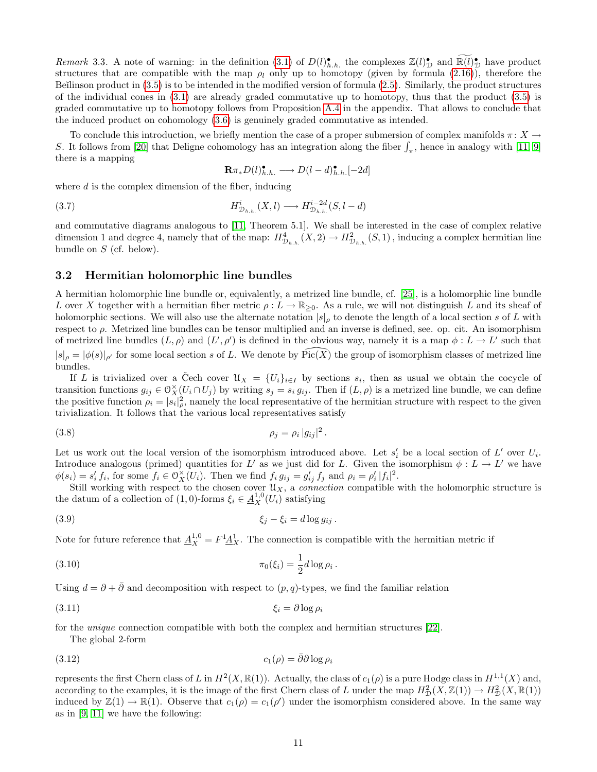*Remark* 3.3. A note of warning: in the definition (3.1) of $D(l)^\bullet_{h.h.}$ the complexes $\mathbb{Z}(l)^\bullet_{\mathcal{D}}$ and $\widetilde{\mathbb{R}(l)}^\bullet_{\mathcal{D}}$ have product structures that are compatible with the map $\rho_l$ only up to homotopy (given by formula (2.16)), therefore the Beĭlinson product in (3.5) is to be intended in the modified version of formula (2.5). Similarly, the product structures of the individual cones in (3.1) are already graded commutative up to homotopy, thus that the product (3.5) is graded commutative up to homotopy follows from Proposition A.4 in the appendix. That allows to conclude that the induced product on cohomology (3.6) is genuinely graded commutative as intended.

To conclude this introduction, we briefly mention the case of a proper submersion of complex manifolds $\pi\colon X \to S$. It follows from [20] that Deligne cohomology has an integration along the fiber $\int_\pi$, hence in analogy with [11, 9] there is a mapping

$$\mathbf{R}\pi_* D(l)^\bullet_{h.h.} \longrightarrow D(l-d)^\bullet_{h.h.}[-2d]$$

where $d$ is the complex dimension of the fiber, inducing

$$H^i_{\mathcal{D}_{h.h.}}(X,l) \longrightarrow H^{i-2d}_{\mathcal{D}_{h.h.}}(S,l-d) \tag{3.7}$$

and commutative diagrams analogous to [11, Theorem 5.1]. We shall be interested in the case of complex relative dimension 1 and degree 4, namely that of the map: $H^4_{\mathcal{D}_{h.h.}}(X,2) \to H^2_{\mathcal{D}_{h.h.}}(S,1)$, inducing a complex hermitian line bundle on $S$ (cf. below).

## 3.2 Hermitian holomorphic line bundles

A hermitian holomorphic line bundle or, equivalently, a metrized line bundle, cf. [25], is a holomorphic line bundle $L$ over $X$ together with a hermitian fiber metric $\rho : L \to \mathbb{R}_{\geq 0}$. As a rule, we will not distinguish $L$ and its sheaf of holomorphic sections. We will also use the alternate notation $|s|_\rho$ to denote the length of a local section $s$ of $L$ with respect to $\rho$. Metrized line bundles can be tensor multiplied and an inverse is defined, see. op. cit. An isomorphism of metrized line bundles $(L,\rho)$ and $(L',\rho')$ is defined in the obvious way, namely it is a map $\phi : L \to L'$ such that $|s|_\rho = |\phi(s)|_{\rho'}$ for some local section $s$ of $L$. We denote by $\widehat{\operatorname{Pic}(X)}$ the group of isomorphism classes of metrized line bundles.

If $L$ is trivialized over a Čech cover $\mathcal{U}_X = \{U_i\}_{i\in I}$ by sections $s_i$, then as usual we obtain the cocycle of transition functions $g_{ij} \in \mathcal{O}^\times_X(U_i \cap U_j)$ by writing $s_j = s_i\, g_{ij}$. Then if $(L,\rho)$ is a metrized line bundle, we can define the positive function $\rho_i = |s_i|^2_\rho$, namely the local representative of the hermitian structure with respect to the given trivialization. It follows that the various local representatives satisfy

$$\rho_j = \rho_i \, |g_{ij}|^2 \,. \tag{3.8}$$

Let us work out the local version of the isomorphism introduced above. Let $s'_i$ be a local section of $L'$ over $U_i$. Introduce analogous (primed) quantities for $L'$ as we just did for $L$. Given the isomorphism $\phi : L \to L'$ we have $\phi(s_i) = s'_i\, f_i$, for some $f_i \in \mathcal{O}^\times_X(U_i)$. Then we find $f_i\, g_{ij} = g'_{ij}\, f_j$ and $\rho_i = \rho'_i\, |f_i|^2$.

Still working with respect to the chosen cover $\mathcal{U}_X$, a *connection* compatible with the holomorphic structure is the datum of a collection of $(1,0)$-forms $\xi_i \in \underline{A}^{1,0}_X(U_i)$ satisfying

$$\xi_j - \xi_i = d\log g_{ij} \,. \tag{3.9}$$

Note for future reference that $\underline{A}^{1,0}_X = F^1\underline{A}^1_X$. The connection is compatible with the hermitian metric if

$$\pi_0(\xi_i) = \frac{1}{2} d\log \rho_i \,. \tag{3.10}$$

Using $d = \partial + \bar\partial$ and decomposition with respect to $(p,q)$-types, we find the familiar relation

$$\xi_i = \partial \log \rho_i \tag{3.11}$$

for the *unique* connection compatible with both the complex and hermitian structures [22].

The global 2-form

$$c_1(\rho) = \bar\partial\partial \log \rho_i \tag{3.12}$$

represents the first Chern class of $L$ in $H^2(X,\mathbb{R}(1))$. Actually, the class of $c_1(\rho)$ is a pure Hodge class in $H^{1,1}(X)$ and, according to the examples, it is the image of the first Chern class of $L$ under the map $H^2_{\mathcal{D}}(X,\mathbb{Z}(1)) \to H^2_{\mathcal{D}}(X,\mathbb{R}(1))$ induced by $\mathbb{Z}(1) \to \mathbb{R}(1)$. Observe that $c_1(\rho) = c_1(\rho')$ under the isomorphism considered above. In the same way as in [9, 11] we have the following: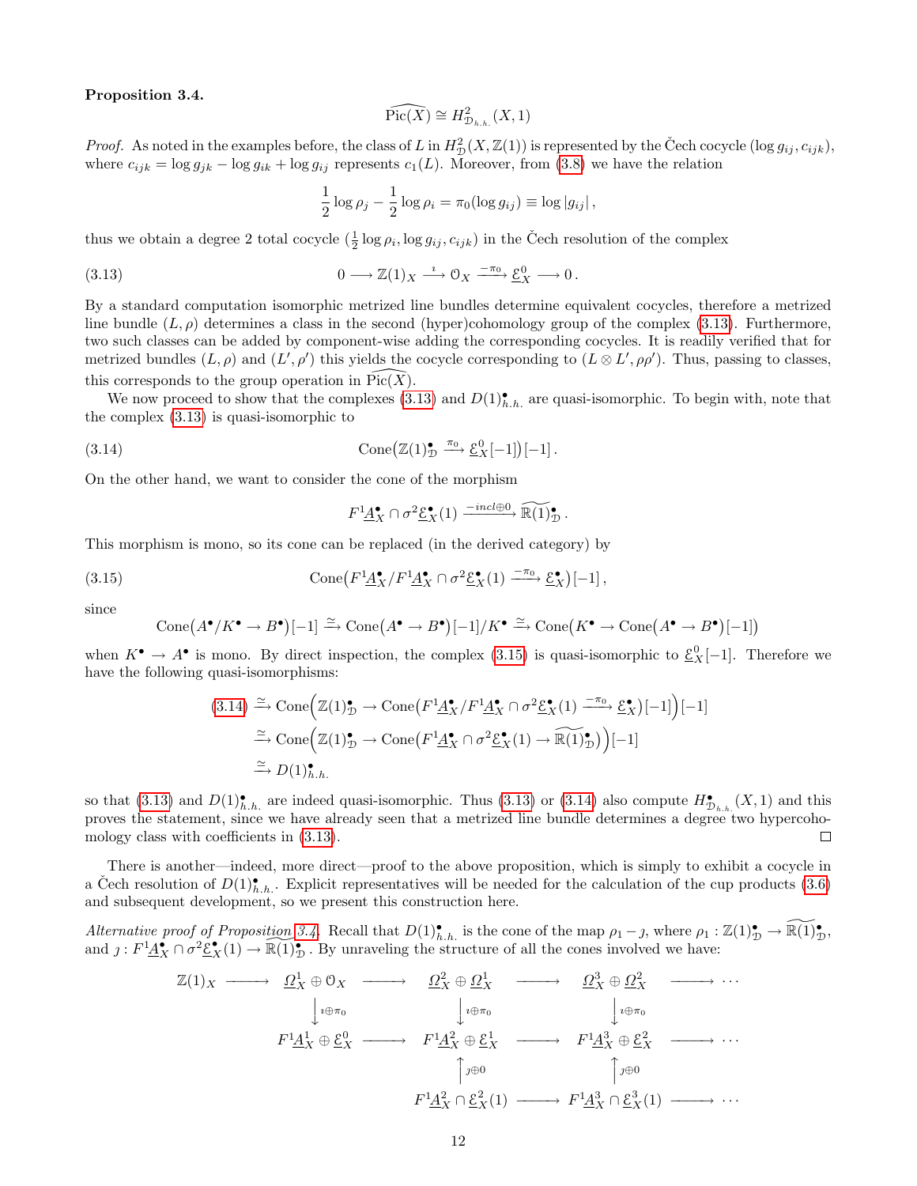**Proposition 3.4.**

$$\widehat{\operatorname{Pic}(X)} \cong H^2_{\mathcal{D}_{h.h.}}(X,1)$$

*Proof.* As noted in the examples before, the class of $L$ in $H^2_{\mathcal{D}}(X,\mathbb{Z}(1))$ is represented by the Čech cocycle $(\log g_{ij}, c_{ijk})$, where $c_{ijk} = \log g_{jk} - \log g_{ik} + \log g_{ij}$ represents $c_1(L)$. Moreover, from (3.8) we have the relation

$$\frac{1}{2}\log\rho_j - \frac{1}{2}\log\rho_i = \pi_0(\log g_{ij}) \equiv \log|g_{ij}|\,,$$

thus we obtain a degree 2 total cocycle $(\frac{1}{2}\log\rho_i, \log g_{ij}, c_{ijk})$ in the Čech resolution of the complex

$$0 \longrightarrow \mathbb{Z}(1)_X \xrightarrow{\ \imath\ } \mathcal{O}_X \xrightarrow{-\pi_0} \underline{\mathcal{E}}^0_X \longrightarrow 0\,. \tag{3.13}$$

By a standard computation isomorphic metrized line bundles determine equivalent cocycles, therefore a metrized line bundle $(L,\rho)$ determines a class in the second (hyper)cohomology group of the complex (3.13). Furthermore, two such classes can be added by component-wise adding the corresponding cocycles. It is readily verified that for metrized bundles $(L,\rho)$ and $(L',\rho')$ this yields the cocycle corresponding to $(L\otimes L', \rho\rho')$. Thus, passing to classes, this corresponds to the group operation in $\widehat{\operatorname{Pic}(X)}$.

We now proceed to show that the complexes (3.13) and $D(1)^\bullet_{h.h.}$ are quasi-isomorphic. To begin with, note that the complex (3.13) is quasi-isomorphic to

$$\operatorname{Cone}\big(\mathbb{Z}(1)^\bullet_{\mathcal{D}} \xrightarrow{\pi_0} \underline{\mathcal{E}}^0_X[-1]\big)[-1]\,. \tag{3.14}$$

On the other hand, we want to consider the cone of the morphism

$$F^1\underline{A}^\bullet_X \cap \sigma^2\underline{\mathcal{E}}^\bullet_X(1) \xrightarrow{-incl\oplus 0} \widetilde{\mathbb{R}(1)}^\bullet_{\mathcal{D}}\,.$$

This morphism is mono, so its cone can be replaced (in the derived category) by

$$\operatorname{Cone}\big(F^1\underline{A}^\bullet_X / F^1\underline{A}^\bullet_X \cap \sigma^2\underline{\mathcal{E}}^\bullet_X(1) \xrightarrow{-\pi_0} \underline{\mathcal{E}}^\bullet_X\big)[-1]\,, \tag{3.15}$$

since

$$\operatorname{Cone}\big(A^\bullet/K^\bullet \to B^\bullet\big)[-1] \xrightarrow{\simeq} \operatorname{Cone}\big(A^\bullet \to B^\bullet\big)[-1]/K^\bullet \xrightarrow{\simeq} \operatorname{Cone}\big(K^\bullet \to \operatorname{Cone}\big(A^\bullet \to B^\bullet\big)[-1]\big)$$

when $K^\bullet \to A^\bullet$ is mono. By direct inspection, the complex (3.15) is quasi-isomorphic to $\underline{\mathcal{E}}^0_X[-1]$. Therefore we have the following quasi-isomorphisms:

$$\begin{aligned}
(3.14) &\xrightarrow{\simeq} \operatorname{Cone}\Big(\mathbb{Z}(1)^\bullet_{\mathcal{D}} \to \operatorname{Cone}\big(F^1\underline{A}^\bullet_X/F^1\underline{A}^\bullet_X \cap \sigma^2\underline{\mathcal{E}}^\bullet_X(1) \xrightarrow{-\pi_0} \underline{\mathcal{E}}^\bullet_X\big)[-1]\Big)[-1] \\
&\xrightarrow{\simeq} \operatorname{Cone}\Big(\mathbb{Z}(1)^\bullet_{\mathcal{D}} \to \operatorname{Cone}\big(F^1\underline{A}^\bullet_X \cap \sigma^2\underline{\mathcal{E}}^\bullet_X(1) \to \widetilde{\mathbb{R}(1)}^\bullet_{\mathcal{D}}\big)\Big)[-1] \\
&\xrightarrow{\simeq} D(1)^\bullet_{h.h.}
\end{aligned}$$

so that (3.13) and $D(1)^\bullet_{h.h.}$ are indeed quasi-isomorphic. Thus (3.13) or (3.14) also compute $H^\bullet_{\mathcal{D}_{h.h.}}(X,1)$ and this proves the statement, since we have already seen that a metrized line bundle determines a degree two hypercohomology class with coefficients in (3.13). □

There is another—indeed, more direct—proof to the above proposition, which is simply to exhibit a cocycle in a Čech resolution of $D(1)^\bullet_{h.h.}$. Explicit representatives will be needed for the calculation of the cup products (3.6) and subsequent development, so we present this construction here.

*Alternative proof of Proposition 3.4.* Recall that $D(1)^\bullet_{h.h.}$ is the cone of the map $\rho_1 - \jmath$, where $\rho_1 : \mathbb{Z}(1)^\bullet_{\mathcal{D}} \to \widetilde{\mathbb{R}(1)}^\bullet_{\mathcal{D}}$, and $\jmath : F^1\underline{A}^\bullet_X \cap \sigma^2\underline{\mathcal{E}}^\bullet_X(1) \to \widetilde{\mathbb{R}(1)}^\bullet_{\mathcal{D}}$. By unraveling the structure of all the cones involved we have:

$$\begin{array}{ccccccccc}
\mathbb{Z}(1)_X & \longrightarrow & \underline{\Omega}^1_X \oplus \mathcal{O}_X & \longrightarrow & \underline{\Omega}^2_X \oplus \underline{\Omega}^1_X & \longrightarrow & \underline{\Omega}^3_X \oplus \underline{\Omega}^2_X & \longrightarrow & \cdots \\
 & & \big\downarrow{\scriptstyle \imath\oplus\pi_0} & & \big\downarrow{\scriptstyle \imath\oplus\pi_0} & & \big\downarrow{\scriptstyle \imath\oplus\pi_0} & & \\
 & & F^1\underline{A}^1_X \oplus \underline{\mathcal{E}}^0_X & \longrightarrow & F^1\underline{A}^2_X \oplus \underline{\mathcal{E}}^1_X & \longrightarrow & F^1\underline{A}^3_X \oplus \underline{\mathcal{E}}^2_X & \longrightarrow & \cdots \\
 & & & & \big\uparrow{\scriptstyle \jmath\oplus 0} & & \big\uparrow{\scriptstyle \jmath\oplus 0} & & \\
 & & & & F^1\underline{A}^2_X \cap \underline{\mathcal{E}}^2_X(1) & \longrightarrow & F^1\underline{A}^3_X \cap \underline{\mathcal{E}}^3_X(1) & \longrightarrow & \cdots
\end{array}$$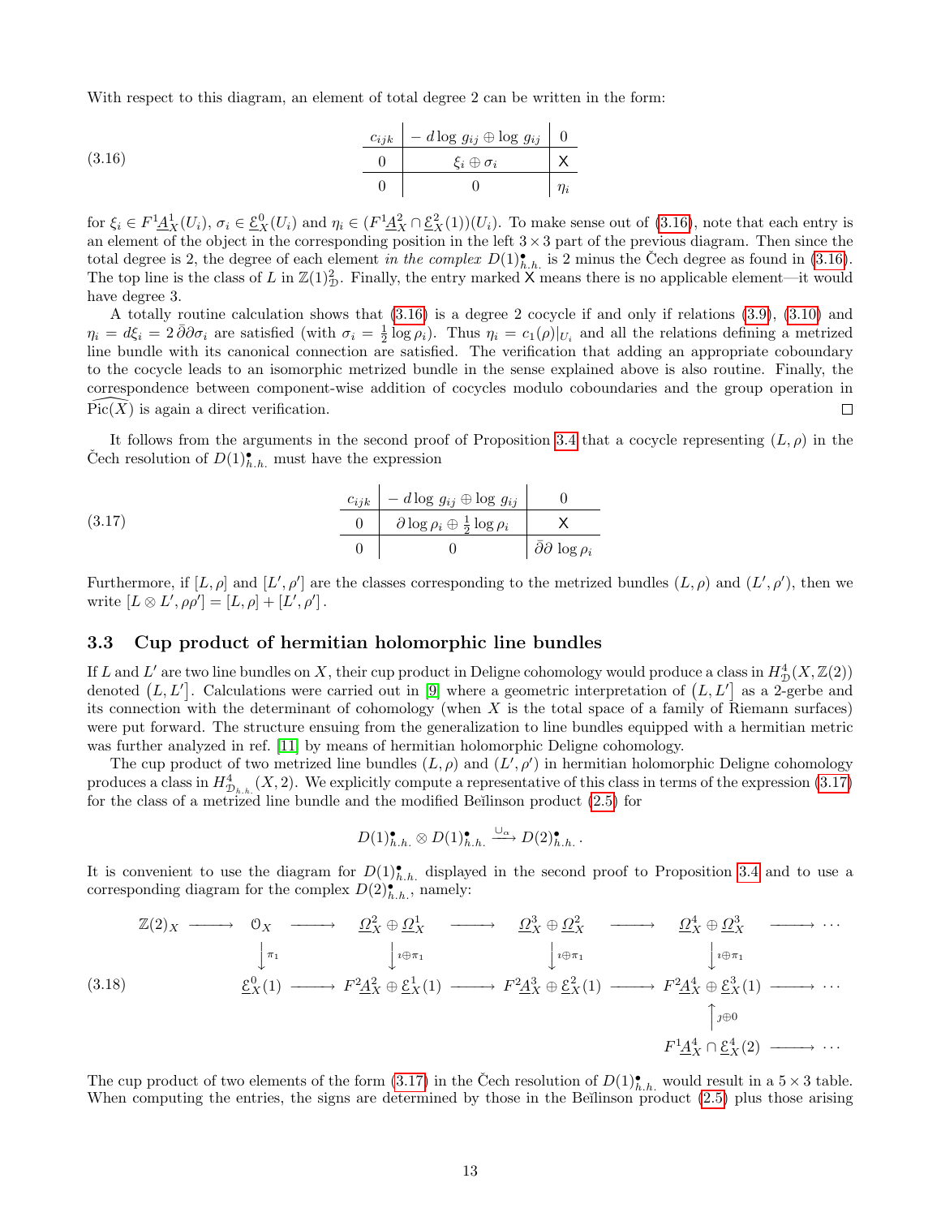With respect to this diagram, an element of total degree 2 can be written in the form:

$$
\begin{array}{c|c|c}
c_{ijk} & -\,d\log\, g_{ij} \oplus \log\, g_{ij} & 0 \\
\hline
0 & \xi_i \oplus \sigma_i & \mathsf{X} \\
\hline
0 & 0 & \eta_i
\end{array}
\tag{3.16}
$$

for $\xi_i \in F^1\underline{A}^1_X(U_i)$, $\sigma_i \in \underline{\mathcal{E}}^0_X(U_i)$ and $\eta_i \in (F^1\underline{A}^2_X \cap \underline{\mathcal{E}}^2_X(1))(U_i)$. To make sense out of (3.16), note that each entry is an element of the object in the corresponding position in the left $3\times 3$ part of the previous diagram. Then since the total degree is 2, the degree of each element *in the complex* $D(1)^\bullet_{h.h.}$ is 2 minus the Čech degree as found in (3.16). The top line is the class of $L$ in $\mathbb{Z}(1)^2_{\mathcal{D}}$. Finally, the entry marked $\mathsf{X}$ means there is no applicable element—it would have degree 3.

A totally routine calculation shows that (3.16) is a degree 2 cocycle if and only if relations (3.9), (3.10) and $\eta_i = d\xi_i = 2\,\bar\partial\partial\sigma_i$ are satisfied (with $\sigma_i = \frac{1}{2}\log\rho_i$). Thus $\eta_i = c_1(\rho)|_{U_i}$ and all the relations defining a metrized line bundle with its canonical connection are satisfied. The verification that adding an appropriate coboundary to the cocycle leads to an isomorphic metrized bundle in the sense explained above is also routine. Finally, the correspondence between component-wise addition of cocycles modulo coboundaries and the group operation in $\widehat{\mathrm{Pic}}(X)$ is again a direct verification. ∎

It follows from the arguments in the second proof of Proposition 3.4 that a cocycle representing $(L,\rho)$ in the Čech resolution of $D(1)^\bullet_{h.h.}$ must have the expression

$$
\begin{array}{c|c|c}
c_{ijk} & -\,d\log\, g_{ij} \oplus \log\, g_{ij} & 0 \\
\hline
0 & \partial\log\rho_i \oplus \frac{1}{2}\log\rho_i & \mathsf{X} \\
\hline
0 & 0 & \bar\partial\partial\,\log\rho_i
\end{array}
\tag{3.17}
$$

Furthermore, if $[L,\rho]$ and $[L',\rho']$ are the classes corresponding to the metrized bundles $(L,\rho)$ and $(L',\rho')$, then we write $[L\otimes L', \rho\rho'] = [L,\rho] + [L',\rho']$.

### 3.3 Cup product of hermitian holomorphic line bundles

If $L$ and $L'$ are two line bundles on $X$, their cup product in Deligne cohomology would produce a class in $H^4_{\mathcal{D}}(X,\mathbb{Z}(2))$ denoted $\big(L,L'\big]$. Calculations were carried out in [9] where a geometric interpretation of $\big(L,L'\big]$ as a 2-gerbe and its connection with the determinant of cohomology (when $X$ is the total space of a family of Riemann surfaces) were put forward. The structure ensuing from the generalization to line bundles equipped with a hermitian metric was further analyzed in ref. [11] by means of hermitian holomorphic Deligne cohomology.

The cup product of two metrized line bundles $(L,\rho)$ and $(L',\rho')$ in hermitian holomorphic Deligne cohomology produces a class in $H^4_{\mathcal{D}_{h.h.}}(X,2)$. We explicitly compute a representative of this class in terms of the expression (3.17) for the class of a metrized line bundle and the modified Beĭlinson product (2.5) for

$$
D(1)^\bullet_{h.h.} \otimes D(1)^\bullet_{h.h.} \xrightarrow{\cup_\alpha} D(2)^\bullet_{h.h.}\,.
$$

It is convenient to use the diagram for $D(1)^\bullet_{h.h.}$ displayed in the second proof to Proposition 3.4 and to use a corresponding diagram for the complex $D(2)^\bullet_{h.h.}$, namely:

$$
\begin{array}{ccccccccccc}
\mathbb{Z}(2)_X & \longrightarrow & \mathcal{O}_X & \longrightarrow & \underline{\Omega}^2_X \oplus \underline{\Omega}^1_X & \longrightarrow & \underline{\Omega}^3_X \oplus \underline{\Omega}^2_X & \longrightarrow & \underline{\Omega}^4_X \oplus \underline{\Omega}^3_X & \longrightarrow & \cdots \\
 & & \big\downarrow{\scriptstyle \pi_1} & & \big\downarrow{\scriptstyle \imath\oplus\pi_1} & & \big\downarrow{\scriptstyle \imath\oplus\pi_1} & & \big\downarrow{\scriptstyle \imath\oplus\pi_1} & & \\
 & & \underline{\mathcal{E}}^0_X(1) & \longrightarrow & F^2\underline{A}^2_X \oplus \underline{\mathcal{E}}^1_X(1) & \longrightarrow & F^2\underline{A}^3_X \oplus \underline{\mathcal{E}}^2_X(1) & \longrightarrow & F^2\underline{A}^4_X \oplus \underline{\mathcal{E}}^3_X(1) & \longrightarrow & \cdots \\
 & & & & & & & & \big\uparrow{\scriptstyle \jmath\oplus 0} & & \\
 & & & & & & & & F^1\underline{A}^4_X \cap \underline{\mathcal{E}}^4_X(2) & \longrightarrow & \cdots
\end{array}
\tag{3.18}
$$

The cup product of two elements of the form (3.17) in the Čech resolution of $D(1)^\bullet_{h.h.}$ would result in a $5\times 3$ table. When computing the entries, the signs are determined by those in the Beĭlinson product (2.5) plus those arising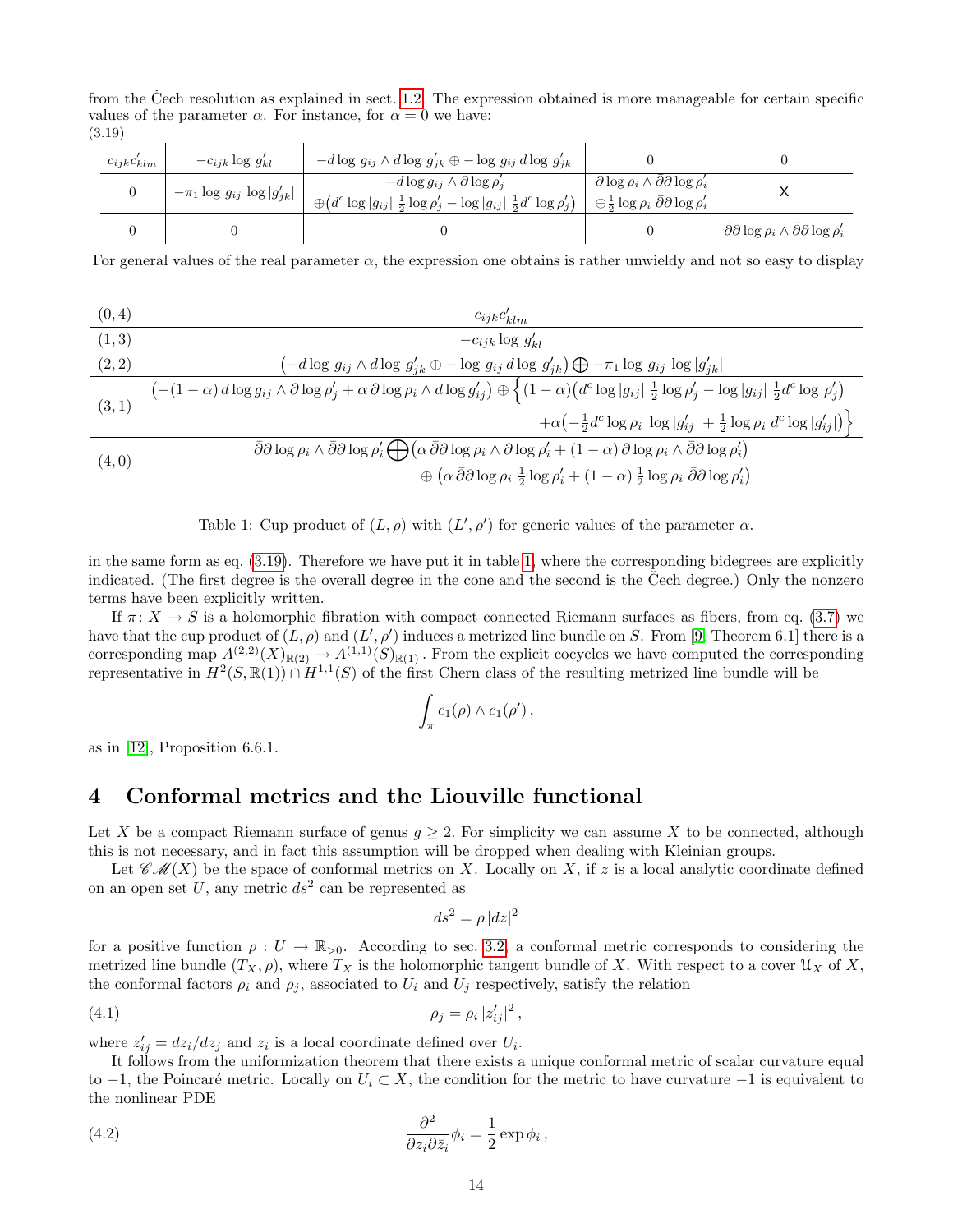from the Čech resolution as explained in sect. 1.2. The expression obtained is more manageable for certain specific values of the parameter $\alpha$. For instance, for $\alpha = 0$ we have:

(3.19)

| $c_{ijk}c'_{klm}$ | $-c_{ijk}\log g'_{kl}$ | $-d\log g_{ij}\wedge d\log g'_{jk}\oplus -\log g_{ij}\, d\log g'_{jk}$ | $0$ | $0$ |
|---|---|---|---|---|
| $0$ | $-\pi_1 \log g_{ij}\, \log\lvert g'_{jk}\rvert$ | $-d\log g_{ij}\wedge\partial\log\rho'_j$ $\oplus\big(d^c\log\lvert g_{ij}\rvert\,\frac{1}{2}\log\rho'_j - \log\lvert g_{ij}\rvert\,\frac{1}{2}d^c\log\rho'_j\big)$ | $\partial\log\rho_i\wedge\bar\partial\partial\log\rho'_i$ $\oplus\frac{1}{2}\log\rho_i\,\bar\partial\partial\log\rho'_i$ | X |
| $0$ | $0$ | $0$ | $0$ | $\bar\partial\partial\log\rho_i\wedge\bar\partial\partial\log\rho'_i$ |

For general values of the real parameter $\alpha$, the expression one obtains is rather unwieldy and not so easy to display

| | |
|---|---|
| $(0,4)$ | $c_{ijk}c'_{klm}$ |
| $(1,3)$ | $-c_{ijk}\log g'_{kl}$ |
| $(2,2)$ | $\big(-d\log g_{ij}\wedge d\log g'_{jk}\oplus -\log g_{ij}\, d\log g'_{jk}\big)\bigoplus -\pi_1\log g_{ij}\,\log\lvert g'_{jk}\rvert$ |
| $(3,1)$ | $\big(-(1-\alpha)\,d\log g_{ij}\wedge\partial\log\rho'_j+\alpha\,\partial\log\rho_i\wedge d\log g'_{ij}\big)\oplus\Big\{(1-\alpha)\big(d^c\log\lvert g_{ij}\rvert\,\frac{1}{2}\log\rho'_j-\log\lvert g_{ij}\rvert\,\frac{1}{2}d^c\log\rho'_j\big)$ $+\alpha\big(-\frac{1}{2}d^c\log\rho_i\,\log\lvert g'_{ij}\rvert+\frac{1}{2}\log\rho_i\, d^c\log\lvert g'_{ij}\rvert\big)\Big\}$ |
| $(4,0)$ | $\bar\partial\partial\log\rho_i\wedge\bar\partial\partial\log\rho'_i\bigoplus\big(\alpha\,\bar\partial\partial\log\rho_i\wedge\partial\log\rho'_i+(1-\alpha)\,\partial\log\rho_i\wedge\bar\partial\partial\log\rho'_i\big)$ $\oplus\big(\alpha\,\bar\partial\partial\log\rho_i\,\frac{1}{2}\log\rho'_i+(1-\alpha)\,\frac{1}{2}\log\rho_i\,\bar\partial\partial\log\rho'_i\big)$ |

Table 1: Cup product of $(L,\rho)$ with $(L',\rho')$ for generic values of the parameter $\alpha$.

in the same form as eq. (3.19). Therefore we have put it in table 1, where the corresponding bidegrees are explicitly indicated. (The first degree is the overall degree in the cone and the second is the Čech degree.) Only the nonzero terms have been explicitly written.

If $\pi\colon X\to S$ is a holomorphic fibration with compact connected Riemann surfaces as fibers, from eq. (3.7) we have that the cup product of $(L,\rho)$ and $(L',\rho')$ induces a metrized line bundle on $S$. From [9, Theorem 6.1] there is a corresponding map $A^{(2,2)}(X)_{\mathbb{R}(2)}\to A^{(1,1)}(S)_{\mathbb{R}(1)}$. From the explicit cocycles we have computed the corresponding representative in $H^2(S,\mathbb{R}(1))\cap H^{1,1}(S)$ of the first Chern class of the resulting metrized line bundle will be

$$\int_\pi c_1(\rho)\wedge c_1(\rho')\,,$$

as in [12], Proposition 6.6.1.

# 4 Conformal metrics and the Liouville functional

Let $X$ be a compact Riemann surface of genus $g\geq 2$. For simplicity we can assume $X$ to be connected, although this is not necessary, and in fact this assumption will be dropped when dealing with Kleinian groups.

Let $\mathscr{CM}(X)$ be the space of conformal metrics on $X$. Locally on $X$, if $z$ is a local analytic coordinate defined on an open set $U$, any metric $ds^2$ can be represented as

$$ds^2=\rho\,\lvert dz\rvert^2$$

for a positive function $\rho: U\to\mathbb{R}_{>0}$. According to sec. 3.2, a conformal metric corresponds to considering the metrized line bundle $(T_X,\rho)$, where $T_X$ is the holomorphic tangent bundle of $X$. With respect to a cover $\mathfrak{U}_X$ of $X$, the conformal factors $\rho_i$ and $\rho_j$, associated to $U_i$ and $U_j$ respectively, satisfy the relation

$$\rho_j=\rho_i\,\lvert z'_{ij}\rvert^2\,, \tag{4.1}$$

where $z'_{ij}=dz_i/dz_j$ and $z_i$ is a local coordinate defined over $U_i$.

It follows from the uniformization theorem that there exists a unique conformal metric of scalar curvature equal to $-1$, the Poincaré metric. Locally on $U_i\subset X$, the condition for the metric to have curvature $-1$ is equivalent to the nonlinear PDE

$$\frac{\partial^2}{\partial z_i\partial\bar z_i}\phi_i=\frac{1}{2}\exp\phi_i\,, \tag{4.2}$$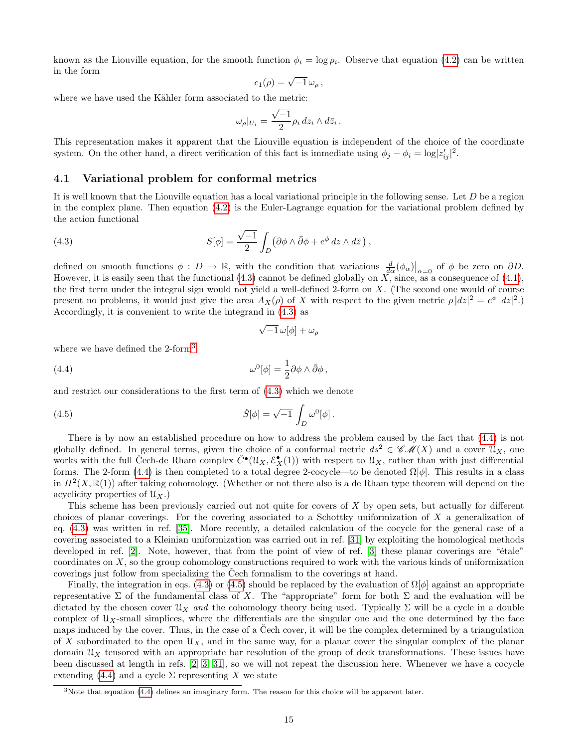known as the Liouville equation, for the smooth function $\phi_i = \log \rho_i$. Observe that equation (4.2) can be written in the form

$$c_1(\rho) = \sqrt{-1}\,\omega_\rho\,,$$

where we have used the Kähler form associated to the metric:

$$\omega_\rho|_{U_i} = \frac{\sqrt{-1}}{2}\rho_i\, dz_i \wedge d\bar{z}_i\,.$$

This representation makes it apparent that the Liouville equation is independent of the choice of the coordinate system. On the other hand, a direct verification of this fact is immediate using $\phi_j - \phi_i = \log|z'_{ij}|^2$.

### 4.1 Variational problem for conformal metrics

It is well known that the Liouville equation has a local variational principle in the following sense. Let $D$ be a region in the complex plane. Then equation (4.2) is the Euler-Lagrange equation for the variational problem defined by the action functional

$$S[\phi] = \frac{\sqrt{-1}}{2}\int_D \left(\partial\phi \wedge \bar{\partial}\phi + e^{\phi}\, dz \wedge d\bar{z}\right), \tag{4.3}$$

defined on smooth functions $\phi : D \to \mathbb{R}$, with the condition that variations $\frac{d}{d\alpha}(\phi_\alpha)\big|_{\alpha=0}$ of $\phi$ be zero on $\partial D$. However, it is easily seen that the functional (4.3) cannot be defined globally on $X$, since, as a consequence of (4.1), the first term under the integral sign would not yield a well-defined 2-form on $X$. (The second one would of course present no problems, it would just give the area $A_X(\rho)$ of $X$ with respect to the given metric $\rho\,|dz|^2 = e^{\phi}\,|dz|^2$.) Accordingly, it is convenient to write the integrand in (4.3) as

$$\sqrt{-1}\,\omega[\phi] + \omega_\rho$$

where we have defined the 2-form[3]

$$\omega^0[\phi] = \frac{1}{2}\partial\phi \wedge \bar{\partial}\phi\,, \tag{4.4}$$

and restrict our considerations to the first term of (4.3) which we denote

$$\check{S}[\phi] = \sqrt{-1}\int_D \omega^0[\phi]\,. \tag{4.5}$$

There is by now an established procedure on how to address the problem caused by the fact that (4.4) is not globally defined. In general terms, given the choice of a conformal metric $ds^2 \in \mathscr{CM}(X)$ and a cover $\mathfrak{U}_X$, one works with the full Čech-de Rham complex $\check{C}^\bullet(\mathfrak{U}_X, \underline{\mathcal{E}}^\bullet_X(1))$ with respect to $\mathfrak{U}_X$, rather than with just differential forms. The 2-form (4.4) is then completed to a total degree 2-cocycle—to be denoted $\Omega[\phi]$. This results in a class in $H^2(X, \mathbb{R}(1))$ after taking cohomology. (Whether or not there also is a de Rham type theorem will depend on the acyclicity properties of $\mathfrak{U}_X$.)

This scheme has been previously carried out not quite for covers of $X$ by open sets, but actually for different choices of planar coverings. For the covering associated to a Schottky uniformization of $X$ a generalization of eq. (4.3) was written in ref. [35]. More recently, a detailed calculation of the cocycle for the general case of a covering associated to a Kleinian uniformization was carried out in ref. [31] by exploiting the homological methods developed in ref. [2]. Note, however, that from the point of view of ref. [3] these planar coverings are "étale" coordinates on $X$, so the group cohomology constructions required to work with the various kinds of uniformization coverings just follow from specializing the Čech formalism to the coverings at hand.

Finally, the integration in eqs. (4.3) or (4.5) should be replaced by the evaluation of $\Omega[\phi]$ against an appropriate representative $\Sigma$ of the fundamental class of $X$. The "appropriate" form for both $\Sigma$ and the evaluation will be dictated by the chosen cover $\mathfrak{U}_X$ *and* the cohomology theory being used. Typically $\Sigma$ will be a cycle in a double complex of $\mathfrak{U}_X$-small simplices, where the differentials are the singular one and the one determined by the face maps induced by the cover. Thus, in the case of a Čech cover, it will be the complex determined by a triangulation of $X$ subordinated to the open $\mathfrak{U}_X$, and in the same way, for a planar cover the singular complex of the planar domain $\mathfrak{U}_X$ tensored with an appropriate bar resolution of the group of deck transformations. These issues have been discussed at length in refs. [2, 3, 31], so we will not repeat the discussion here. Whenever we have a cocycle extending (4.4) and a cycle $\Sigma$ representing $X$ we state

---

[3] Note that equation (4.4) defines an imaginary form. The reason for this choice will be apparent later.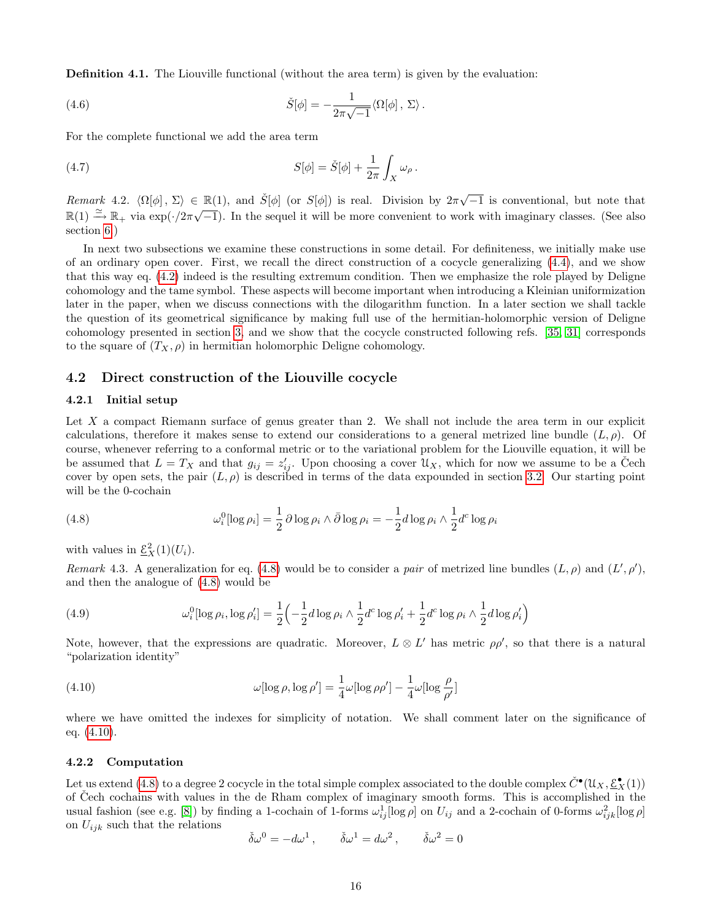**Definition 4.1.** The Liouville functional (without the area term) is given by the evaluation:

$$\check{S}[\phi] = -\frac{1}{2\pi\sqrt{-1}} \langle \Omega[\phi]\,,\,\Sigma \rangle\,. \tag{4.6}$$

For the complete functional we add the area term

$$S[\phi] = \check{S}[\phi] + \frac{1}{2\pi}\int_X \omega_\rho\,. \tag{4.7}$$

*Remark* 4.2. $\langle \Omega[\phi]\,,\,\Sigma\rangle \in \mathbb{R}(1)$, and $\check{S}[\phi]$ (or $S[\phi]$) is real. Division by $2\pi\sqrt{-1}$ is conventional, but note that $\mathbb{R}(1) \xrightarrow{\simeq} \mathbb{R}_+$ via $\exp(\cdot/2\pi\sqrt{-1})$. In the sequel it will be more convenient to work with imaginary classes. (See also section 6.)

In next two subsections we examine these constructions in some detail. For definiteness, we initially make use of an ordinary open cover. First, we recall the direct construction of a cocycle generalizing (4.4), and we show that this way eq. (4.2) indeed is the resulting extremum condition. Then we emphasize the role played by Deligne cohomology and the tame symbol. These aspects will become important when introducing a Kleinian uniformization later in the paper, when we discuss connections with the dilogarithm function. In a later section we shall tackle the question of its geometrical significance by making full use of the hermitian-holomorphic version of Deligne cohomology presented in section 3, and we show that the cocycle constructed following refs. [35, 31] corresponds to the square of $(T_X, \rho)$ in hermitian holomorphic Deligne cohomology.

## 4.2 Direct construction of the Liouville cocycle

### 4.2.1 Initial setup

Let $X$ a compact Riemann surface of genus greater than 2. We shall not include the area term in our explicit calculations, therefore it makes sense to extend our considerations to a general metrized line bundle $(L, \rho)$. Of course, whenever referring to a conformal metric or to the variational problem for the Liouville equation, it will be be assumed that $L = T_X$ and that $g_{ij} = z'_{ij}$. Upon choosing a cover $\mathfrak{U}_X$, which for now we assume to be a Čech cover by open sets, the pair $(L, \rho)$ is described in terms of the data expounded in section 3.2. Our starting point will be the 0-cochain

$$\omega^0_i[\log\rho_i] = \frac{1}{2}\,\partial\log\rho_i \wedge \bar\partial\log\rho_i = -\frac{1}{2}d\log\rho_i \wedge \frac{1}{2}d^c\log\rho_i \tag{4.8}$$

with values in $\underline{\mathcal{E}}^2_X(1)(U_i)$.

*Remark* 4.3. A generalization for eq. (4.8) would be to consider a *pair* of metrized line bundles $(L, \rho)$ and $(L', \rho')$, and then the analogue of (4.8) would be

$$\omega^0_i[\log\rho_i, \log\rho'_i] = \frac{1}{2}\Big(-\frac{1}{2}d\log\rho_i \wedge \frac{1}{2}d^c\log\rho'_i + \frac{1}{2}d^c\log\rho_i \wedge \frac{1}{2}d\log\rho'_i\Big) \tag{4.9}$$

Note, however, that the expressions are quadratic. Moreover, $L\otimes L'$ has metric $\rho\rho'$, so that there is a natural "polarization identity"

$$\omega[\log\rho, \log\rho'] = \frac{1}{4}\omega[\log\rho\rho'] - \frac{1}{4}\omega[\log\frac{\rho}{\rho'}] \tag{4.10}$$

where we have omitted the indexes for simplicity of notation. We shall comment later on the significance of eq. (4.10).

### 4.2.2 Computation

Let us extend (4.8) to a degree 2 cocycle in the total simple complex associated to the double complex $\check{C}^\bullet(\mathfrak{U}_X, \underline{\mathcal{E}}^\bullet_X(1))$ of Čech cochains with values in the de Rham complex of imaginary smooth forms. This is accomplished in the usual fashion (see e.g. [8]) by finding a 1-cochain of 1-forms $\omega^1_{ij}[\log\rho]$ on $U_{ij}$ and a 2-cochain of 0-forms $\omega^2_{ijk}[\log\rho]$ on $U_{ijk}$ such that the relations

$$\check{\delta}\omega^0 = -d\omega^1\,,\qquad \check{\delta}\omega^1 = d\omega^2\,,\qquad \check{\delta}\omega^2 = 0$$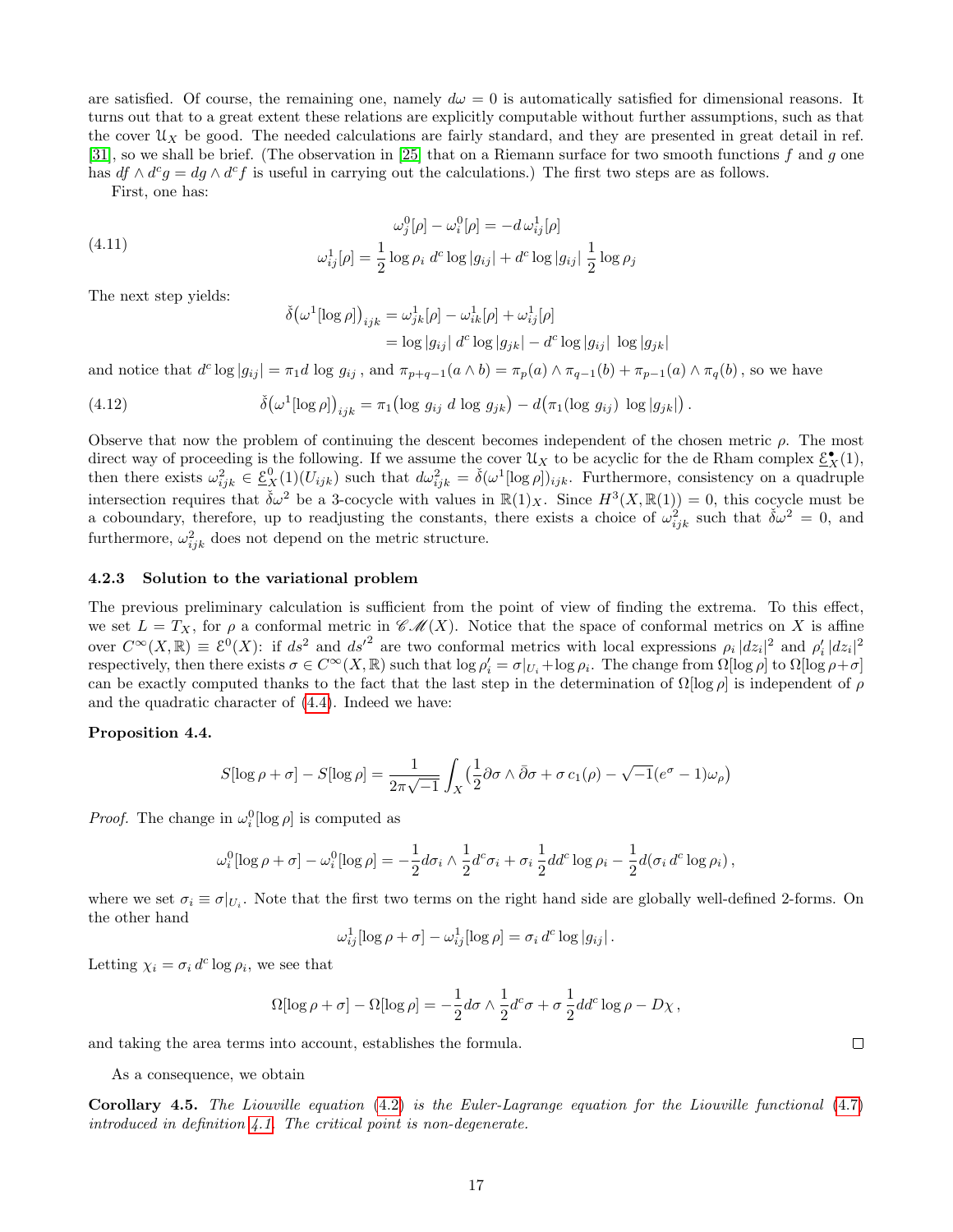are satisfied. Of course, the remaining one, namely $d\omega = 0$ is automatically satisfied for dimensional reasons. It turns out that to a great extent these relations are explicitly computable without further assumptions, such as that the cover $\mathfrak{U}_X$ be good. The needed calculations are fairly standard, and they are presented in great detail in ref. [31], so we shall be brief. (The observation in [25] that on a Riemann surface for two smooth functions $f$ and $g$ one has $df \wedge d^c g = dg \wedge d^c f$ is useful in carrying out the calculations.) The first two steps are as follows.

First, one has:

$$
\begin{aligned}
&\omega^0_j[\rho] - \omega^0_i[\rho] = -d\,\omega^1_{ij}[\rho] \\
&\omega^1_{ij}[\rho] = \frac{1}{2}\log\rho_i\; d^c\log|g_{ij}| + d^c\log|g_{ij}|\;\frac{1}{2}\log\rho_j
\end{aligned}
\tag{4.11}
$$

The next step yields:

$$
\begin{aligned}
\check{\delta}\big(\omega^1[\log\rho]\big)_{ijk} &= \omega^1_{jk}[\rho] - \omega^1_{ik}[\rho] + \omega^1_{ij}[\rho] \\
&= \log|g_{ij}|\; d^c\log|g_{jk}| - d^c\log|g_{ij}|\;\log|g_{jk}|
\end{aligned}
$$

and notice that $d^c\log|g_{ij}| = \pi_1 d\,\log\,g_{ij}$ , and $\pi_{p+q-1}(a\wedge b) = \pi_p(a)\wedge\pi_{q-1}(b) + \pi_{p-1}(a)\wedge\pi_q(b)$ , so we have

$$
\check{\delta}\big(\omega^1[\log\rho]\big)_{ijk} = \pi_1\big(\log\,g_{ij}\;d\,\log\,g_{jk}\big) - d\big(\pi_1(\log\,g_{ij})\;\log|g_{jk}|\big)\,.
\tag{4.12}
$$

Observe that now the problem of continuing the descent becomes independent of the chosen metric $\rho$. The most direct way of proceeding is the following. If we assume the cover $\mathfrak{U}_X$ to be acyclic for the de Rham complex $\underline{\mathcal{E}}^\bullet_X(1)$, then there exists $\omega^2_{ijk} \in \underline{\mathcal{E}}^0_X(1)(U_{ijk})$ such that $d\omega^2_{ijk} = \check{\delta}(\omega^1[\log\rho])_{ijk}$. Furthermore, consistency on a quadruple intersection requires that $\check{\delta}\omega^2$ be a 3-cocycle with values in $\mathbb{R}(1)_X$. Since $H^3(X,\mathbb{R}(1)) = 0$, this cocycle must be a coboundary, therefore, up to readjusting the constants, there exists a choice of $\omega^2_{ijk}$ such that $\check{\delta}\omega^2 = 0$, and furthermore, $\omega^2_{ijk}$ does not depend on the metric structure.

### 4.2.3 Solution to the variational problem

The previous preliminary calculation is sufficient from the point of view of finding the extrema. To this effect, we set $L = T_X$, for $\rho$ a conformal metric in $\mathscr{CM}(X)$. Notice that the space of conformal metrics on $X$ is affine over $C^\infty(X,\mathbb{R}) \equiv \mathcal{E}^0(X)$: if $ds^2$ and $ds'^2$ are two conformal metrics with local expressions $\rho_i\,|dz_i|^2$ and $\rho'_i\,|dz_i|^2$ respectively, then there exists $\sigma \in C^\infty(X,\mathbb{R})$ such that $\log\rho'_i = \sigma|_{U_i} + \log\rho_i$. The change from $\Omega[\log\rho]$ to $\Omega[\log\rho+\sigma]$ can be exactly computed thanks to the fact that the last step in the determination of $\Omega[\log\rho]$ is independent of $\rho$ and the quadratic character of (4.4). Indeed we have:

**Proposition 4.4.**

$$
S[\log\rho+\sigma] - S[\log\rho] = \frac{1}{2\pi\sqrt{-1}}\int_X \big(\frac{1}{2}\partial\sigma\wedge\bar{\partial}\sigma + \sigma\,c_1(\rho) - \sqrt{-1}(e^\sigma - 1)\omega_\rho\big)
$$

*Proof.* The change in $\omega^0_i[\log\rho]$ is computed as

$$
\omega^0_i[\log\rho+\sigma] - \omega^0_i[\log\rho] = -\frac{1}{2}d\sigma_i\wedge\frac{1}{2}d^c\sigma_i + \sigma_i\,\frac{1}{2}dd^c\log\rho_i - \frac{1}{2}d(\sigma_i\,d^c\log\rho_i)\,,
$$

where we set $\sigma_i \equiv \sigma|_{U_i}$. Note that the first two terms on the right hand side are globally well-defined 2-forms. On the other hand

$$
\omega^1_{ij}[\log\rho+\sigma] - \omega^1_{ij}[\log\rho] = \sigma_i\,d^c\log|g_{ij}|\,.
$$

Letting $\chi_i = \sigma_i\,d^c\log\rho_i$, we see that

$$
\Omega[\log\rho+\sigma] - \Omega[\log\rho] = -\frac{1}{2}d\sigma\wedge\frac{1}{2}d^c\sigma + \sigma\,\frac{1}{2}dd^c\log\rho - D\chi\,,
$$

and taking the area terms into account, establishes the formula. ∎

As a consequence, we obtain

**Corollary 4.5.** *The Liouville equation (4.2) is the Euler-Lagrange equation for the Liouville functional (4.7) introduced in definition 4.1. The critical point is non-degenerate.*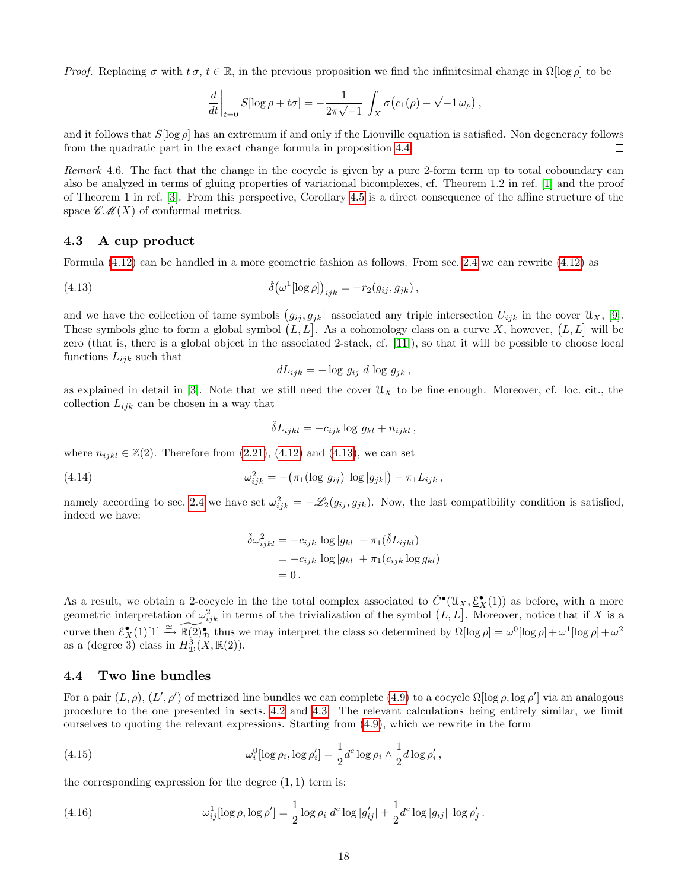*Proof.* Replacing $\sigma$ with $t\,\sigma$, $t \in \mathbb{R}$, in the previous proposition we find the infinitesimal change in $\Omega[\log \rho]$ to be

$$\frac{d}{dt}\bigg|_{t=0} S[\log \rho + t\sigma] = -\frac{1}{2\pi\sqrt{-1}} \int_X \sigma\big(c_1(\rho) - \sqrt{-1}\,\omega_\rho\big)\,,$$

and it follows that $S[\log \rho]$ has an extremum if and only if the Liouville equation is satisfied. Non degeneracy follows from the quadratic part in the exact change formula in proposition 4.4. □

*Remark* 4.6. The fact that the change in the cocycle is given by a pure 2-form term up to total coboundary can also be analyzed in terms of gluing properties of variational bicomplexes, cf. Theorem 1.2 in ref. [1] and the proof of Theorem 1 in ref. [3]. From this perspective, Corollary 4.5 is a direct consequence of the affine structure of the space $\mathscr{C}\mathscr{M}(X)$ of conformal metrics.

### 4.3 A cup product

Formula (4.12) can be handled in a more geometric fashion as follows. From sec. 2.4 we can rewrite (4.12) as

$$\check{\delta}\big(\omega^1[\log \rho]\big)_{ijk} = -r_2(g_{ij}, g_{jk})\,, \tag{4.13}$$

and we have the collection of tame symbols $\big(g_{ij}, g_{jk}\big]$ associated any triple intersection $U_{ijk}$ in the cover $\mathfrak{U}_X$, [9]. These symbols glue to form a global symbol $\big(L, L\big]$. As a cohomology class on a curve $X$, however, $\big(L, L\big]$ will be zero (that is, there is a global object in the associated 2-stack, cf. [11]), so that it will be possible to choose local functions $L_{ijk}$ such that

$$dL_{ijk} = -\log\, g_{ij}\; d\,\log\, g_{jk}\,,$$

as explained in detail in [3]. Note that we still need the cover $\mathfrak{U}_X$ to be fine enough. Moreover, cf. loc. cit., the collection $L_{ijk}$ can be chosen in a way that

$$\check{\delta}L_{ijkl} = -c_{ijk}\log\, g_{kl} + n_{ijkl}\,,$$

where $n_{ijkl} \in \mathbb{Z}(2)$. Therefore from (2.21), (4.12) and (4.13), we can set

$$\omega^2_{ijk} = -\big(\pi_1(\log\, g_{ij})\; \log|g_{jk}|\big) - \pi_1 L_{ijk}\,, \tag{4.14}$$

namely according to sec. 2.4 we have set $\omega^2_{ijk} = -\mathscr{L}_2(g_{ij}, g_{jk})$. Now, the last compatibility condition is satisfied, indeed we have:

$$\begin{aligned}
\check{\delta}\omega^2_{ijkl} &= -c_{ijk}\,\log|g_{kl}| - \pi_1(\check{\delta}L_{ijkl}) \\
&= -c_{ijk}\,\log|g_{kl}| + \pi_1(c_{ijk}\log g_{kl}) \\
&= 0\,.
\end{aligned}$$

As a result, we obtain a 2-cocycle in the the total complex associated to $\check{C}^\bullet(\mathfrak{U}_X, \underline{\mathcal{E}}^\bullet_X(1))$ as before, with a more geometric interpretation of $\omega^2_{ijk}$ in terms of the trivialization of the symbol $\big(L, L\big]$. Moreover, notice that if $X$ is a curve then $\underline{\mathcal{E}}^\bullet_X(1)[1] \xrightarrow{\simeq} \widetilde{\mathbb{R}(2)}^\bullet_{\mathcal{D}}$ thus we may interpret the class so determined by $\Omega[\log \rho] = \omega^0[\log \rho] + \omega^1[\log \rho] + \omega^2$ as a (degree 3) class in $H^3_{\mathcal{D}}(X, \mathbb{R}(2))$.

### 4.4 Two line bundles

For a pair $(L, \rho)$, $(L', \rho')$ of metrized line bundles we can complete (4.9) to a cocycle $\Omega[\log \rho, \log \rho']$ via an analogous procedure to the one presented in sects. 4.2 and 4.3. The relevant calculations being entirely similar, we limit ourselves to quoting the relevant expressions. Starting from (4.9), which we rewrite in the form

$$\omega^0_i[\log \rho_i, \log \rho'_i] = \frac{1}{2} d^c \log \rho_i \wedge \frac{1}{2} d \log \rho'_i\,, \tag{4.15}$$

the corresponding expression for the degree $(1, 1)$ term is:

$$\omega^1_{ij}[\log \rho, \log \rho'] = \frac{1}{2}\log \rho_i\; d^c \log|g'_{ij}| + \frac{1}{2} d^c \log|g_{ij}|\; \log \rho'_j\,. \tag{4.16}$$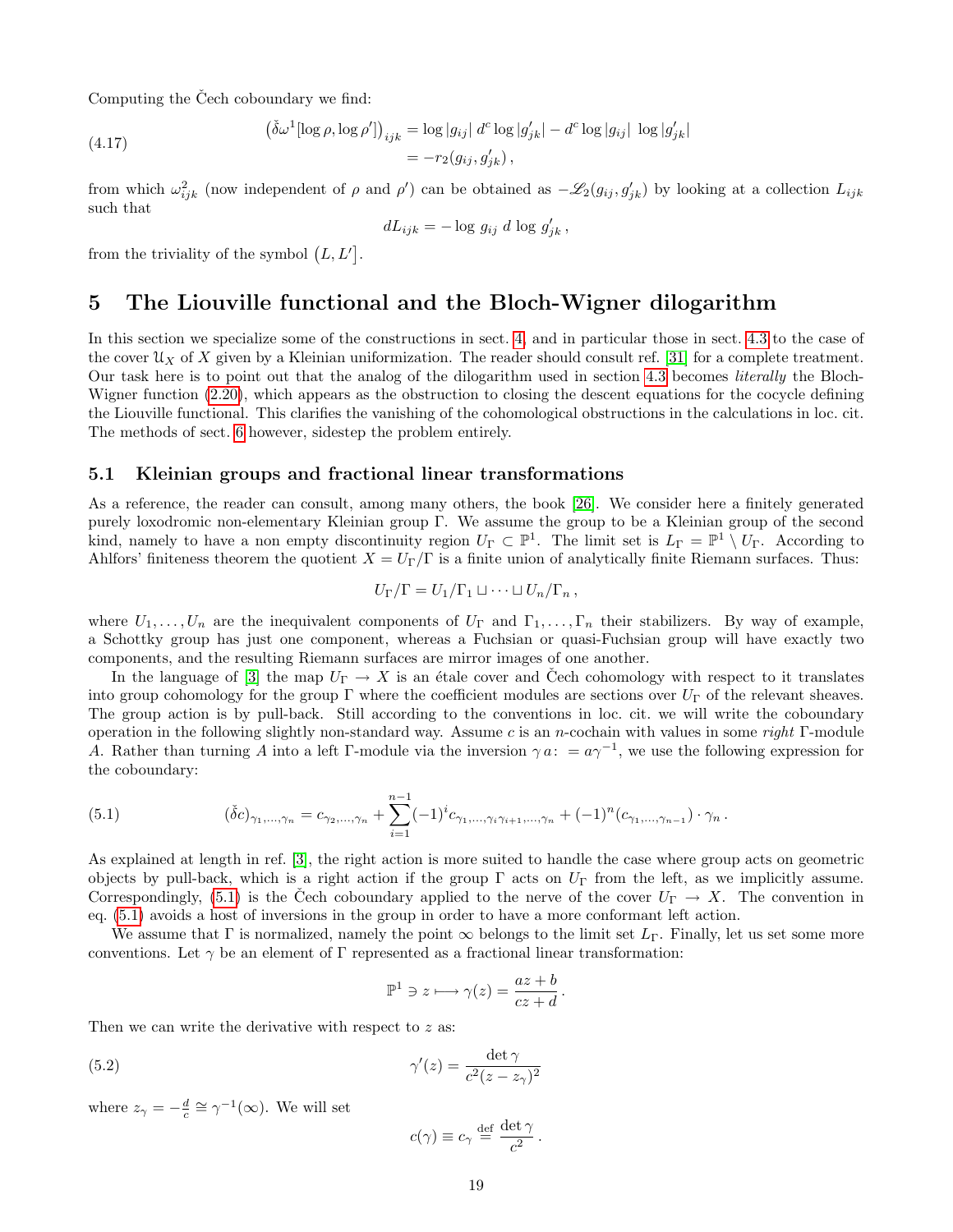Computing the Čech coboundary we find:

$$
\begin{aligned}
\big(\check{\delta}\omega^1[\log\rho,\log\rho']\big)_{ijk} &= \log|g_{ij}|\; d^c\log|g'_{jk}| - d^c\log|g_{ij}|\;\log|g'_{jk}| \\
&= -r_2(g_{ij}, g'_{jk})\,,
\end{aligned}
\tag{4.17}
$$

from which $\omega^2_{ijk}$ (now independent of $\rho$ and $\rho'$) can be obtained as $-\mathscr{L}_2(g_{ij}, g'_{jk})$ by looking at a collection $L_{ijk}$ such that

$$
dL_{ijk} = -\log g_{ij}\; d\log g'_{jk}\,,
$$

from the triviality of the symbol $\big(L, L'\big]$.

# 5 The Liouville functional and the Bloch-Wigner dilogarithm

In this section we specialize some of the constructions in sect. 4, and in particular those in sect. 4.3 to the case of the cover $\mathfrak{U}_X$ of $X$ given by a Kleinian uniformization. The reader should consult ref. [31] for a complete treatment. Our task here is to point out that the analog of the dilogarithm used in section 4.3 becomes *literally* the Bloch-Wigner function (2.20), which appears as the obstruction to closing the descent equations for the cocycle defining the Liouville functional. This clarifies the vanishing of the cohomological obstructions in the calculations in loc. cit. The methods of sect. 6 however, sidestep the problem entirely.

## 5.1 Kleinian groups and fractional linear transformations

As a reference, the reader can consult, among many others, the book [26]. We consider here a finitely generated purely loxodromic non-elementary Kleinian group $\Gamma$. We assume the group to be a Kleinian group of the second kind, namely to have a non empty discontinuity region $U_\Gamma \subset \mathbb{P}^1$. The limit set is $L_\Gamma = \mathbb{P}^1 \setminus U_\Gamma$. According to Ahlfors' finiteness theorem the quotient $X = U_\Gamma/\Gamma$ is a finite union of analytically finite Riemann surfaces. Thus:

$$
U_\Gamma/\Gamma = U_1/\Gamma_1 \sqcup \cdots \sqcup U_n/\Gamma_n\,,
$$

where $U_1, \ldots, U_n$ are the inequivalent components of $U_\Gamma$ and $\Gamma_1, \ldots, \Gamma_n$ their stabilizers. By way of example, a Schottky group has just one component, whereas a Fuchsian or quasi-Fuchsian group will have exactly two components, and the resulting Riemann surfaces are mirror images of one another.

In the language of [3] the map $U_\Gamma \to X$ is an étale cover and Čech cohomology with respect to it translates into group cohomology for the group $\Gamma$ where the coefficient modules are sections over $U_\Gamma$ of the relevant sheaves. The group action is by pull-back. Still according to the conventions in loc. cit. we will write the coboundary operation in the following slightly non-standard way. Assume $c$ is an $n$-cochain with values in some *right* $\Gamma$-module $A$. Rather than turning $A$ into a left $\Gamma$-module via the inversion $\gamma\, a\colon = a\gamma^{-1}$, we use the following expression for the coboundary:

$$
(\check{\delta}c)_{\gamma_1,\ldots,\gamma_n} = c_{\gamma_2,\ldots,\gamma_n} + \sum_{i=1}^{n-1}(-1)^i c_{\gamma_1,\ldots,\gamma_i\gamma_{i+1},\ldots,\gamma_n} + (-1)^n(c_{\gamma_1,\ldots,\gamma_{n-1}})\cdot\gamma_n\,.
\tag{5.1}
$$

As explained at length in ref. [3], the right action is more suited to handle the case where group acts on geometric objects by pull-back, which is a right action if the group $\Gamma$ acts on $U_\Gamma$ from the left, as we implicitly assume. Correspondingly, (5.1) is the Čech coboundary applied to the nerve of the cover $U_\Gamma \to X$. The convention in eq. (5.1) avoids a host of inversions in the group in order to have a more conformant left action.

We assume that $\Gamma$ is normalized, namely the point $\infty$ belongs to the limit set $L_\Gamma$. Finally, let us set some more conventions. Let $\gamma$ be an element of $\Gamma$ represented as a fractional linear transformation:

$$
\mathbb{P}^1 \ni z \longmapsto \gamma(z) = \frac{az+b}{cz+d}\,.
$$

Then we can write the derivative with respect to $z$ as:

$$
\gamma'(z) = \frac{\det\gamma}{c^2(z-z_\gamma)^2}
\tag{5.2}
$$

where $z_\gamma = -\frac{d}{c} \cong \gamma^{-1}(\infty)$. We will set

$$
c(\gamma) \equiv c_\gamma \overset{\text{def}}{=} \frac{\det\gamma}{c^2}\,.
$$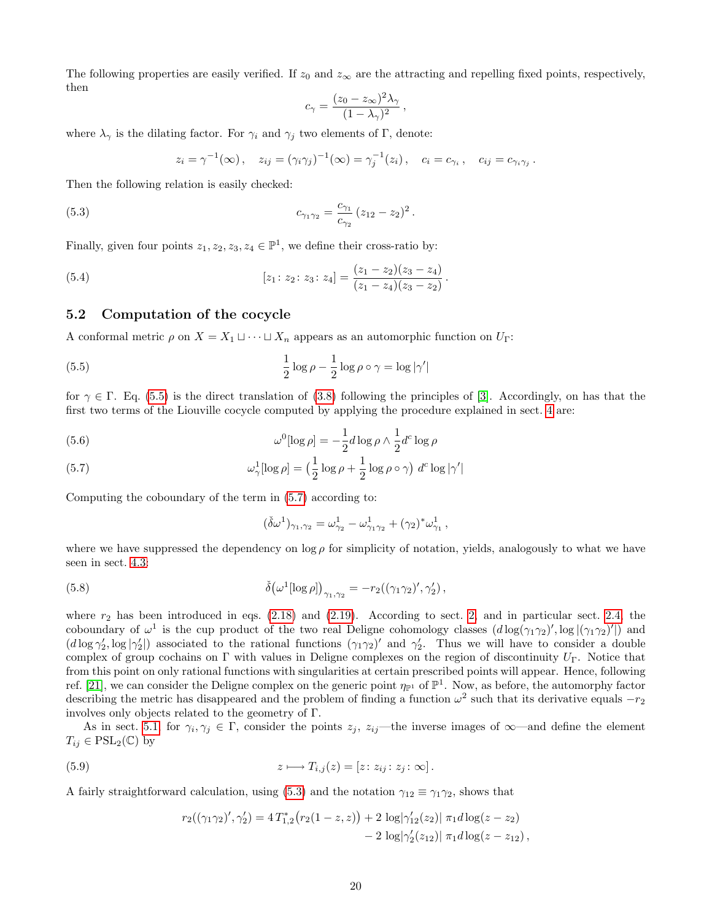The following properties are easily verified. If $z_0$ and $z_\infty$ are the attracting and repelling fixed points, respectively, then

$$c_\gamma = \frac{(z_0 - z_\infty)^2 \lambda_\gamma}{(1-\lambda_\gamma)^2}\,,$$

where $\lambda_\gamma$ is the dilating factor. For $\gamma_i$ and $\gamma_j$ two elements of $\Gamma$, denote:

$$z_i = \gamma^{-1}(\infty)\,, \quad z_{ij} = (\gamma_i\gamma_j)^{-1}(\infty) = \gamma_j^{-1}(z_i)\,, \quad c_i = c_{\gamma_i}\,, \quad c_{ij} = c_{\gamma_i\gamma_j}\,.$$

Then the following relation is easily checked:

$$c_{\gamma_1\gamma_2} = \frac{c_{\gamma_1}}{c_{\gamma_2}}\,(z_{12} - z_2)^2\,. \tag{5.3}$$

Finally, given four points $z_1, z_2, z_3, z_4 \in \mathbb{P}^1$, we define their cross-ratio by:

$$[z_1\colon z_2\colon z_3\colon z_4] = \frac{(z_1-z_2)(z_3-z_4)}{(z_1-z_4)(z_3-z_2)}\,. \tag{5.4}$$

## 5.2 Computation of the cocycle

A conformal metric $\rho$ on $X = X_1 \sqcup \cdots \sqcup X_n$ appears as an automorphic function on $U_\Gamma$:

$$\frac{1}{2}\log\rho - \frac{1}{2}\log\rho\circ\gamma = \log|\gamma'| \tag{5.5}$$

for $\gamma \in \Gamma$. Eq. (5.5) is the direct translation of (3.8) following the principles of [3]. Accordingly, on has that the first two terms of the Liouville cocycle computed by applying the procedure explained in sect. 4 are:

$$\omega^0[\log\rho] = -\frac{1}{2} d\log\rho \wedge \frac{1}{2} d^c \log\rho \tag{5.6}$$

$$\omega^1_\gamma[\log\rho] = \big(\frac{1}{2}\log\rho + \frac{1}{2}\log\rho\circ\gamma\big)\; d^c\log|\gamma'| \tag{5.7}$$

Computing the coboundary of the term in (5.7) according to:

$$(\check\delta\omega^1)_{\gamma_1,\gamma_2} = \omega^1_{\gamma_2} - \omega^1_{\gamma_1\gamma_2} + (\gamma_2)^*\omega^1_{\gamma_1}\,,$$

where we have suppressed the dependency on $\log\rho$ for simplicity of notation, yields, analogously to what we have seen in sect. 4.3:

$$\check\delta\big(\omega^1[\log\rho]\big)_{\gamma_1,\gamma_2} = -r_2((\gamma_1\gamma_2)', \gamma_2')\,, \tag{5.8}$$

where $r_2$ has been introduced in eqs. (2.18) and (2.19). According to sect. 2, and in particular sect. 2.4, the coboundary of $\omega^1$ is the cup product of the two real Deligne cohomology classes $(d\log(\gamma_1\gamma_2)', \log|(\gamma_1\gamma_2)'|)$ and $(d\log\gamma_2', \log|\gamma_2'|)$ associated to the rational functions $(\gamma_1\gamma_2)'$ and $\gamma_2'$. Thus we will have to consider a double complex of group cochains on $\Gamma$ with values in Deligne complexes on the region of discontinuity $U_\Gamma$. Notice that from this point on only rational functions with singularities at certain prescribed points will appear. Hence, following ref. [21], we can consider the Deligne complex on the generic point $\eta_{\mathbb{P}^1}$ of $\mathbb{P}^1$. Now, as before, the automorphy factor describing the metric has disappeared and the problem of finding a function $\omega^2$ such that its derivative equals $-r_2$ involves only objects related to the geometry of $\Gamma$.

As in sect. 5.1 for $\gamma_i, \gamma_j \in \Gamma$, consider the points $z_j$, $z_{ij}$—the inverse images of $\infty$—and define the element $T_{ij} \in \mathrm{PSL}_2(\mathbb{C})$ by

$$z \longmapsto T_{i,j}(z) = [z\colon z_{ij}\colon z_j\colon \infty]\,. \tag{5.9}$$

A fairly straightforward calculation, using (5.3) and the notation $\gamma_{12} \equiv \gamma_1\gamma_2$, shows that

$$\begin{aligned} r_2((\gamma_1\gamma_2)', \gamma_2') = 4\,T^*_{1,2}\big(r_2(1-z,z)\big) &+ 2\,\log|\gamma_{12}'(z_2)|\;\pi_1 d\log(z-z_2) \\ &- 2\,\log|\gamma_2'(z_{12})|\;\pi_1 d\log(z-z_{12})\,, \end{aligned}$$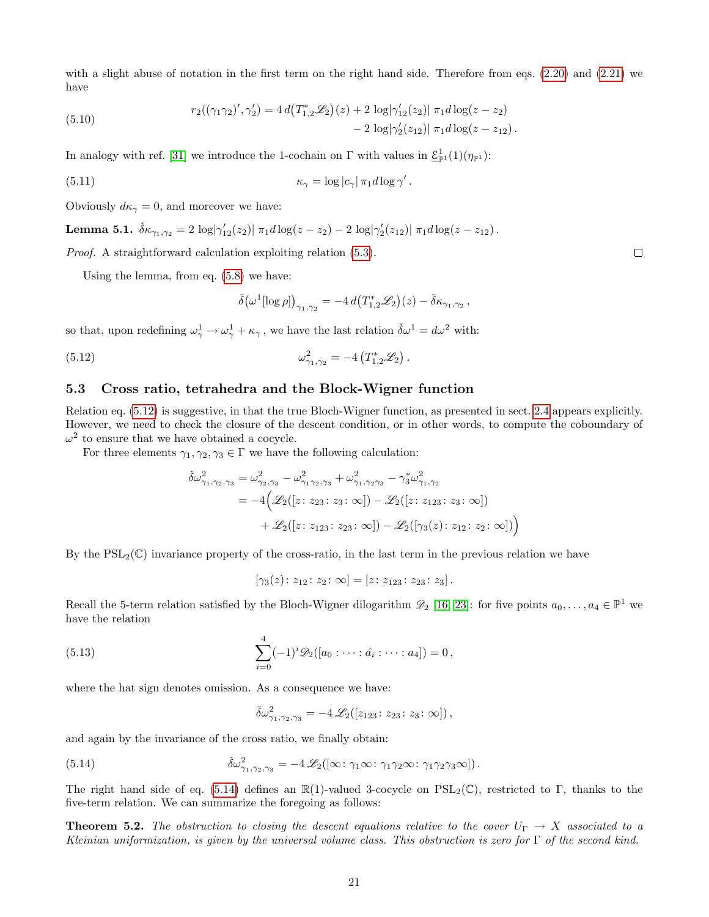with a slight abuse of notation in the first term on the right hand side. Therefore from eqs. (2.20) and (2.21) we have

$$
\begin{aligned}
r_2((\gamma_1\gamma_2)', \gamma_2') = 4\, d\big(T^*_{1,2}\mathscr{L}_2\big)(z) &+ 2\,\log|\gamma_{12}'(z_2)|\;\pi_1 d\log(z-z_2) \\
&- 2\,\log|\gamma_2'(z_{12})|\;\pi_1 d\log(z-z_{12})\,.
\end{aligned}
\tag{5.10}
$$

In analogy with ref. [31] we introduce the 1-cochain on $\Gamma$ with values in $\underline{\mathcal{E}}^1_{\mathbb{P}^1}(1)(\eta_{\mathbb{P}^1})$:

$$
\kappa_\gamma = \log|c_\gamma|\;\pi_1 d\log\gamma'\,. \tag{5.11}
$$

Obviously $d\kappa_\gamma = 0$, and moreover we have:

**Lemma 5.1.** $\check{\delta}\kappa_{\gamma_1,\gamma_2} = 2\,\log|\gamma_{12}'(z_2)|\;\pi_1 d\log(z-z_2) - 2\,\log|\gamma_2'(z_{12})|\;\pi_1 d\log(z-z_{12})\,.$

*Proof.* A straightforward calculation exploiting relation (5.3). ☐

Using the lemma, from eq. (5.8) we have:

$$
\check{\delta}\big(\omega^1[\log\rho]\big)_{\gamma_1,\gamma_2} = -4\, d\big(T^*_{1,2}\mathscr{L}_2\big)(z) - \check{\delta}\kappa_{\gamma_1,\gamma_2}\,,
$$

so that, upon redefining $\omega^1_\gamma \to \omega^1_\gamma + \kappa_\gamma$, we have the last relation $\check{\delta}\omega^1 = d\omega^2$ with:

$$
\omega^2_{\gamma_1,\gamma_2} = -4\,\big(T^*_{1,2}\mathscr{L}_2\big)\,. \tag{5.12}
$$

### 5.3 Cross ratio, tetrahedra and the Block-Wigner function

Relation eq. (5.12) is suggestive, in that the true Bloch-Wigner function, as presented in sect. 2.4 appears explicitly. However, we need to check the closure of the descent condition, or in other words, to compute the coboundary of $\omega^2$ to ensure that we have obtained a cocycle.

For three elements $\gamma_1,\gamma_2,\gamma_3 \in \Gamma$ we have the following calculation:

$$
\begin{aligned}
\check{\delta}\omega^2_{\gamma_1,\gamma_2,\gamma_3} &= \omega^2_{\gamma_2,\gamma_3} - \omega^2_{\gamma_1\gamma_2,\gamma_3} + \omega^2_{\gamma_1,\gamma_2\gamma_3} - \gamma_3^*\omega^2_{\gamma_1,\gamma_2} \\
&= -4\Big(\mathscr{L}_2([z\colon z_{23}\colon z_3\colon \infty]) - \mathscr{L}_2([z\colon z_{123}\colon z_3\colon \infty]) \\
&\qquad + \mathscr{L}_2([z\colon z_{123}\colon z_{23}\colon \infty]) - \mathscr{L}_2([\gamma_3(z)\colon z_{12}\colon z_2\colon \infty])\Big)
\end{aligned}
$$

By the $\mathrm{PSL}_2(\mathbb{C})$ invariance property of the cross-ratio, in the last term in the previous relation we have

$$
[\gamma_3(z)\colon z_{12}\colon z_2\colon \infty] = [z\colon z_{123}\colon z_{23}\colon z_3]\,.
$$

Recall the 5-term relation satisfied by the Bloch-Wigner dilogarithm $\mathscr{D}_2$ [16, 23]: for five points $a_0,\dots,a_4 \in \mathbb{P}^1$ we have the relation

$$
\sum_{i=0}^{4}(-1)^i\mathscr{D}_2([a_0:\dots:\hat{a}_i:\dots:a_4]) = 0\,, \tag{5.13}
$$

where the hat sign denotes omission. As a consequence we have:

$$
\check{\delta}\omega^2_{\gamma_1,\gamma_2,\gamma_3} = -4\,\mathscr{L}_2([z_{123}\colon z_{23}\colon z_3\colon \infty])\,,
$$

and again by the invariance of the cross ratio, we finally obtain:

$$
\check{\delta}\omega^2_{\gamma_1,\gamma_2,\gamma_3} = -4\,\mathscr{L}_2([\infty\colon \gamma_1\infty\colon \gamma_1\gamma_2\infty\colon \gamma_1\gamma_2\gamma_3\infty])\,. \tag{5.14}
$$

The right hand side of eq. (5.14) defines an $\mathbb{R}(1)$-valued 3-cocycle on $\mathrm{PSL}_2(\mathbb{C})$, restricted to $\Gamma$, thanks to the five-term relation. We can summarize the foregoing as follows:

**Theorem 5.2.** *The obstruction to closing the descent equations relative to the cover $U_\Gamma \to X$ associated to a Kleinian uniformization, is given by the universal volume class. This obstruction is zero for $\Gamma$ of the second kind.*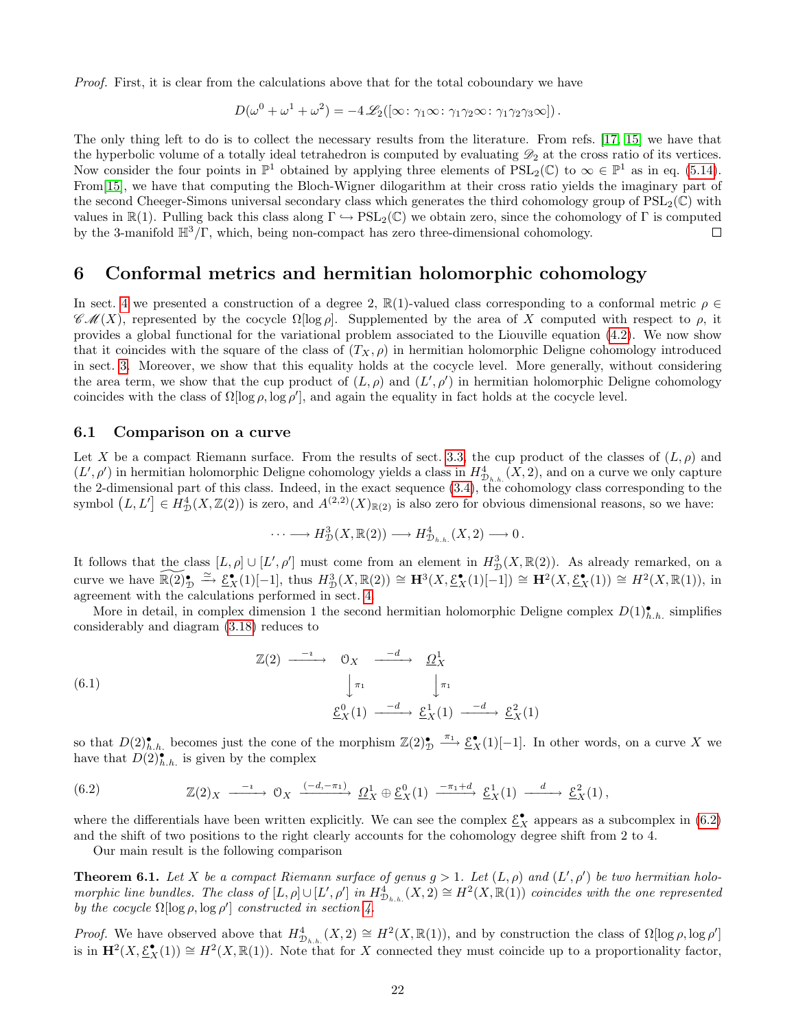*Proof.* First, it is clear from the calculations above that for the total coboundary we have

$$D(\omega^0 + \omega^1 + \omega^2) = -4\,\mathscr{L}_2([\infty\colon \gamma_1\infty\colon \gamma_1\gamma_2\infty\colon \gamma_1\gamma_2\gamma_3\infty])\,.$$

The only thing left to do is to collect the necessary results from the literature. From refs. [17, 15] we have that the hyperbolic volume of a totally ideal tetrahedron is computed by evaluating $\mathscr{D}_2$ at the cross ratio of its vertices. Now consider the four points in $\mathbb{P}^1$ obtained by applying three elements of $\mathrm{PSL}_2(\mathbb{C})$ to $\infty \in \mathbb{P}^1$ as in eq. (5.14). From[15], we have that computing the Bloch-Wigner dilogarithm at their cross ratio yields the imaginary part of the second Cheeger-Simons universal secondary class which generates the third cohomology group of $\mathrm{PSL}_2(\mathbb{C})$ with values in $\mathbb{R}(1)$. Pulling back this class along $\Gamma \hookrightarrow \mathrm{PSL}_2(\mathbb{C})$ we obtain zero, since the cohomology of $\Gamma$ is computed by the 3-manifold $\mathbb{H}^3/\Gamma$, which, being non-compact has zero three-dimensional cohomology. ∎

## 6 Conformal metrics and hermitian holomorphic cohomology

In sect. 4 we presented a construction of a degree 2, $\mathbb{R}(1)$-valued class corresponding to a conformal metric $\rho \in \mathscr{CM}(X)$, represented by the cocycle $\Omega[\log\rho]$. Supplemented by the area of $X$ computed with respect to $\rho$, it provides a global functional for the variational problem associated to the Liouville equation (4.2). We now show that it coincides with the square of the class of $(T_X, \rho)$ in hermitian holomorphic Deligne cohomology introduced in sect. 3. Moreover, we show that this equality holds at the cocycle level. More generally, without considering the area term, we show that the cup product of $(L,\rho)$ and $(L',\rho')$ in hermitian holomorphic Deligne cohomology coincides with the class of $\Omega[\log\rho, \log\rho']$, and again the equality in fact holds at the cocycle level.

### 6.1 Comparison on a curve

Let $X$ be a compact Riemann surface. From the results of sect. 3.3, the cup product of the classes of $(L,\rho)$ and $(L',\rho')$ in hermitian holomorphic Deligne cohomology yields a class in $H^4_{\mathcal{D}_{h.h.}}(X,2)$, and on a curve we only capture the 2-dimensional part of this class. Indeed, in the exact sequence (3.4), the cohomology class corresponding to the symbol $\big(L, L'\big] \in H^4_{\mathcal{D}}(X,\mathbb{Z}(2))$ is zero, and $A^{(2,2)}(X)_{\mathbb{R}(2)}$ is also zero for obvious dimensional reasons, so we have:

$$\cdots \longrightarrow H^3_{\mathcal{D}}(X,\mathbb{R}(2)) \longrightarrow H^4_{\mathcal{D}_{h.h.}}(X,2) \longrightarrow 0\,.$$

It follows that the class $[L,\rho]\cup[L',\rho']$ must come from an element in $H^3_{\mathcal{D}}(X,\mathbb{R}(2))$. As already remarked, on a curve we have $\widetilde{\mathbb{R}(2)}^\bullet_{\mathcal{D}} \xrightarrow{\simeq} \underline{\mathcal{E}}^\bullet_X(1)[-1]$, thus $H^3_{\mathcal{D}}(X,\mathbb{R}(2)) \cong \mathbf{H}^3(X,\underline{\mathcal{E}}^\bullet_X(1)[-1]) \cong \mathbf{H}^2(X,\underline{\mathcal{E}}^\bullet_X(1)) \cong H^2(X,\mathbb{R}(1))$, in agreement with the calculations performed in sect. 4.

More in detail, in complex dimension 1 the second hermitian holomorphic Deligne complex $D(1)^\bullet_{h.h.}$ simplifies considerably and diagram (3.18) reduces to

$$\begin{array}{ccccc}
\mathbb{Z}(2) & \xrightarrow{-\imath} & \mathcal{O}_X & \xrightarrow{-d} & \underline{\Omega}^1_X & & \\
& & \downarrow{\scriptstyle \pi_1} & & \downarrow{\scriptstyle \pi_1} & & \\
& & \underline{\mathcal{E}}^0_X(1) & \xrightarrow{-d} & \underline{\mathcal{E}}^1_X(1) & \xrightarrow{-d} & \underline{\mathcal{E}}^2_X(1)
\end{array} \tag{6.1}$$

so that $D(2)^\bullet_{h.h.}$ becomes just the cone of the morphism $\mathbb{Z}(2)^\bullet_{\mathcal{D}} \xrightarrow{\pi_1} \underline{\mathcal{E}}^\bullet_X(1)[-1]$. In other words, on a curve $X$ we have that $D(2)^\bullet_{h.h.}$ is given by the complex

$$\mathbb{Z}(2)_X \xrightarrow{-\imath} \mathcal{O}_X \xrightarrow{(-d,-\pi_1)} \underline{\Omega}^1_X \oplus \underline{\mathcal{E}}^0_X(1) \xrightarrow{-\pi_1+d} \underline{\mathcal{E}}^1_X(1) \xrightarrow{d} \underline{\mathcal{E}}^2_X(1)\,, \tag{6.2}$$

where the differentials have been written explicitly. We can see the complex $\underline{\mathcal{E}}^\bullet_X$ appears as a subcomplex in (6.2) and the shift of two positions to the right clearly accounts for the cohomology degree shift from 2 to 4.

Our main result is the following comparison

**Theorem 6.1.** *Let $X$ be a compact Riemann surface of genus $g > 1$. Let $(L,\rho)$ and $(L',\rho')$ be two hermitian holomorphic line bundles. The class of $[L,\rho]\cup[L',\rho']$ in $H^4_{\mathcal{D}_{h.h.}}(X,2) \cong H^2(X,\mathbb{R}(1))$ coincides with the one represented by the cocycle $\Omega[\log\rho,\log\rho']$ constructed in section 4.*

*Proof.* We have observed above that $H^4_{\mathcal{D}_{h.h.}}(X,2) \cong H^2(X,\mathbb{R}(1))$, and by construction the class of $\Omega[\log\rho,\log\rho']$ is in $\mathbf{H}^2(X,\underline{\mathcal{E}}^\bullet_X(1)) \cong H^2(X,\mathbb{R}(1))$. Note that for $X$ connected they must coincide up to a proportionality factor,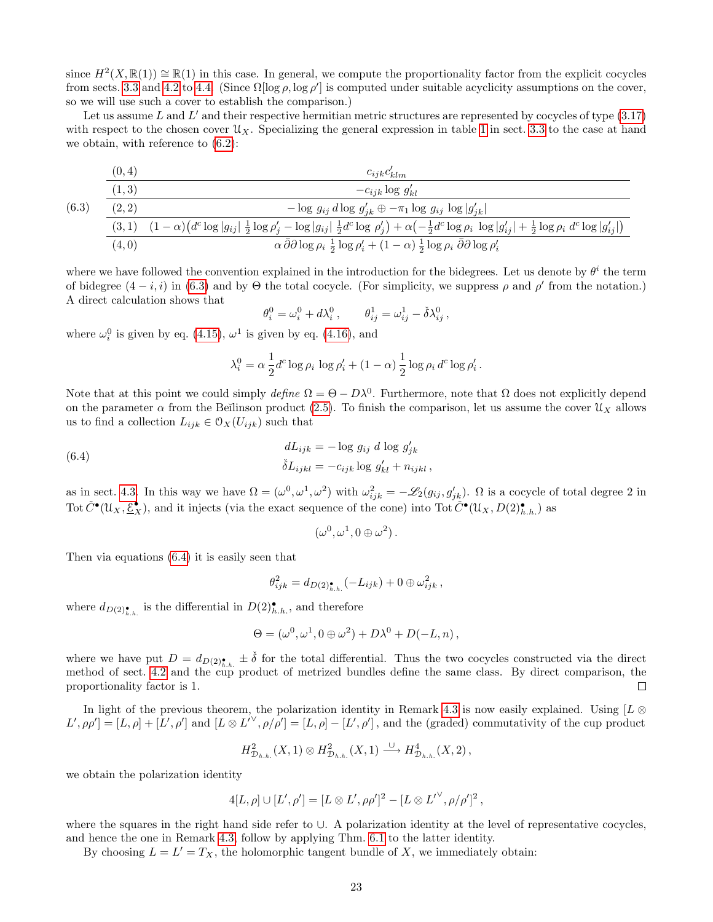since $H^2(X,\mathbb{R}(1)) \cong \mathbb{R}(1)$ in this case. In general, we compute the proportionality factor from the explicit cocycles from sects. 3.3 and 4.2 to 4.4. (Since $\Omega[\log\rho,\log\rho']$ is computed under suitable acyclicity assumptions on the cover, so we will use such a cover to establish the comparison.)

Let us assume $L$ and $L'$ and their respective hermitian metric structures are represented by cocycles of type (3.17) with respect to the chosen cover $\mathcal{U}_X$. Specializing the general expression in table 1 in sect. 3.3 to the case at hand we obtain, with reference to (6.2):

(6.3)

| | |
|---|---|
| $(0,4)$ | $c_{ijk}c'_{klm}$ |
| $(1,3)$ | $-c_{ijk}\log g'_{kl}$ |
| $(2,2)$ | $-\log g_{ij}\, d\log g'_{jk} \oplus -\pi_1 \log g_{ij}\, \log\lvert g'_{jk}\rvert$ |
| $(3,1)$ | $(1-\alpha)\big(d^c\log\lvert g_{ij}\rvert\, \tfrac{1}{2}\log\rho'_j - \log\lvert g_{ij}\rvert\, \tfrac{1}{2}d^c\log\rho'_j\big) + \alpha\big(-\tfrac{1}{2}d^c\log\rho_i\, \log\lvert g'_{ij}\rvert + \tfrac{1}{2}\log\rho_i\, d^c\log\lvert g'_{ij}\rvert\big)$ |
| $(4,0)$ | $\alpha\,\bar\partial\partial\log\rho_i\, \tfrac{1}{2}\log\rho'_i + (1-\alpha)\,\tfrac{1}{2}\log\rho_i\,\bar\partial\partial\log\rho'_i$ |

where we have followed the convention explained in the introduction for the bidegrees. Let us denote by $\theta^i$ the term of bidegree $(4-i,i)$ in (6.3) and by $\Theta$ the total cocycle. (For simplicity, we suppress $\rho$ and $\rho'$ from the notation.) A direct calculation shows that

$$\theta^0_i = \omega^0_i + d\lambda^0_i\,, \qquad \theta^1_{ij} = \omega^1_{ij} - \check\delta\lambda^0_{ij}\,,$$

where $\omega^0_i$ is given by eq. (4.15), $\omega^1$ is given by eq. (4.16), and

$$\lambda^0_i = \alpha\,\frac{1}{2}d^c\log\rho_i\,\log\rho'_i + (1-\alpha)\,\frac{1}{2}\log\rho_i\, d^c\log\rho'_i\,.$$

Note that at this point we could simply *define* $\Omega = \Theta - D\lambda^0$. Furthermore, note that $\Omega$ does not explicitly depend on the parameter $\alpha$ from the Beĭlinson product (2.5). To finish the comparison, let us assume the cover $\mathcal{U}_X$ allows us to find a collection $L_{ijk}\in\mathcal{O}_X(U_{ijk})$ such that

$$\begin{aligned} dL_{ijk} &= -\log g_{ij}\, d\log g'_{jk} \\ \check\delta L_{ijkl} &= -c_{ijk}\log g'_{kl} + n_{ijkl}\,, \end{aligned} \tag{6.4}$$

as in sect. 4.3. In this way we have $\Omega = (\omega^0,\omega^1,\omega^2)$ with $\omega^2_{ijk} = -\mathscr{L}_2(g_{ij},g'_{jk})$. $\Omega$ is a cocycle of total degree 2 in $\operatorname{Tot}\check C^\bullet(\mathcal{U}_X,\underline{\mathcal{E}}^\bullet_X)$, and it injects (via the exact sequence of the cone) into $\operatorname{Tot}\check C^\bullet(\mathcal{U}_X, D(2)^\bullet_{h.h.})$ as

$$(\omega^0,\omega^1,0\oplus\omega^2)\,.$$

Then via equations (6.4) it is easily seen that

$$\theta^2_{ijk} = d_{D(2)^\bullet_{h.h.}}(-L_{ijk}) + 0\oplus\omega^2_{ijk}\,,$$

where $d_{D(2)^\bullet_{h.h.}}$ is the differential in $D(2)^\bullet_{h.h.}$, and therefore

$$\Theta = (\omega^0,\omega^1,0\oplus\omega^2) + D\lambda^0 + D(-L,n)\,,$$

where we have put $D = d_{D(2)^\bullet_{h.h.}} \pm \check\delta$ for the total differential. Thus the two cocycles constructed via the direct method of sect. 4.2 and the cup product of metrized bundles define the same class. By direct comparison, the proportionality factor is 1. ∎

In light of the previous theorem, the polarization identity in Remark 4.3 is now easily explained. Using $[L\otimes L',\rho\rho'] = [L,\rho]+[L',\rho']$ and $[L\otimes L'^\vee,\rho/\rho'] = [L,\rho]-[L',\rho']$, and the (graded) commutativity of the cup product

$$H^2_{\mathcal{D}_{h.h.}}(X,1)\otimes H^2_{\mathcal{D}_{h.h.}}(X,1) \xrightarrow{\ \cup\ } H^4_{\mathcal{D}_{h.h.}}(X,2)\,,$$

we obtain the polarization identity

$$4[L,\rho]\cup[L',\rho'] = [L\otimes L',\rho\rho']^2 - [L\otimes L'^\vee,\rho/\rho']^2\,,$$

where the squares in the right hand side refer to $\cup$. A polarization identity at the level of representative cocycles, and hence the one in Remark 4.3, follow by applying Thm. 6.1 to the latter identity.

By choosing $L = L' = T_X$, the holomorphic tangent bundle of $X$, we immediately obtain: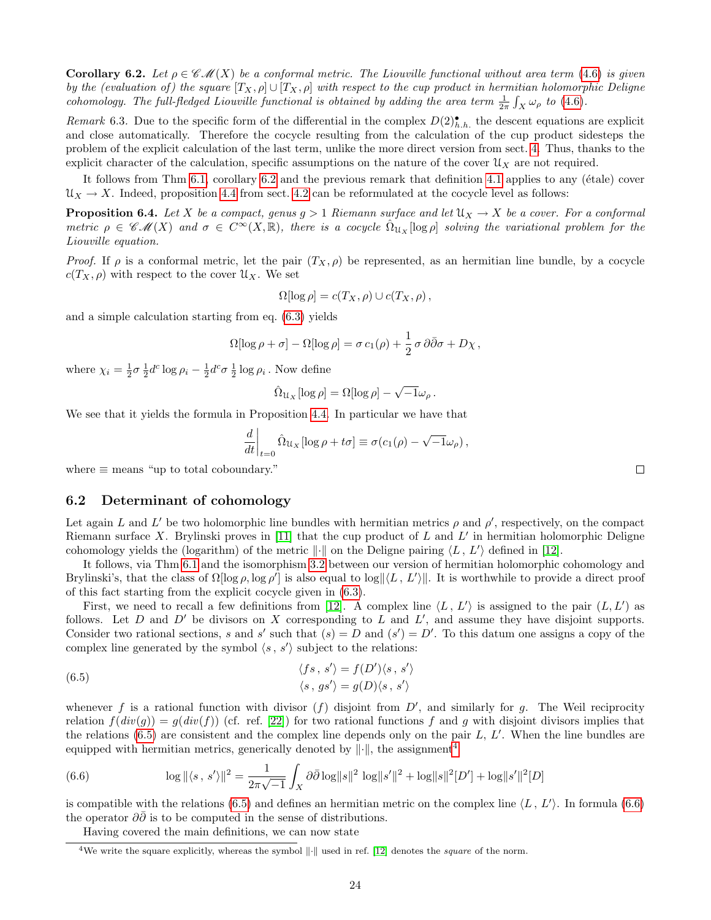**Corollary 6.2.** *Let $\rho \in \mathscr{CM}(X)$ be a conformal metric. The Liouville functional without area term (4.6) is given by the (evaluation of) the square $[T_X, \rho] \cup [T_X, \rho]$ with respect to the cup product in hermitian holomorphic Deligne cohomology. The full-fledged Liouville functional is obtained by adding the area term $\frac{1}{2\pi}\int_X \omega_\rho$ to (4.6).*

*Remark* 6.3. Due to the specific form of the differential in the complex $D(2)^\bullet_{h.h.}$ the descent equations are explicit and close automatically. Therefore the cocycle resulting from the calculation of the cup product sidesteps the problem of the explicit calculation of the last term, unlike the more direct version from sect. 4. Thus, thanks to the explicit character of the calculation, specific assumptions on the nature of the cover $\mathfrak{U}_X$ are not required.

It follows from Thm 6.1, corollary 6.2 and the previous remark that definition 4.1 applies to any (étale) cover $\mathfrak{U}_X \to X$. Indeed, proposition 4.4 from sect. 4.2 can be reformulated at the cocycle level as follows:

**Proposition 6.4.** *Let $X$ be a compact, genus $g > 1$ Riemann surface and let $\mathfrak{U}_X \to X$ be a cover. For a conformal metric $\rho \in \mathscr{CM}(X)$ and $\sigma \in C^\infty(X, \mathbb{R})$, there is a cocycle $\hat{\Omega}_{\mathfrak{U}_X}[\log \rho]$ solving the variational problem for the Liouville equation.*

*Proof.* If $\rho$ is a conformal metric, let the pair $(T_X, \rho)$ be represented, as an hermitian line bundle, by a cocycle $c(T_X, \rho)$ with respect to the cover $\mathfrak{U}_X$. We set

$$\Omega[\log \rho] = c(T_X, \rho) \cup c(T_X, \rho)\,,$$

and a simple calculation starting from eq. (6.3) yields

$$\Omega[\log \rho + \sigma] - \Omega[\log \rho] = \sigma\, c_1(\rho) + \frac{1}{2}\,\sigma\, \partial\bar{\partial}\sigma + D\chi\,,$$

where $\chi_i = \frac{1}{2}\sigma\, \frac{1}{2} d^c \log \rho_i - \frac{1}{2} d^c \sigma\, \frac{1}{2}\log \rho_i$ . Now define

$$\hat{\Omega}_{\mathfrak{U}_X}[\log \rho] = \Omega[\log \rho] - \sqrt{-1}\omega_\rho\,.$$

We see that it yields the formula in Proposition 4.4. In particular we have that

$$\frac{d}{dt}\bigg|_{t=0} \hat{\Omega}_{\mathfrak{U}_X}[\log \rho + t\sigma] \equiv \sigma(c_1(\rho) - \sqrt{-1}\omega_\rho)\,,$$

where $\equiv$ means "up to total coboundary." □

## 6.2 Determinant of cohomology

Let again $L$ and $L'$ be two holomorphic line bundles with hermitian metrics $\rho$ and $\rho'$, respectively, on the compact Riemann surface $X$. Brylinski proves in [11] that the cup product of $L$ and $L'$ in hermitian holomorphic Deligne cohomology yields the (logarithm) of the metric $\|\cdot\|$ on the Deligne pairing $\langle L\,,\, L'\rangle$ defined in [12].

It follows, via Thm 6.1 and the isomorphism 3.2 between our version of hermitian holomorphic cohomology and Brylinski's, that the class of $\Omega[\log \rho, \log \rho']$ is also equal to $\log\|\langle L\,,\, L'\rangle\|$. It is worthwhile to provide a direct proof of this fact starting from the explicit cocycle given in (6.3).

First, we need to recall a few definitions from [12]. A complex line $\langle L\,,\, L'\rangle$ is assigned to the pair $(L, L')$ as follows. Let $D$ and $D'$ be divisors on $X$ corresponding to $L$ and $L'$, and assume they have disjoint supports. Consider two rational sections, $s$ and $s'$ such that $(s) = D$ and $(s') = D'$. To this datum one assigns a copy of the complex line generated by the symbol $\langle s\,,\, s'\rangle$ subject to the relations:

$$\begin{aligned}
\langle fs\,,\, s'\rangle &= f(D')\langle s\,,\, s'\rangle \\
\langle s\,,\, gs'\rangle &= g(D)\langle s\,,\, s'\rangle
\end{aligned} \tag{6.5}$$

whenever $f$ is a rational function with divisor $(f)$ disjoint from $D'$, and similarly for $g$. The Weil reciprocity relation $f(div(g)) = g(div(f))$ (cf. ref. [22]) for two rational functions $f$ and $g$ with disjoint divisors implies that the relations (6.5) are consistent and the complex line depends only on the pair $L$, $L'$. When the line bundles are equipped with hermitian metrics, generically denoted by $\|\cdot\|$, the assignment[4]

$$\log\|\langle s\,,\, s'\rangle\|^2 = \frac{1}{2\pi\sqrt{-1}}\int_X \partial\bar{\partial}\log\|s\|^2\, \log\|s'\|^2 + \log\|s\|^2[D'] + \log\|s'\|^2[D] \tag{6.6}$$

is compatible with the relations (6.5) and defines an hermitian metric on the complex line $\langle L\,,\, L'\rangle$. In formula (6.6) the operator $\partial\bar{\partial}$ is to be computed in the sense of distributions.

Having covered the main definitions, we can now state

---

[4] We write the square explicitly, whereas the symbol $\|\cdot\|$ used in ref. [12] denotes the *square* of the norm.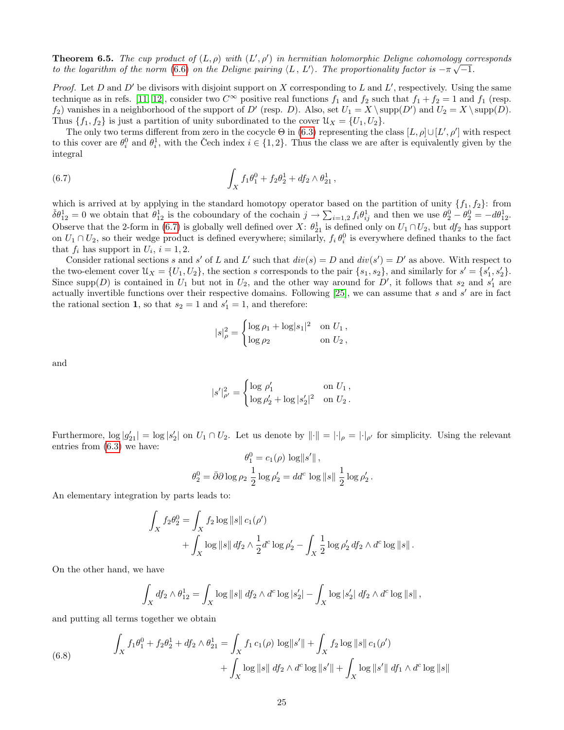**Theorem 6.5.** *The cup product of $(L, \rho)$ with $(L', \rho')$ in hermitian holomorphic Deligne cohomology corresponds to the logarithm of the norm (6.6) on the Deligne pairing $\langle L\,,\,L'\rangle$. The proportionality factor is $-\pi\sqrt{-1}$.*

*Proof.* Let $D$ and $D'$ be divisors with disjoint support on $X$ corresponding to $L$ and $L'$, respectively. Using the same technique as in refs. [11, 12], consider two $C^\infty$ positive real functions $f_1$ and $f_2$ such that $f_1 + f_2 = 1$ and $f_1$ (resp. $f_2$) vanishes in a neighborhood of the support of $D'$ (resp. $D$). Also, set $U_1 = X \setminus \operatorname{supp}(D')$ and $U_2 = X \setminus \operatorname{supp}(D)$. Thus $\{f_1, f_2\}$ is just a partition of unity subordinated to the cover $\mathfrak{U}_X = \{U_1, U_2\}$.

The only two terms different from zero in the cocycle $\Theta$ in (6.3) representing the class $[L, \rho] \cup [L', \rho']$ with respect to this cover are $\theta^0_i$ and $\theta^1_i$, with the Čech index $i \in \{1, 2\}$. Thus the class we are after is equivalently given by the integral

$$\int_X f_1\theta^0_1 + f_2\theta^1_2 + df_2 \wedge \theta^1_{21}\,, \tag{6.7}$$

which is arrived at by applying in the standard homotopy operator based on the partition of unity $\{f_1, f_2\}$: from $\check{\delta}\theta^1_{12} = 0$ we obtain that $\theta^1_{12}$ is the coboundary of the cochain $j \to \sum_{i=1,2} f_i\theta^1_{ij}$ and then we use $\theta^0_2 - \theta^0_2 = -d\theta^1_{12}$. Observe that the 2-form in (6.7) is globally well defined over $X$: $\theta^1_{21}$ is defined only on $U_1 \cap U_2$, but $df_2$ has support on $U_1 \cap U_2$, so their wedge product is defined everywhere; similarly, $f_i\,\theta^0_i$ is everywhere defined thanks to the fact that $f_i$ has support in $U_i$, $i = 1, 2$.

Consider rational sections $s$ and $s'$ of $L$ and $L'$ such that $div(s) = D$ and $div(s') = D'$ as above. With respect to the two-element cover $\mathfrak{U}_X = \{U_1, U_2\}$, the section $s$ corresponds to the pair $\{s_1, s_2\}$, and similarly for $s' = \{s'_1, s'_2\}$. Since $\operatorname{supp}(D)$ is contained in $U_1$ but not in $U_2$, and the other way around for $D'$, it follows that $s_2$ and $s'_1$ are actually invertible functions over their respective domains. Following [25], we can assume that $s$ and $s'$ are in fact the rational section $\mathbf{1}$, so that $s_2 = 1$ and $s'_1 = 1$, and therefore:

$$|s|^2_\rho = \begin{cases} \log\rho_1 + \log|s_1|^2 & \text{on } U_1\,, \\ \log\rho_2 & \text{on } U_2\,, \end{cases}$$

and

$$|s'|^2_{\rho'} = \begin{cases} \log\,\rho'_1 & \text{on } U_1\,, \\ \log\rho'_2 + \log|s'_2|^2 & \text{on } U_2\,. \end{cases}$$

Furthermore, $\log|g'_{21}| = \log|s'_2|$ on $U_1 \cap U_2$. Let us denote by $\|\cdot\| = |\cdot|_\rho = |\cdot|_{\rho'}$ for simplicity. Using the relevant entries from (6.3) we have:

$$\theta^0_1 = c_1(\rho)\,\log\|s'\|\,,$$
$$\theta^0_2 = \bar\partial\partial\log\rho_2\;\frac{1}{2}\log\rho'_2 = dd^c\,\log\|s\|\;\frac{1}{2}\log\rho'_2\,.$$

An elementary integration by parts leads to:

$$\begin{aligned}\int_X f_2\theta^0_2 = &\int_X f_2\log\|s\|\,c_1(\rho') \\ &+ \int_X \log\|s\|\,df_2 \wedge \frac{1}{2}d^c\log\rho'_2 - \int_X \frac{1}{2}\log\rho'_2\,df_2 \wedge d^c\log\|s\|\,.\end{aligned}$$

On the other hand, we have

$$\int_X df_2 \wedge \theta^1_{12} = \int_X \log\|s\|\,df_2 \wedge d^c\log|s'_2| - \int_X \log|s'_2|\,df_2 \wedge d^c\log\|s\|\,,$$

and putting all terms together we obtain

$$\begin{aligned}\int_X f_1\theta^0_1 + f_2\theta^1_2 + df_2 \wedge \theta^1_{21} = &\int_X f_1\,c_1(\rho)\,\log\|s'\| + \int_X f_2\log\|s\|\,c_1(\rho') \\ &+ \int_X \log\|s\|\,df_2 \wedge d^c\log\|s'\| + \int_X \log\|s'\|\,df_1 \wedge d^c\log\|s\|\end{aligned} \tag{6.8}$$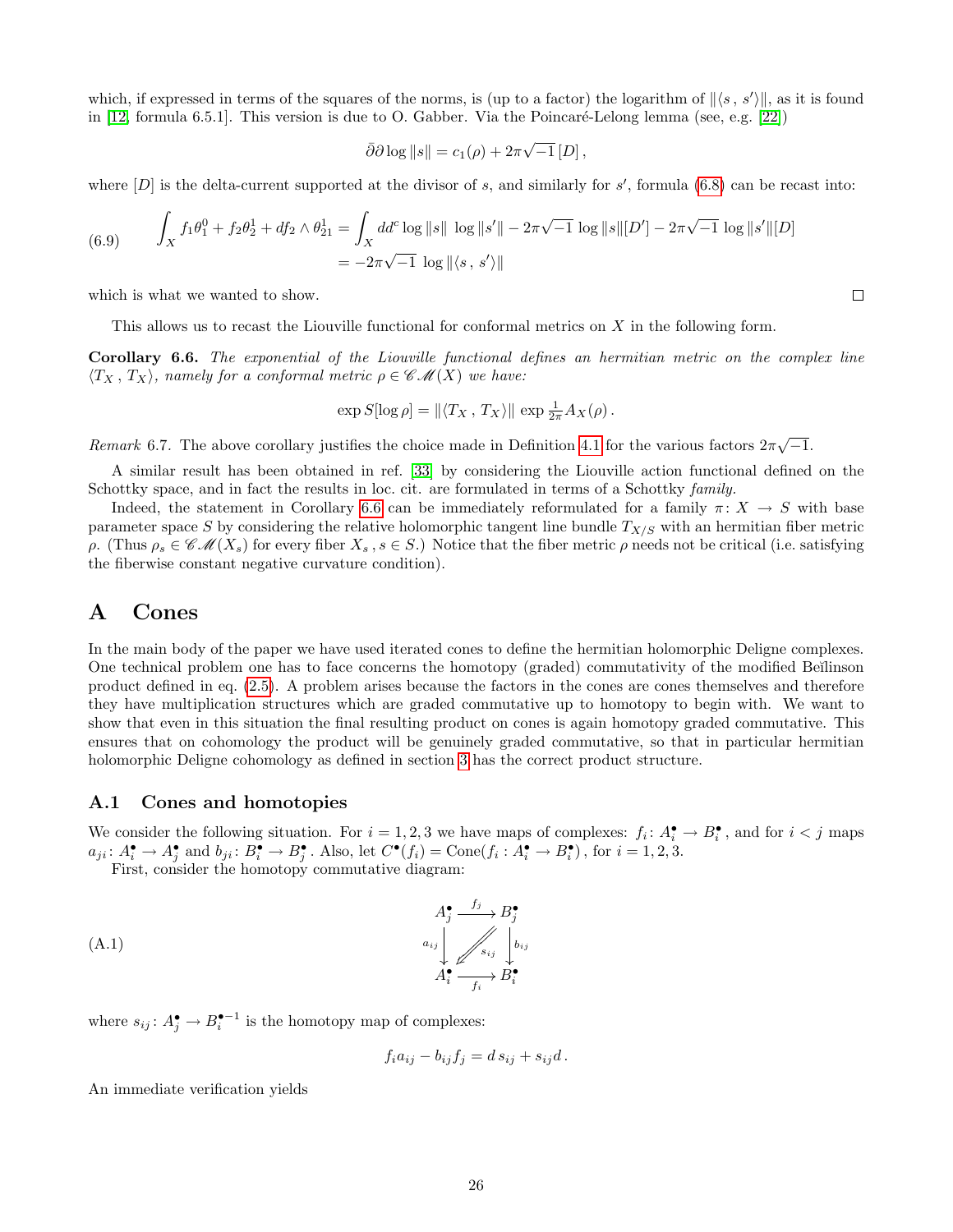which, if expressed in terms of the squares of the norms, is (up to a factor) the logarithm of $\|\langle s\,,\, s'\rangle\|$, as it is found in [12, formula 6.5.1]. This version is due to O. Gabber. Via the Poincaré-Lelong lemma (see, e.g. [22])

$$\bar\partial\partial \log\|s\| = c_1(\rho) + 2\pi\sqrt{-1}\,[D]\,,$$

where $[D]$ is the delta-current supported at the divisor of $s$, and similarly for $s'$, formula (6.8) can be recast into:

$$\begin{aligned}
\text{(6.9)}\qquad \int_X f_1\theta_1^0 + f_2\theta_2^1 + df_2\wedge\theta_{21}^1 &= \int_X dd^c\log\|s\|\;\log\|s'\| - 2\pi\sqrt{-1}\,\log\|s\|[D'] - 2\pi\sqrt{-1}\,\log\|s'\|[D] \\
&= -2\pi\sqrt{-1}\,\log\|\langle s\,,\, s'\rangle\|
\end{aligned}$$

which is what we wanted to show. □

This allows us to recast the Liouville functional for conformal metrics on $X$ in the following form.

**Corollary 6.6.** *The exponential of the Liouville functional defines an hermitian metric on the complex line $\langle T_X\,,\, T_X\rangle$, namely for a conformal metric $\rho\in\mathscr{CM}(X)$ we have:*

$$\exp S[\log\rho] = \|\langle T_X\,,\, T_X\rangle\|\,\exp\tfrac{1}{2\pi}A_X(\rho)\,.$$

*Remark* 6.7. The above corollary justifies the choice made in Definition 4.1 for the various factors $2\pi\sqrt{-1}$.

A similar result has been obtained in ref. [33] by considering the Liouville action functional defined on the Schottky space, and in fact the results in loc. cit. are formulated in terms of a Schottky *family.*

Indeed, the statement in Corollary 6.6 can be immediately reformulated for a family $\pi\colon X\to S$ with base parameter space $S$ by considering the relative holomorphic tangent line bundle $T_{X/S}$ with an hermitian fiber metric $\rho$. (Thus $\rho_s\in\mathscr{CM}(X_s)$ for every fiber $X_s\,, s\in S$.) Notice that the fiber metric $\rho$ needs not be critical (i.e. satisfying the fiberwise constant negative curvature condition).

# A Cones

In the main body of the paper we have used iterated cones to define the hermitian holomorphic Deligne complexes. One technical problem one has to face concerns the homotopy (graded) commutativity of the modified Beĭlinson product defined in eq. (2.5). A problem arises because the factors in the cones are cones themselves and therefore they have multiplication structures which are graded commutative up to homotopy to begin with. We want to show that even in this situation the final resulting product on cones is again homotopy graded commutative. This ensures that on cohomology the product will be genuinely graded commutative, so that in particular hermitian holomorphic Deligne cohomology as defined in section 3 has the correct product structure.

## A.1 Cones and homotopies

We consider the following situation. For $i=1,2,3$ we have maps of complexes: $f_i\colon A_i^\bullet\to B_i^\bullet$, and for $i<j$ maps $a_{ji}\colon A_i^\bullet\to A_j^\bullet$ and $b_{ji}\colon B_i^\bullet\to B_j^\bullet$. Also, let $C^\bullet(f_i)=\operatorname{Cone}(f_i : A_i^\bullet\to B_i^\bullet)$, for $i=1,2,3$.

First, consider the homotopy commutative diagram:

$$\text{(A.1)}\qquad \begin{array}{ccc}
A_j^\bullet & \xrightarrow{f_j} & B_j^\bullet \\
{\scriptstyle a_{ij}}\downarrow & \swarrow_{s_{ij}} & \downarrow{\scriptstyle b_{ij}} \\
A_i^\bullet & \xrightarrow[f_i]{} & B_i^\bullet
\end{array}$$

where $s_{ij}\colon A_j^\bullet\to B_i^{\bullet-1}$ is the homotopy map of complexes:

$$f_i a_{ij} - b_{ij} f_j = d\,s_{ij} + s_{ij}d\,.$$

An immediate verification yields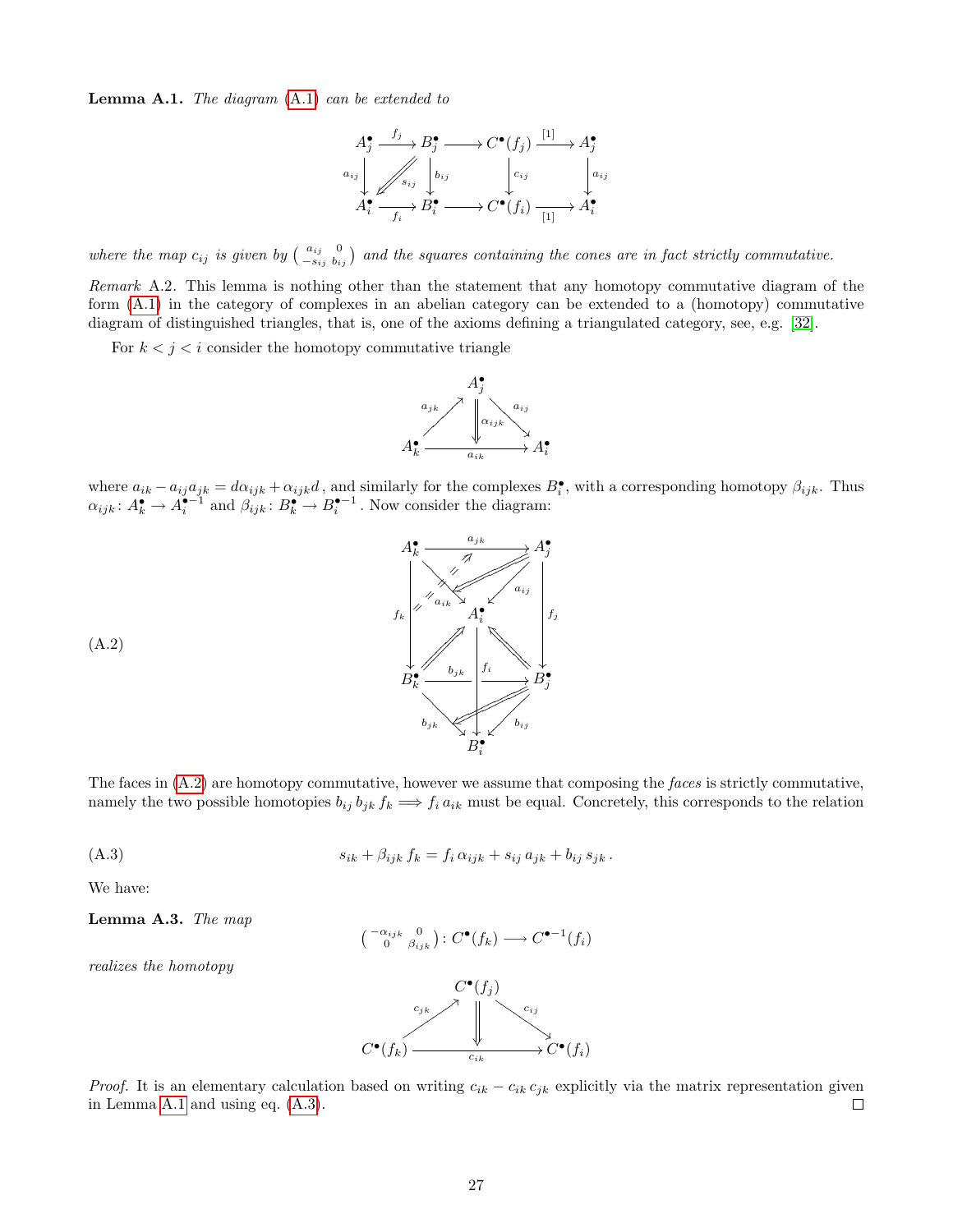**Lemma A.1.** *The diagram (A.1) can be extended to*

$$
\begin{array}{ccccccc}
A_j^\bullet & \xrightarrow{f_j} & B_j^\bullet & \longrightarrow & C^\bullet(f_j) & \xrightarrow{[1]} & A_j^\bullet \\
\downarrow{\scriptstyle a_{ij}} & \swarrow\!\!\swarrow{\scriptstyle s_{ij}} & \downarrow{\scriptstyle b_{ij}} & & \downarrow{\scriptstyle c_{ij}} & & \downarrow{\scriptstyle a_{ij}} \\
A_i^\bullet & \xrightarrow[f_i]{} & B_i^\bullet & \longrightarrow & C^\bullet(f_i) & \xrightarrow[{[1]}]{} & A_i^\bullet
\end{array}
$$

*where the map $c_{ij}$ is given by $\left(\begin{smallmatrix} a_{ij} & 0 \\ -s_{ij} & b_{ij} \end{smallmatrix}\right)$ and the squares containing the cones are in fact strictly commutative.*

*Remark* A.2. This lemma is nothing other than the statement that any homotopy commutative diagram of the form (A.1) in the category of complexes in an abelian category can be extended to a (homotopy) commutative diagram of distinguished triangles, that is, one of the axioms defining a triangulated category, see, e.g. [32].

For $k < j < i$ consider the homotopy commutative triangle

$$
\begin{array}{ccccc}
 & & A_j^\bullet & & \\
 & \nearrow{\scriptstyle a_{jk}} & \Downarrow{\scriptstyle \alpha_{ijk}} & \searrow{\scriptstyle a_{ij}} & \\
A_k^\bullet & & \xrightarrow[a_{ik}]{} & & A_i^\bullet
\end{array}
$$

where $a_{ik} - a_{ij}a_{jk} = d\alpha_{ijk} + \alpha_{ijk}d$, and similarly for the complexes $B_i^\bullet$, with a corresponding homotopy $\beta_{ijk}$. Thus $\alpha_{ijk} \colon A_k^\bullet \to A_i^{\bullet-1}$ and $\beta_{ijk} \colon B_k^\bullet \to B_i^{\bullet-1}$. Now consider the diagram:

(A.2) [Diagram: a prism with top face the triangle $A_k^\bullet \xrightarrow{a_{jk}} A_j^\bullet$, $A_k^\bullet \xrightarrow{a_{ik}} A_i^\bullet$, $A_j^\bullet \xrightarrow{a_{ij}} A_i^\bullet$; bottom face the triangle $B_k^\bullet \xrightarrow{b_{jk}} B_j^\bullet$, $B_k^\bullet \xrightarrow{b_{jk}} B_i^\bullet$, $B_j^\bullet \xrightarrow{b_{ij}} B_i^\bullet$; vertical maps $f_k \colon A_k^\bullet \to B_k^\bullet$, $f_j \colon A_j^\bullet \to B_j^\bullet$, $f_i \colon A_i^\bullet \to B_i^\bullet$; with homotopies (double arrows) filling each face.]

The faces in (A.2) are homotopy commutative, however we assume that composing the *faces* is strictly commutative, namely the two possible homotopies $b_{ij}\, b_{jk}\, f_k \Longrightarrow f_i\, a_{ik}$ must be equal. Concretely, this corresponds to the relation

$$
s_{ik} + \beta_{ijk}\, f_k = f_i\, \alpha_{ijk} + s_{ij}\, a_{jk} + b_{ij}\, s_{jk}\,. \tag{A.3}
$$

We have:

**Lemma A.3.** *The map*

$$
\begin{pmatrix} -\alpha_{ijk} & 0 \\ 0 & \beta_{ijk} \end{pmatrix} \colon C^\bullet(f_k) \longrightarrow C^{\bullet-1}(f_i)
$$

*realizes the homotopy*

$$
\begin{array}{ccccc}
 & & C^\bullet(f_j) & & \\
 & \nearrow{\scriptstyle c_{jk}} & \Downarrow & \searrow{\scriptstyle c_{ij}} & \\
C^\bullet(f_k) & & \xrightarrow[c_{ik}]{} & & C^\bullet(f_i)
\end{array}
$$

*Proof.* It is an elementary calculation based on writing $c_{ik} - c_{ik}\, c_{jk}$ explicitly via the matrix representation given in Lemma A.1 and using eq. (A.3). $\square$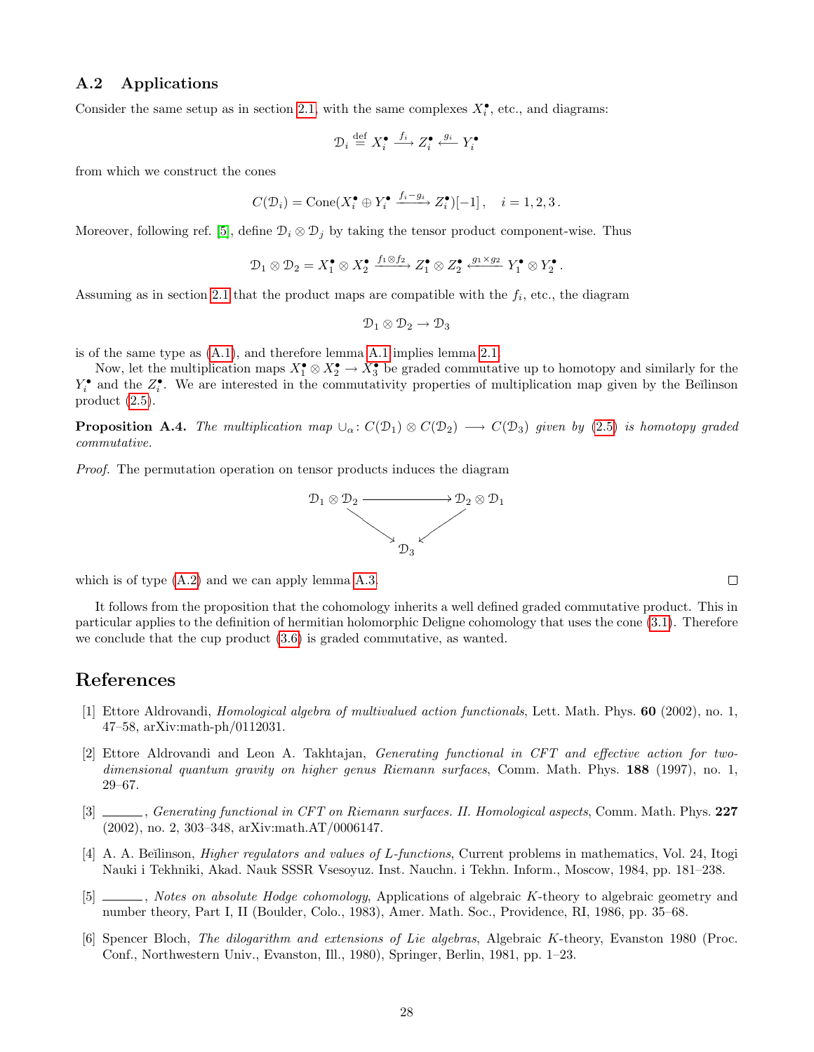### A.2 Applications

Consider the same setup as in section 2.1, with the same complexes $X_i^\bullet$, etc., and diagrams:

$$\mathcal{D}_i \overset{\text{def}}{=} X_i^\bullet \xrightarrow{f_i} Z_i^\bullet \xleftarrow{g_i} Y_i^\bullet$$

from which we construct the cones

$$C(\mathcal{D}_i) = \operatorname{Cone}(X_i^\bullet \oplus Y_i^\bullet \xrightarrow{f_i - g_i} Z_i^\bullet)[-1]\,, \quad i = 1,2,3\,.$$

Moreover, following ref. [5], define $\mathcal{D}_i \otimes \mathcal{D}_j$ by taking the tensor product component-wise. Thus

$$\mathcal{D}_1 \otimes \mathcal{D}_2 = X_1^\bullet \otimes X_2^\bullet \xrightarrow{f_1 \otimes f_2} Z_1^\bullet \otimes Z_2^\bullet \xleftarrow{g_1 \times g_2} Y_1^\bullet \otimes Y_2^\bullet\,.$$

Assuming as in section 2.1 that the product maps are compatible with the $f_i$, etc., the diagram

$$\mathcal{D}_1 \otimes \mathcal{D}_2 \to \mathcal{D}_3$$

is of the same type as (A.1), and therefore lemma A.1 implies lemma 2.1.

Now, let the multiplication maps $X_1^\bullet \otimes X_2^\bullet \to X_3^\bullet$ be graded commutative up to homotopy and similarly for the $Y_i^\bullet$ and the $Z_i^\bullet$. We are interested in the commutativity properties of multiplication map given by the Beĭlinson product (2.5).

**Proposition A.4.** *The multiplication map $\cup_\alpha \colon C(\mathcal{D}_1) \otimes C(\mathcal{D}_2) \longrightarrow C(\mathcal{D}_3)$ given by (2.5) is homotopy graded commutative.*

*Proof.* The permutation operation on tensor products induces the diagram

$$\begin{array}{ccc} \mathcal{D}_1 \otimes \mathcal{D}_2 & \longrightarrow & \mathcal{D}_2 \otimes \mathcal{D}_1 \\ & \searrow \quad \swarrow & \\ & \mathcal{D}_3 & \end{array}$$

which is of type (A.2) and we can apply lemma A.3. □

It follows from the proposition that the cohomology inherits a well defined graded commutative product. This in particular applies to the definition of hermitian holomorphic Deligne cohomology that uses the cone (3.1). Therefore we conclude that the cup product (3.6) is graded commutative, as wanted.

## References

[1] Ettore Aldrovandi, *Homological algebra of multivalued action functionals*, Lett. Math. Phys. **60** (2002), no. 1, 47–58, arXiv:math-ph/0112031.

[2] Ettore Aldrovandi and Leon A. Takhtajan, *Generating functional in CFT and effective action for two-dimensional quantum gravity on higher genus Riemann surfaces*, Comm. Math. Phys. **188** (1997), no. 1, 29–67.

[3] ______, *Generating functional in CFT on Riemann surfaces. II. Homological aspects*, Comm. Math. Phys. **227** (2002), no. 2, 303–348, arXiv:math.AT/0006147.

[4] A. A. Beĭlinson, *Higher regulators and values of L-functions*, Current problems in mathematics, Vol. 24, Itogi Nauki i Tekhniki, Akad. Nauk SSSR Vsesoyuz. Inst. Nauchn. i Tekhn. Inform., Moscow, 1984, pp. 181–238.

[5] ______, *Notes on absolute Hodge cohomology*, Applications of algebraic K-theory to algebraic geometry and number theory, Part I, II (Boulder, Colo., 1983), Amer. Math. Soc., Providence, RI, 1986, pp. 35–68.

[6] Spencer Bloch, *The dilogarithm and extensions of Lie algebras*, Algebraic K-theory, Evanston 1980 (Proc. Conf., Northwestern Univ., Evanston, Ill., 1980), Springer, Berlin, 1981, pp. 1–23.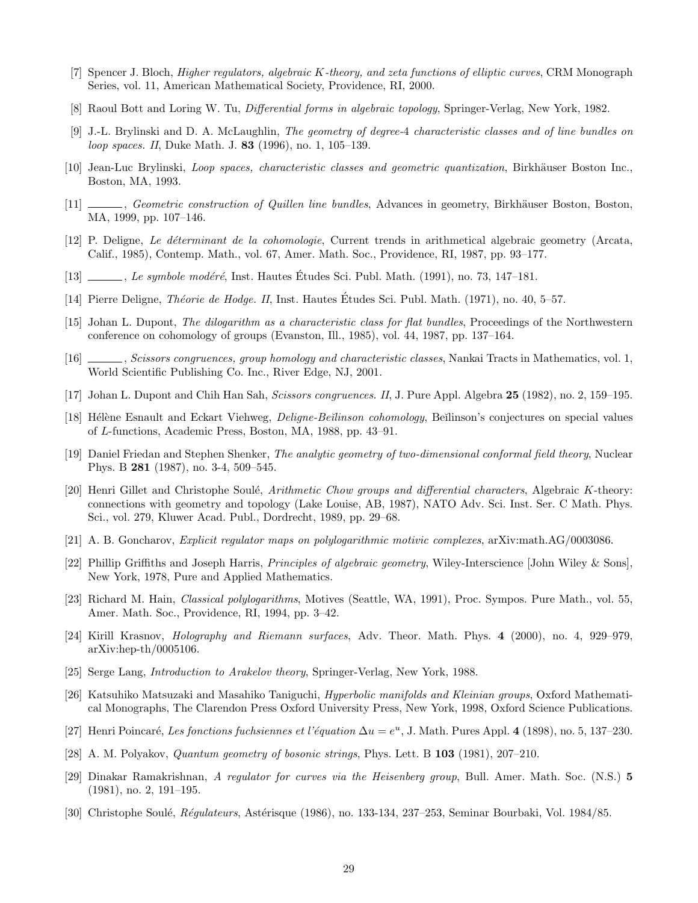[7] Spencer J. Bloch, *Higher regulators, algebraic K-theory, and zeta functions of elliptic curves*, CRM Monograph Series, vol. 11, American Mathematical Society, Providence, RI, 2000.

[8] Raoul Bott and Loring W. Tu, *Differential forms in algebraic topology*, Springer-Verlag, New York, 1982.

[9] J.-L. Brylinski and D. A. McLaughlin, *The geometry of degree-4 characteristic classes and of line bundles on loop spaces. II*, Duke Math. J. **83** (1996), no. 1, 105–139.

[10] Jean-Luc Brylinski, *Loop spaces, characteristic classes and geometric quantization*, Birkhäuser Boston Inc., Boston, MA, 1993.

[11] ______, *Geometric construction of Quillen line bundles*, Advances in geometry, Birkhäuser Boston, Boston, MA, 1999, pp. 107–146.

[12] P. Deligne, *Le déterminant de la cohomologie*, Current trends in arithmetical algebraic geometry (Arcata, Calif., 1985), Contemp. Math., vol. 67, Amer. Math. Soc., Providence, RI, 1987, pp. 93–177.

[13] ______, *Le symbole modéré*, Inst. Hautes Études Sci. Publ. Math. (1991), no. 73, 147–181.

[14] Pierre Deligne, *Théorie de Hodge. II*, Inst. Hautes Études Sci. Publ. Math. (1971), no. 40, 5–57.

[15] Johan L. Dupont, *The dilogarithm as a characteristic class for flat bundles*, Proceedings of the Northwestern conference on cohomology of groups (Evanston, Ill., 1985), vol. 44, 1987, pp. 137–164.

[16] ______, *Scissors congruences, group homology and characteristic classes*, Nankai Tracts in Mathematics, vol. 1, World Scientific Publishing Co. Inc., River Edge, NJ, 2001.

[17] Johan L. Dupont and Chih Han Sah, *Scissors congruences. II*, J. Pure Appl. Algebra **25** (1982), no. 2, 159–195.

[18] Hélène Esnault and Eckart Viehweg, *Deligne-Beĭlinson cohomology*, Beĭlinson's conjectures on special values of $L$-functions, Academic Press, Boston, MA, 1988, pp. 43–91.

[19] Daniel Friedan and Stephen Shenker, *The analytic geometry of two-dimensional conformal field theory*, Nuclear Phys. B **281** (1987), no. 3-4, 509–545.

[20] Henri Gillet and Christophe Soulé, *Arithmetic Chow groups and differential characters*, Algebraic K-theory: connections with geometry and topology (Lake Louise, AB, 1987), NATO Adv. Sci. Inst. Ser. C Math. Phys. Sci., vol. 279, Kluwer Acad. Publ., Dordrecht, 1989, pp. 29–68.

[21] A. B. Goncharov, *Explicit regulator maps on polylogarithmic motivic complexes*, arXiv:math.AG/0003086.

[22] Phillip Griffiths and Joseph Harris, *Principles of algebraic geometry*, Wiley-Interscience [John Wiley & Sons], New York, 1978, Pure and Applied Mathematics.

[23] Richard M. Hain, *Classical polylogarithms*, Motives (Seattle, WA, 1991), Proc. Sympos. Pure Math., vol. 55, Amer. Math. Soc., Providence, RI, 1994, pp. 3–42.

[24] Kirill Krasnov, *Holography and Riemann surfaces*, Adv. Theor. Math. Phys. **4** (2000), no. 4, 929–979, arXiv:hep-th/0005106.

[25] Serge Lang, *Introduction to Arakelov theory*, Springer-Verlag, New York, 1988.

[26] Katsuhiko Matsuzaki and Masahiko Taniguchi, *Hyperbolic manifolds and Kleinian groups*, Oxford Mathematical Monographs, The Clarendon Press Oxford University Press, New York, 1998, Oxford Science Publications.

[27] Henri Poincaré, *Les fonctions fuchsiennes et l'équation* $\Delta u = e^u$, J. Math. Pures Appl. **4** (1898), no. 5, 137–230.

[28] A. M. Polyakov, *Quantum geometry of bosonic strings*, Phys. Lett. B **103** (1981), 207–210.

[29] Dinakar Ramakrishnan, *A regulator for curves via the Heisenberg group*, Bull. Amer. Math. Soc. (N.S.) **5** (1981), no. 2, 191–195.

[30] Christophe Soulé, *Régulateurs*, Astérisque (1986), no. 133-134, 237–253, Seminar Bourbaki, Vol. 1984/85.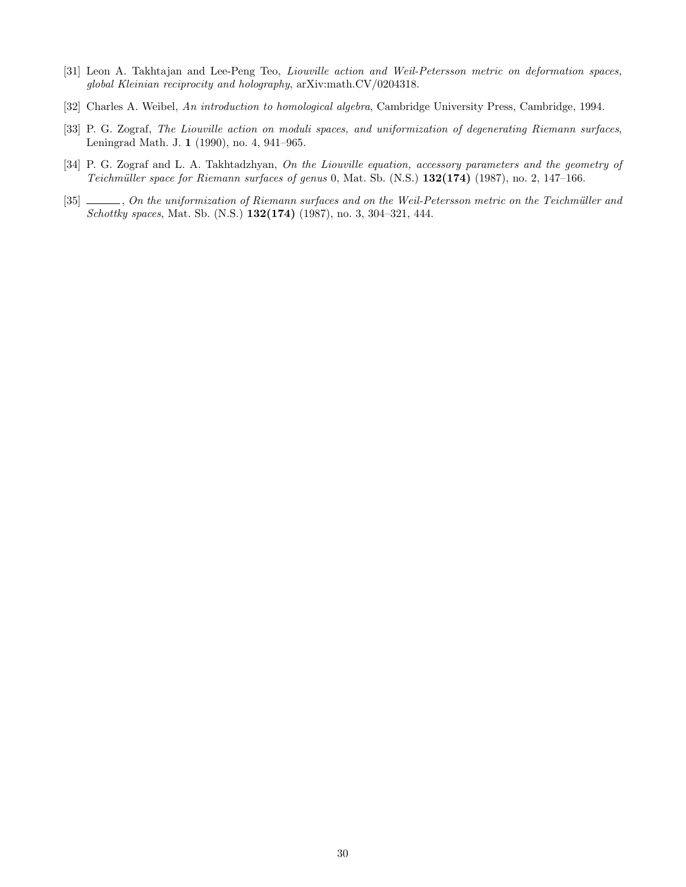[31] Leon A. Takhtajan and Lee-Peng Teo, *Liouville action and Weil-Petersson metric on deformation spaces, global Kleinian reciprocity and holography*, arXiv:math.CV/0204318.

[32] Charles A. Weibel, *An introduction to homological algebra*, Cambridge University Press, Cambridge, 1994.

[33] P. G. Zograf, *The Liouville action on moduli spaces, and uniformization of degenerating Riemann surfaces*, Leningrad Math. J. **1** (1990), no. 4, 941–965.

[34] P. G. Zograf and L. A. Takhtadzhyan, *On the Liouville equation, accessory parameters and the geometry of Teichmüller space for Riemann surfaces of genus* 0, Mat. Sb. (N.S.) **132(174)** (1987), no. 2, 147–166.

[35] ______, *On the uniformization of Riemann surfaces and on the Weil-Petersson metric on the Teichmüller and Schottky spaces*, Mat. Sb. (N.S.) **132(174)** (1987), no. 3, 304–321, 444.